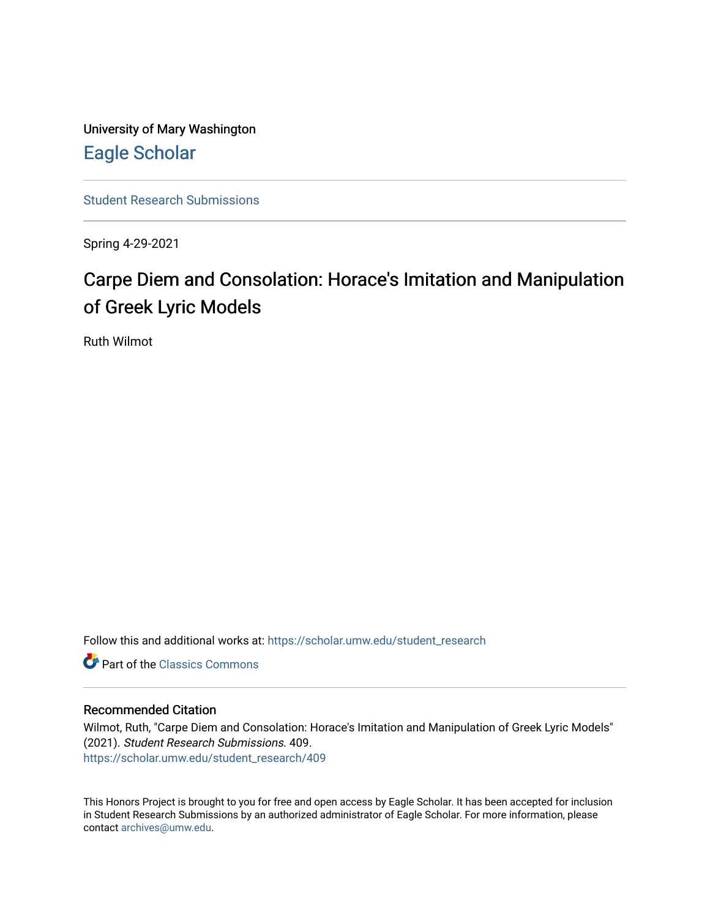University of Mary Washington

Eagle Scholar

Student Research Submissions

Spring 4-29-2021

# Carpe Diem and Consolation: Horace's Imitation and Manipulation of Greek Lyric Models

Ruth Wilmot

Follow this and additional works at: https://scholar.umw.edu/student_research

Part of the Classics Commons

## Recommended Citation

Wilmot, Ruth, "Carpe Diem and Consolation: Horace's Imitation and Manipulation of Greek Lyric Models" (2021). *Student Research Submissions*. 409.
https://scholar.umw.edu/student_research/409

This Honors Project is brought to you for free and open access by Eagle Scholar. It has been accepted for inclusion in Student Research Submissions by an authorized administrator of Eagle Scholar. For more information, please contact archives@umw.edu.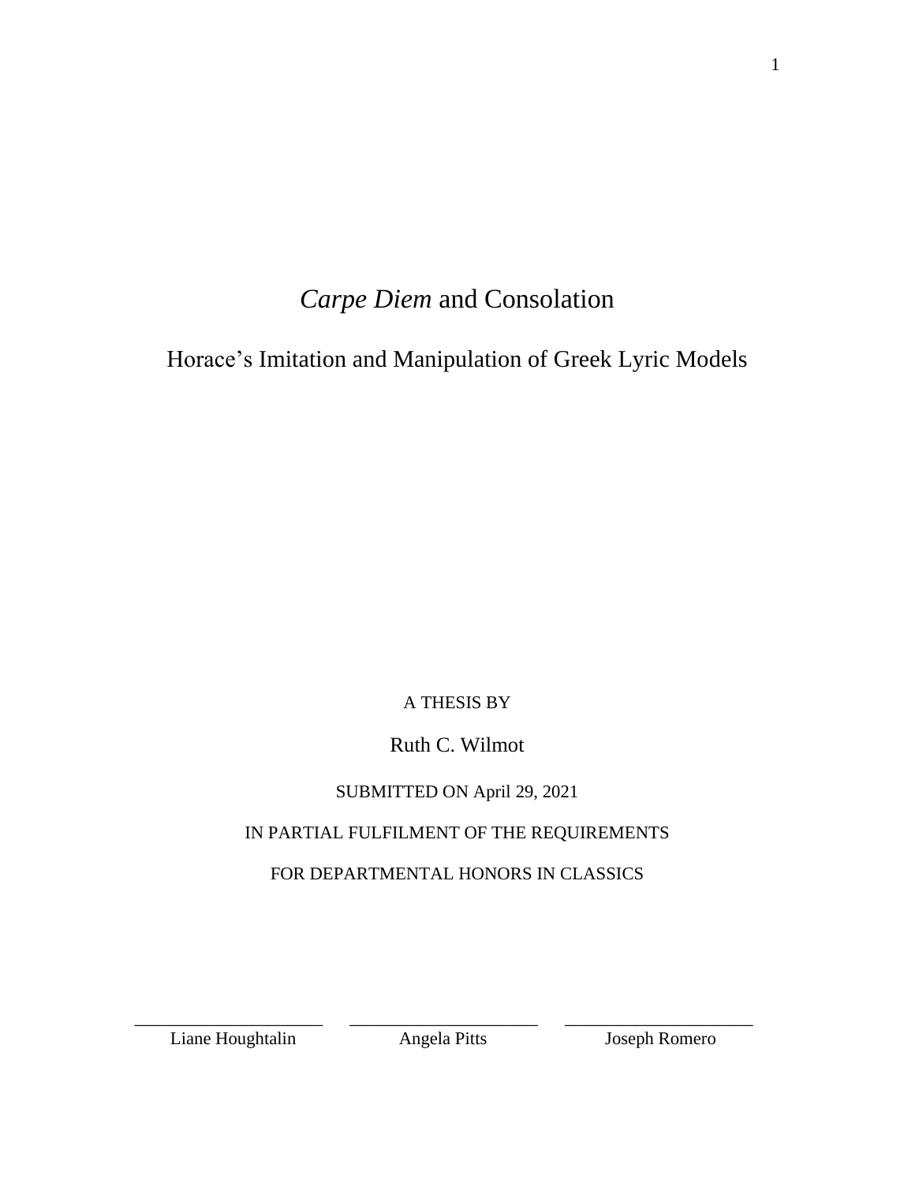# *Carpe Diem* and Consolation

## Horace's Imitation and Manipulation of Greek Lyric Models

A THESIS BY

Ruth C. Wilmot

SUBMITTED ON April 29, 2021

IN PARTIAL FULFILMENT OF THE REQUIREMENTS

FOR DEPARTMENTAL HONORS IN CLASSICS

\_\_\_\_\_\_\_\_\_\_\_\_\_\_\_\_\_\_\_\_ Liane Houghtalin

\_\_\_\_\_\_\_\_\_\_\_\_\_\_\_\_\_\_\_\_ Angela Pitts

\_\_\_\_\_\_\_\_\_\_\_\_\_\_\_\_\_\_\_\_ Joseph Romero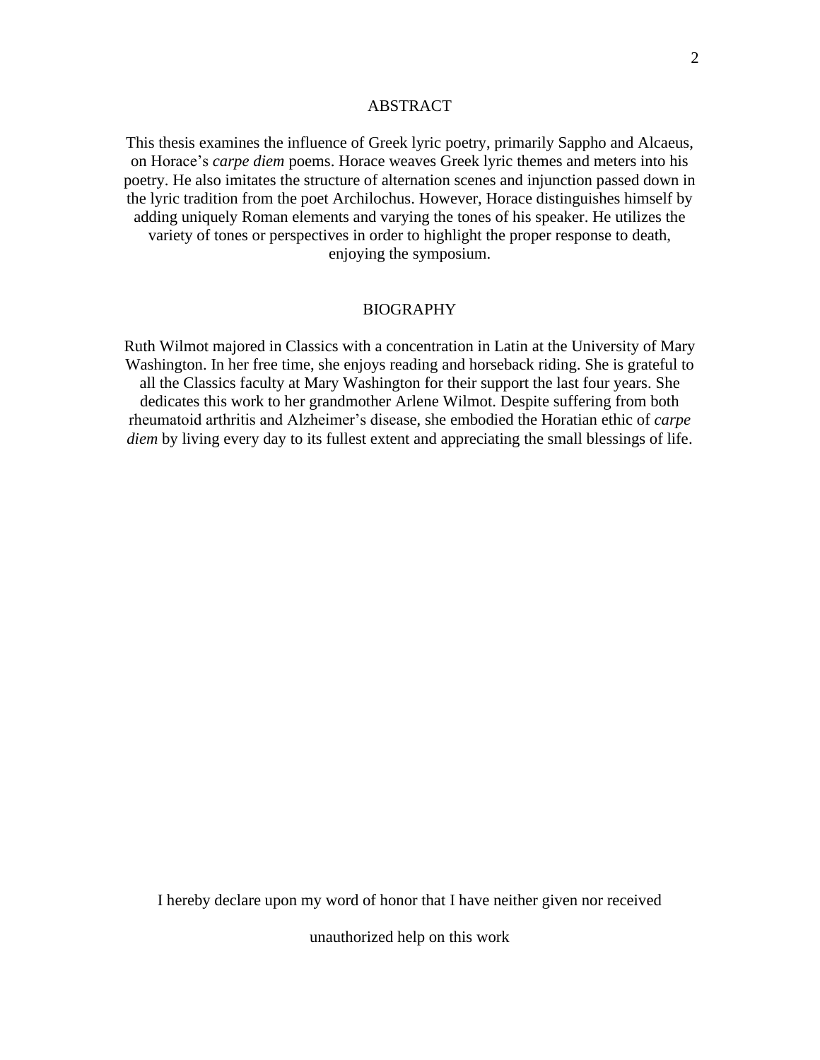## ABSTRACT

This thesis examines the influence of Greek lyric poetry, primarily Sappho and Alcaeus, on Horace's *carpe diem* poems. Horace weaves Greek lyric themes and meters into his poetry. He also imitates the structure of alternation scenes and injunction passed down in the lyric tradition from the poet Archilochus. However, Horace distinguishes himself by adding uniquely Roman elements and varying the tones of his speaker. He utilizes the variety of tones or perspectives in order to highlight the proper response to death, enjoying the symposium.

## BIOGRAPHY

Ruth Wilmot majored in Classics with a concentration in Latin at the University of Mary Washington. In her free time, she enjoys reading and horseback riding. She is grateful to all the Classics faculty at Mary Washington for their support the last four years. She dedicates this work to her grandmother Arlene Wilmot. Despite suffering from both rheumatoid arthritis and Alzheimer's disease, she embodied the Horatian ethic of *carpe diem* by living every day to its fullest extent and appreciating the small blessings of life.

I hereby declare upon my word of honor that I have neither given nor received

unauthorized help on this work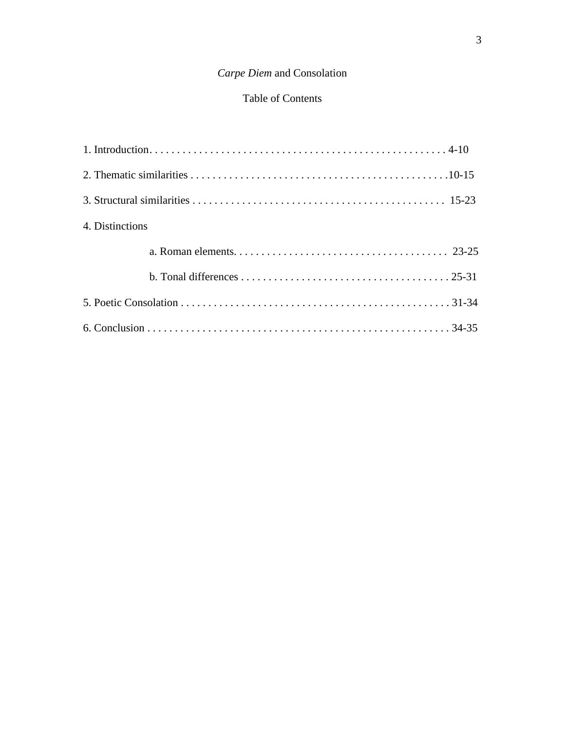*Carpe Diem* and Consolation

Table of Contents

1. Introduction. . . . . . . . . . . . . . . . . . . . . . . . . . . . . . . . . . . . . . . . . . . . . . . . . . . . . . 4-10

2. Thematic similarities . . . . . . . . . . . . . . . . . . . . . . . . . . . . . . . . . . . . . . . . . . . . . . . .10-15

3. Structural similarities . . . . . . . . . . . . . . . . . . . . . . . . . . . . . . . . . . . . . . . . . . . . . . 15-23

4. Distinctions

    a. Roman elements. . . . . . . . . . . . . . . . . . . . . . . . . . . . . . . . . . . . . . . 23-25

    b. Tonal differences . . . . . . . . . . . . . . . . . . . . . . . . . . . . . . . . . . . . . . 25-31

5. Poetic Consolation . . . . . . . . . . . . . . . . . . . . . . . . . . . . . . . . . . . . . . . . . . . . . . . . . 31-34

6. Conclusion . . . . . . . . . . . . . . . . . . . . . . . . . . . . . . . . . . . . . . . . . . . . . . . . . . . . . . 34-35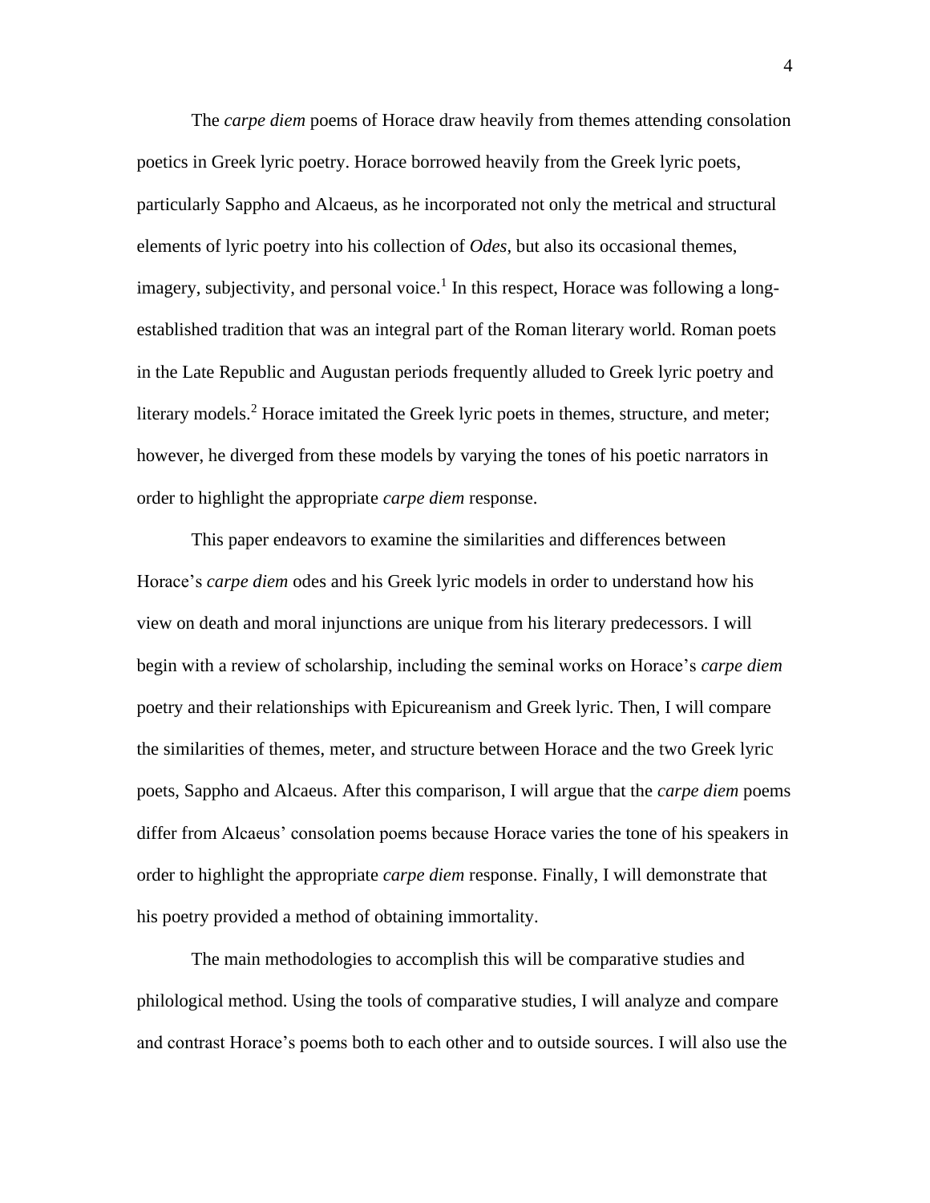The *carpe diem* poems of Horace draw heavily from themes attending consolation poetics in Greek lyric poetry. Horace borrowed heavily from the Greek lyric poets, particularly Sappho and Alcaeus, as he incorporated not only the metrical and structural elements of lyric poetry into his collection of *Odes*, but also its occasional themes, imagery, subjectivity, and personal voice.[1] In this respect, Horace was following a long-established tradition that was an integral part of the Roman literary world. Roman poets in the Late Republic and Augustan periods frequently alluded to Greek lyric poetry and literary models.[2] Horace imitated the Greek lyric poets in themes, structure, and meter; however, he diverged from these models by varying the tones of his poetic narrators in order to highlight the appropriate *carpe diem* response.

This paper endeavors to examine the similarities and differences between Horace's *carpe diem* odes and his Greek lyric models in order to understand how his view on death and moral injunctions are unique from his literary predecessors. I will begin with a review of scholarship, including the seminal works on Horace's *carpe diem* poetry and their relationships with Epicureanism and Greek lyric. Then, I will compare the similarities of themes, meter, and structure between Horace and the two Greek lyric poets, Sappho and Alcaeus. After this comparison, I will argue that the *carpe diem* poems differ from Alcaeus' consolation poems because Horace varies the tone of his speakers in order to highlight the appropriate *carpe diem* response. Finally, I will demonstrate that his poetry provided a method of obtaining immortality.

The main methodologies to accomplish this will be comparative studies and philological method. Using the tools of comparative studies, I will analyze and compare and contrast Horace's poems both to each other and to outside sources. I will also use the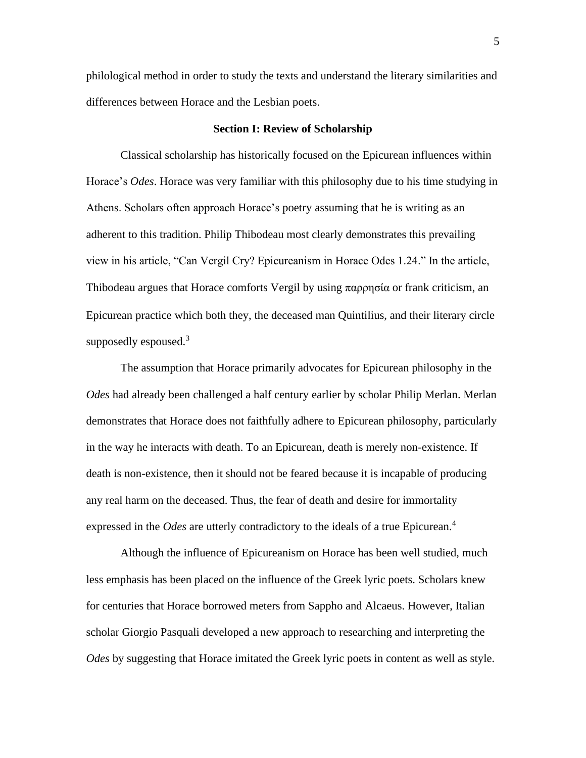philological method in order to study the texts and understand the literary similarities and differences between Horace and the Lesbian poets.

## Section I: Review of Scholarship

Classical scholarship has historically focused on the Epicurean influences within Horace's *Odes*. Horace was very familiar with this philosophy due to his time studying in Athens. Scholars often approach Horace's poetry assuming that he is writing as an adherent to this tradition. Philip Thibodeau most clearly demonstrates this prevailing view in his article, "Can Vergil Cry? Epicureanism in Horace Odes 1.24." In the article, Thibodeau argues that Horace comforts Vergil by using παρρησία or frank criticism, an Epicurean practice which both they, the deceased man Quintilius, and their literary circle supposedly espoused.[3]

The assumption that Horace primarily advocates for Epicurean philosophy in the *Odes* had already been challenged a half century earlier by scholar Philip Merlan. Merlan demonstrates that Horace does not faithfully adhere to Epicurean philosophy, particularly in the way he interacts with death. To an Epicurean, death is merely non-existence. If death is non-existence, then it should not be feared because it is incapable of producing any real harm on the deceased. Thus, the fear of death and desire for immortality expressed in the *Odes* are utterly contradictory to the ideals of a true Epicurean.[4]

Although the influence of Epicureanism on Horace has been well studied, much less emphasis has been placed on the influence of the Greek lyric poets. Scholars knew for centuries that Horace borrowed meters from Sappho and Alcaeus. However, Italian scholar Giorgio Pasquali developed a new approach to researching and interpreting the *Odes* by suggesting that Horace imitated the Greek lyric poets in content as well as style.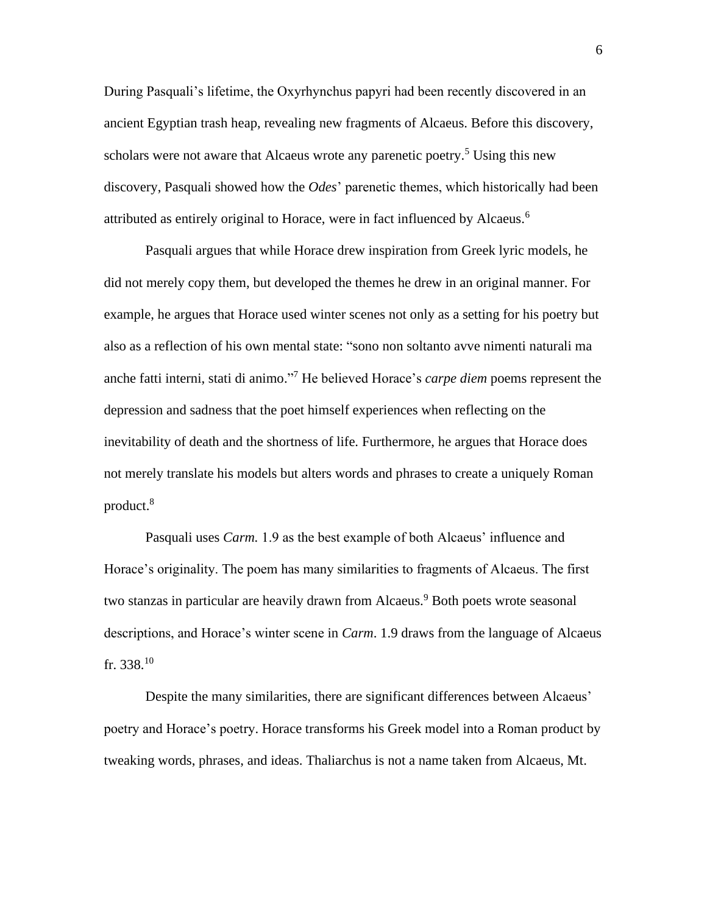During Pasquali's lifetime, the Oxyrhynchus papyri had been recently discovered in an ancient Egyptian trash heap, revealing new fragments of Alcaeus. Before this discovery, scholars were not aware that Alcaeus wrote any parenetic poetry.[5] Using this new discovery, Pasquali showed how the *Odes*' parenetic themes, which historically had been attributed as entirely original to Horace, were in fact influenced by Alcaeus.[6]

Pasquali argues that while Horace drew inspiration from Greek lyric models, he did not merely copy them, but developed the themes he drew in an original manner. For example, he argues that Horace used winter scenes not only as a setting for his poetry but also as a reflection of his own mental state: "sono non soltanto avve nimenti naturali ma anche fatti interni, stati di animo."[7] He believed Horace's *carpe diem* poems represent the depression and sadness that the poet himself experiences when reflecting on the inevitability of death and the shortness of life. Furthermore, he argues that Horace does not merely translate his models but alters words and phrases to create a uniquely Roman product.[8]

Pasquali uses *Carm.* 1.9 as the best example of both Alcaeus' influence and Horace's originality. The poem has many similarities to fragments of Alcaeus. The first two stanzas in particular are heavily drawn from Alcaeus.[9] Both poets wrote seasonal descriptions, and Horace's winter scene in *Carm*. 1.9 draws from the language of Alcaeus fr. 338.[10]

Despite the many similarities, there are significant differences between Alcaeus' poetry and Horace's poetry. Horace transforms his Greek model into a Roman product by tweaking words, phrases, and ideas. Thaliarchus is not a name taken from Alcaeus, Mt.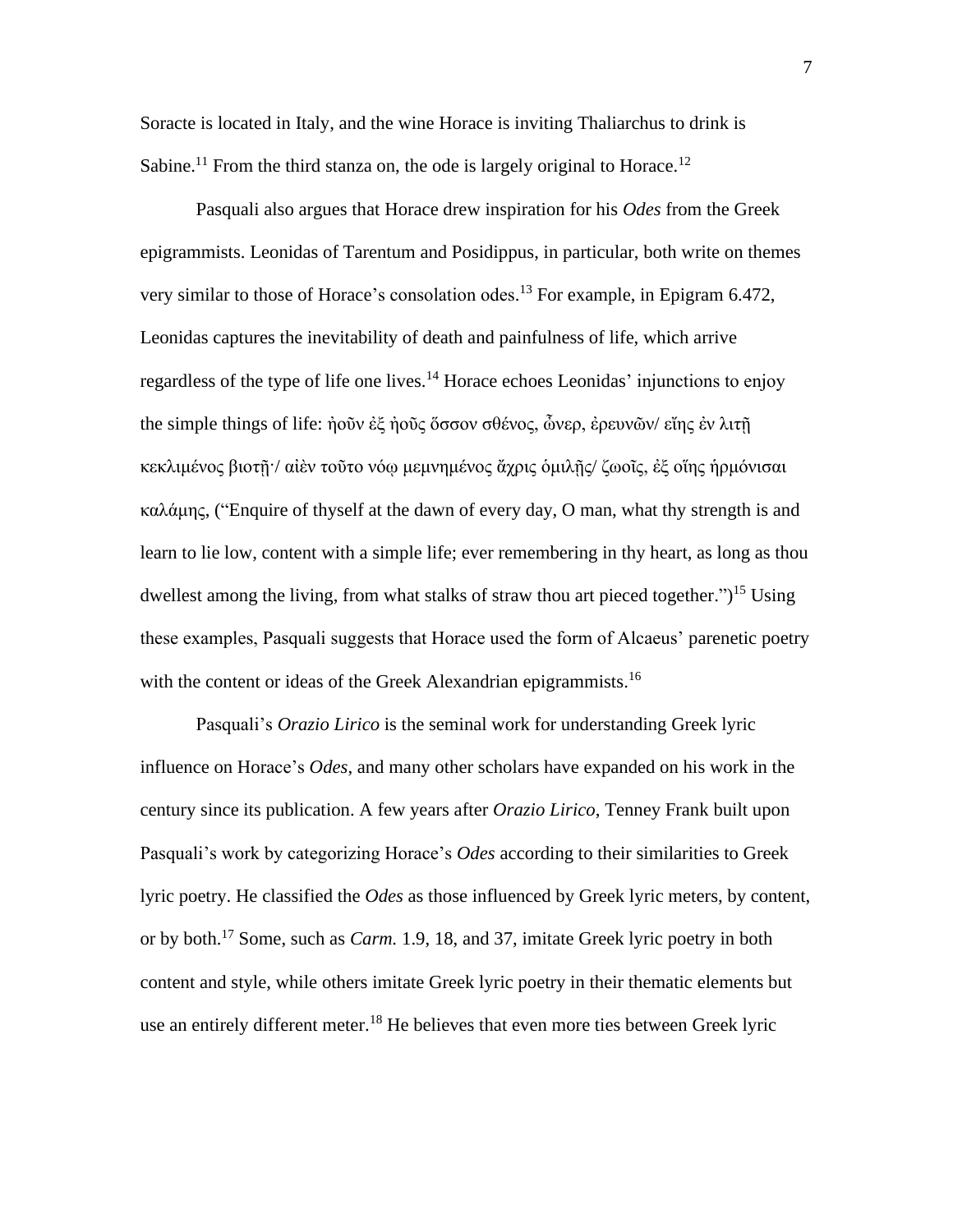Soracte is located in Italy, and the wine Horace is inviting Thaliarchus to drink is Sabine.[11] From the third stanza on, the ode is largely original to Horace.[12]

Pasquali also argues that Horace drew inspiration for his *Odes* from the Greek epigrammists. Leonidas of Tarentum and Posidippus, in particular, both write on themes very similar to those of Horace's consolation odes.[13] For example, in Epigram 6.472, Leonidas captures the inevitability of death and painfulness of life, which arrive regardless of the type of life one lives.[14] Horace echoes Leonidas' injunctions to enjoy the simple things of life: ἠοῦν ἐξ ἠοῦς ὅσσον σθένος, ὦνερ, ἐρευνῶν/ εἴης ἐν λιτῇ κεκλιμένος βιοτῇ·/ αἰὲν τοῦτο νόῳ μεμνημένος ἄχρις ὁμιλῇς/ ζωοῖς, ἐξ οἵης ἡρμόνισαι καλάμης, ("Enquire of thyself at the dawn of every day, O man, what thy strength is and learn to lie low, content with a simple life; ever remembering in thy heart, as long as thou dwellest among the living, from what stalks of straw thou art pieced together.")[15] Using these examples, Pasquali suggests that Horace used the form of Alcaeus' parenetic poetry with the content or ideas of the Greek Alexandrian epigrammists.[16]

Pasquali's *Orazio Lirico* is the seminal work for understanding Greek lyric influence on Horace's *Odes*, and many other scholars have expanded on his work in the century since its publication. A few years after *Orazio Lirico*, Tenney Frank built upon Pasquali's work by categorizing Horace's *Odes* according to their similarities to Greek lyric poetry. He classified the *Odes* as those influenced by Greek lyric meters, by content, or by both.[17] Some, such as *Carm.* 1.9, 18, and 37, imitate Greek lyric poetry in both content and style, while others imitate Greek lyric poetry in their thematic elements but use an entirely different meter.[18] He believes that even more ties between Greek lyric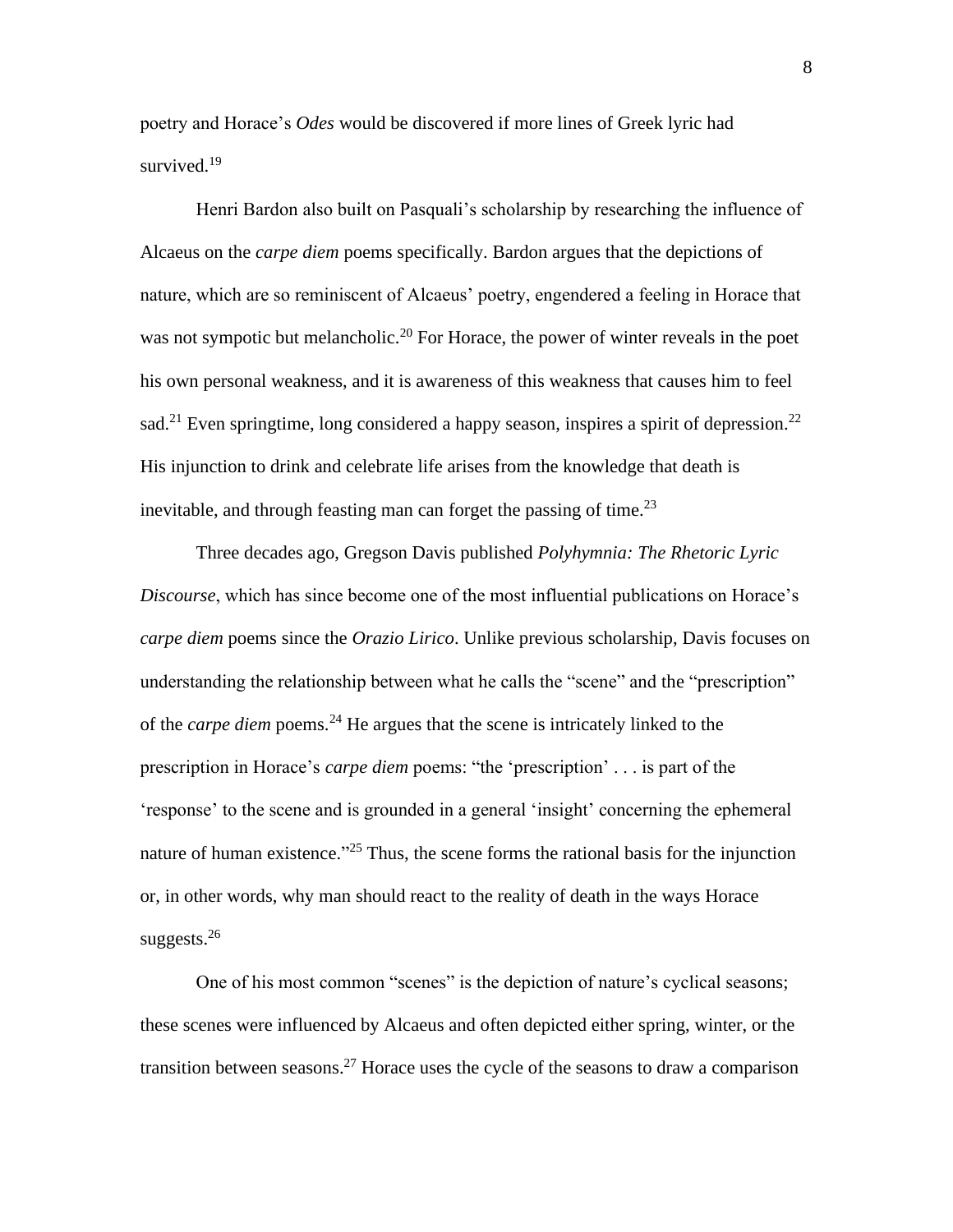poetry and Horace's *Odes* would be discovered if more lines of Greek lyric had survived.[19]

Henri Bardon also built on Pasquali's scholarship by researching the influence of Alcaeus on the *carpe diem* poems specifically. Bardon argues that the depictions of nature, which are so reminiscent of Alcaeus' poetry, engendered a feeling in Horace that was not sympotic but melancholic.[20] For Horace, the power of winter reveals in the poet his own personal weakness, and it is awareness of this weakness that causes him to feel sad.[21] Even springtime, long considered a happy season, inspires a spirit of depression.[22] His injunction to drink and celebrate life arises from the knowledge that death is inevitable, and through feasting man can forget the passing of time.[23]

Three decades ago, Gregson Davis published *Polyhymnia: The Rhetoric Lyric Discourse*, which has since become one of the most influential publications on Horace's *carpe diem* poems since the *Orazio Lirico*. Unlike previous scholarship, Davis focuses on understanding the relationship between what he calls the "scene" and the "prescription" of the *carpe diem* poems.[24] He argues that the scene is intricately linked to the prescription in Horace's *carpe diem* poems: "the 'prescription' . . . is part of the 'response' to the scene and is grounded in a general 'insight' concerning the ephemeral nature of human existence."[25] Thus, the scene forms the rational basis for the injunction or, in other words, why man should react to the reality of death in the ways Horace suggests.[26]

One of his most common "scenes" is the depiction of nature's cyclical seasons; these scenes were influenced by Alcaeus and often depicted either spring, winter, or the transition between seasons.[27] Horace uses the cycle of the seasons to draw a comparison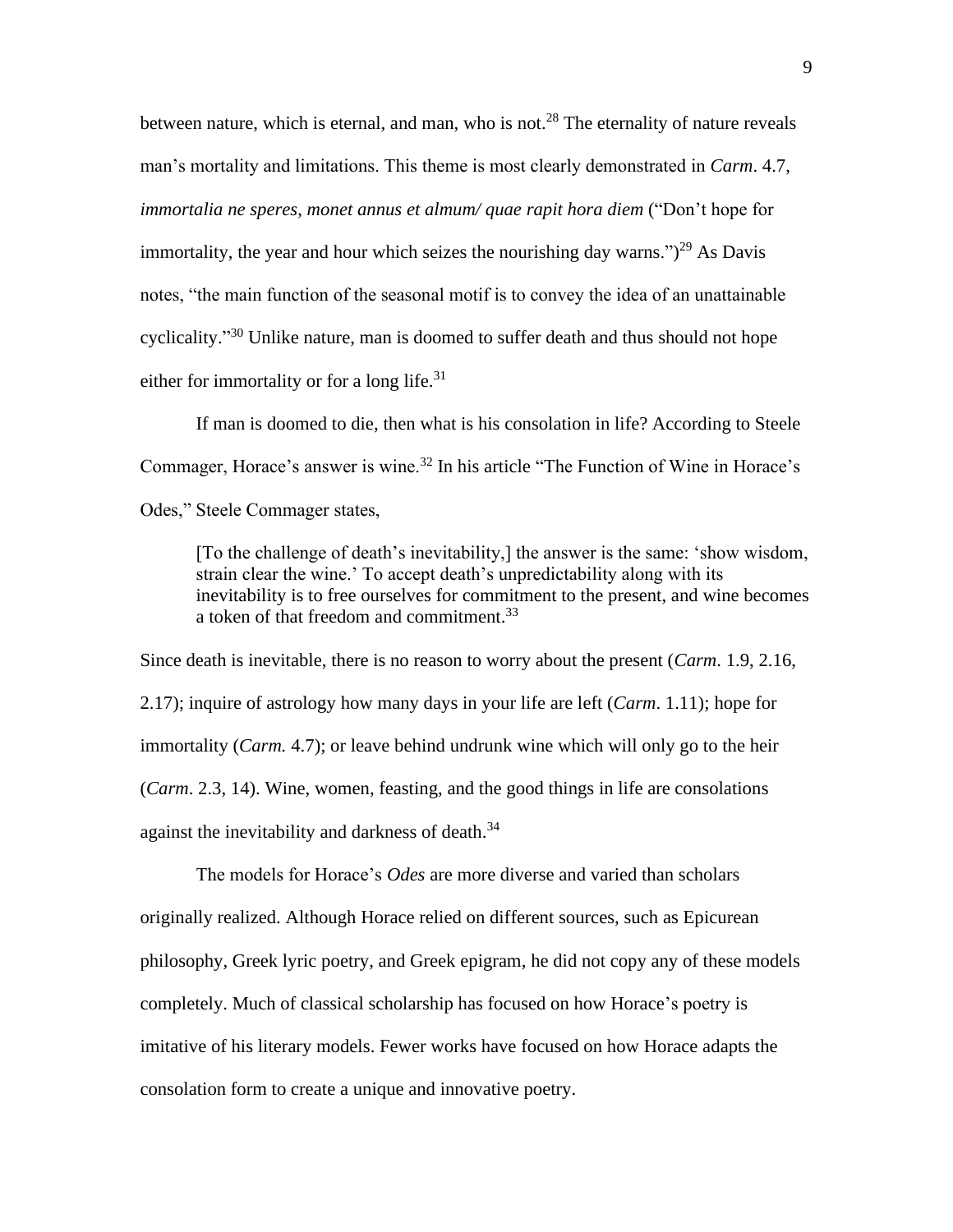between nature, which is eternal, and man, who is not.[28] The eternality of nature reveals man's mortality and limitations. This theme is most clearly demonstrated in *Carm*. 4.7, *immortalia ne speres, monet annus et almum/ quae rapit hora diem* ("Don't hope for immortality, the year and hour which seizes the nourishing day warns.")[29] As Davis notes, "the main function of the seasonal motif is to convey the idea of an unattainable cyclicality."[30] Unlike nature, man is doomed to suffer death and thus should not hope either for immortality or for a long life.[31]

If man is doomed to die, then what is his consolation in life? According to Steele Commager, Horace's answer is wine.[32] In his article "The Function of Wine in Horace's Odes," Steele Commager states,

> [To the challenge of death's inevitability,] the answer is the same: 'show wisdom, strain clear the wine.' To accept death's unpredictability along with its inevitability is to free ourselves for commitment to the present, and wine becomes a token of that freedom and commitment.[33]

Since death is inevitable, there is no reason to worry about the present (*Carm*. 1.9, 2.16, 2.17); inquire of astrology how many days in your life are left (*Carm*. 1.11); hope for immortality (*Carm.* 4.7); or leave behind undrunk wine which will only go to the heir (*Carm*. 2.3, 14). Wine, women, feasting, and the good things in life are consolations against the inevitability and darkness of death.[34]

The models for Horace's *Odes* are more diverse and varied than scholars originally realized. Although Horace relied on different sources, such as Epicurean philosophy, Greek lyric poetry, and Greek epigram, he did not copy any of these models completely. Much of classical scholarship has focused on how Horace's poetry is imitative of his literary models. Fewer works have focused on how Horace adapts the consolation form to create a unique and innovative poetry.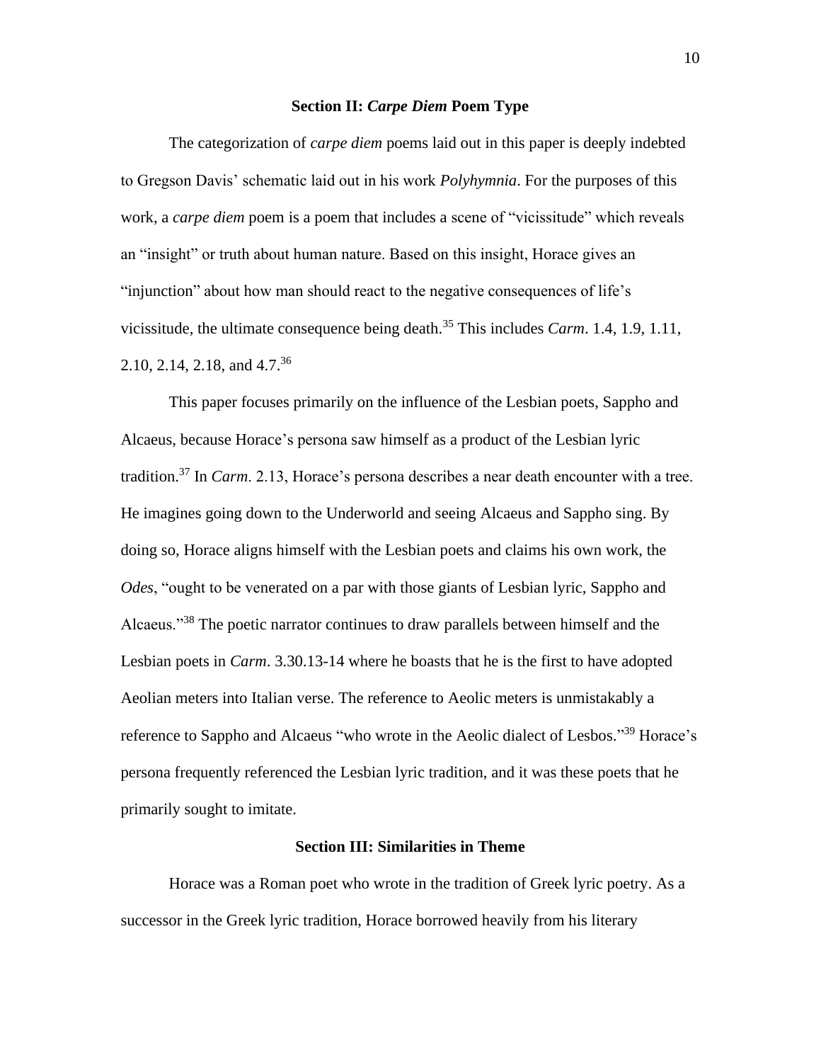### Section II: *Carpe Diem* Poem Type

The categorization of *carpe diem* poems laid out in this paper is deeply indebted to Gregson Davis' schematic laid out in his work *Polyhymnia*. For the purposes of this work, a *carpe diem* poem is a poem that includes a scene of "vicissitude" which reveals an "insight" or truth about human nature. Based on this insight, Horace gives an "injunction" about how man should react to the negative consequences of life's vicissitude, the ultimate consequence being death.[35] This includes *Carm*. 1.4, 1.9, 1.11, 2.10, 2.14, 2.18, and 4.7.[36]

This paper focuses primarily on the influence of the Lesbian poets, Sappho and Alcaeus, because Horace's persona saw himself as a product of the Lesbian lyric tradition.[37] In *Carm*. 2.13, Horace's persona describes a near death encounter with a tree. He imagines going down to the Underworld and seeing Alcaeus and Sappho sing. By doing so, Horace aligns himself with the Lesbian poets and claims his own work, the *Odes*, "ought to be venerated on a par with those giants of Lesbian lyric, Sappho and Alcaeus."[38] The poetic narrator continues to draw parallels between himself and the Lesbian poets in *Carm*. 3.30.13-14 where he boasts that he is the first to have adopted Aeolian meters into Italian verse. The reference to Aeolic meters is unmistakably a reference to Sappho and Alcaeus "who wrote in the Aeolic dialect of Lesbos."[39] Horace's persona frequently referenced the Lesbian lyric tradition, and it was these poets that he primarily sought to imitate.

### Section III: Similarities in Theme

Horace was a Roman poet who wrote in the tradition of Greek lyric poetry. As a successor in the Greek lyric tradition, Horace borrowed heavily from his literary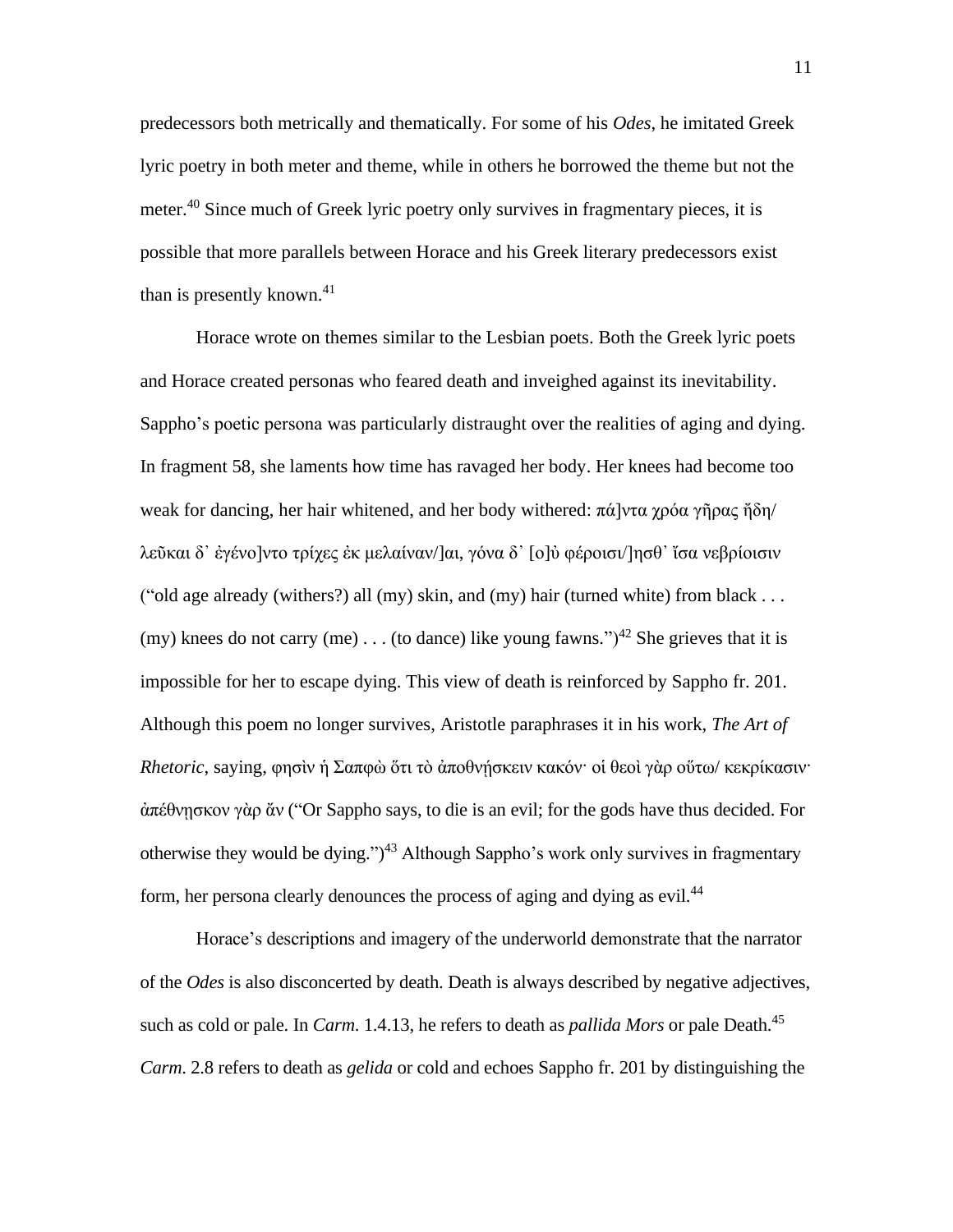predecessors both metrically and thematically. For some of his *Odes*, he imitated Greek lyric poetry in both meter and theme, while in others he borrowed the theme but not the meter.[40] Since much of Greek lyric poetry only survives in fragmentary pieces, it is possible that more parallels between Horace and his Greek literary predecessors exist than is presently known.[41]

Horace wrote on themes similar to the Lesbian poets. Both the Greek lyric poets and Horace created personas who feared death and inveighed against its inevitability. Sappho's poetic persona was particularly distraught over the realities of aging and dying. In fragment 58, she laments how time has ravaged her body. Her knees had become too weak for dancing, her hair whitened, and her body withered: πά]ντα χρόα γῆρας ἤδη/ λεῦκαι δ᾽ ἐγένο]ντο τρίχες ἐκ μελαίναν/]αι, γόνα δ᾽ [ο]ὐ φέροισι/]ησθ᾽ ἴσα νεβρίοισιν ("old age already (withers?) all (my) skin, and (my) hair (turned white) from black . . . (my) knees do not carry (me) . . . (to dance) like young fawns.")[42] She grieves that it is impossible for her to escape dying. This view of death is reinforced by Sappho fr. 201. Although this poem no longer survives, Aristotle paraphrases it in his work, *The Art of Rhetoric*, saying, φησὶν ἡ Σαπφὼ ὅτι τὸ ἀποθνήσκειν κακόν· οἱ θεοὶ γὰρ οὕτω/ κεκρίκασιν· ἀπέθνησκον γὰρ ἄν ("Or Sappho says, to die is an evil; for the gods have thus decided. For otherwise they would be dying.")[43] Although Sappho's work only survives in fragmentary form, her persona clearly denounces the process of aging and dying as evil.[44]

Horace's descriptions and imagery of the underworld demonstrate that the narrator of the *Odes* is also disconcerted by death. Death is always described by negative adjectives, such as cold or pale. In *Carm.* 1.4.13, he refers to death as *pallida Mors* or pale Death.[45] *Carm.* 2.8 refers to death as *gelida* or cold and echoes Sappho fr. 201 by distinguishing the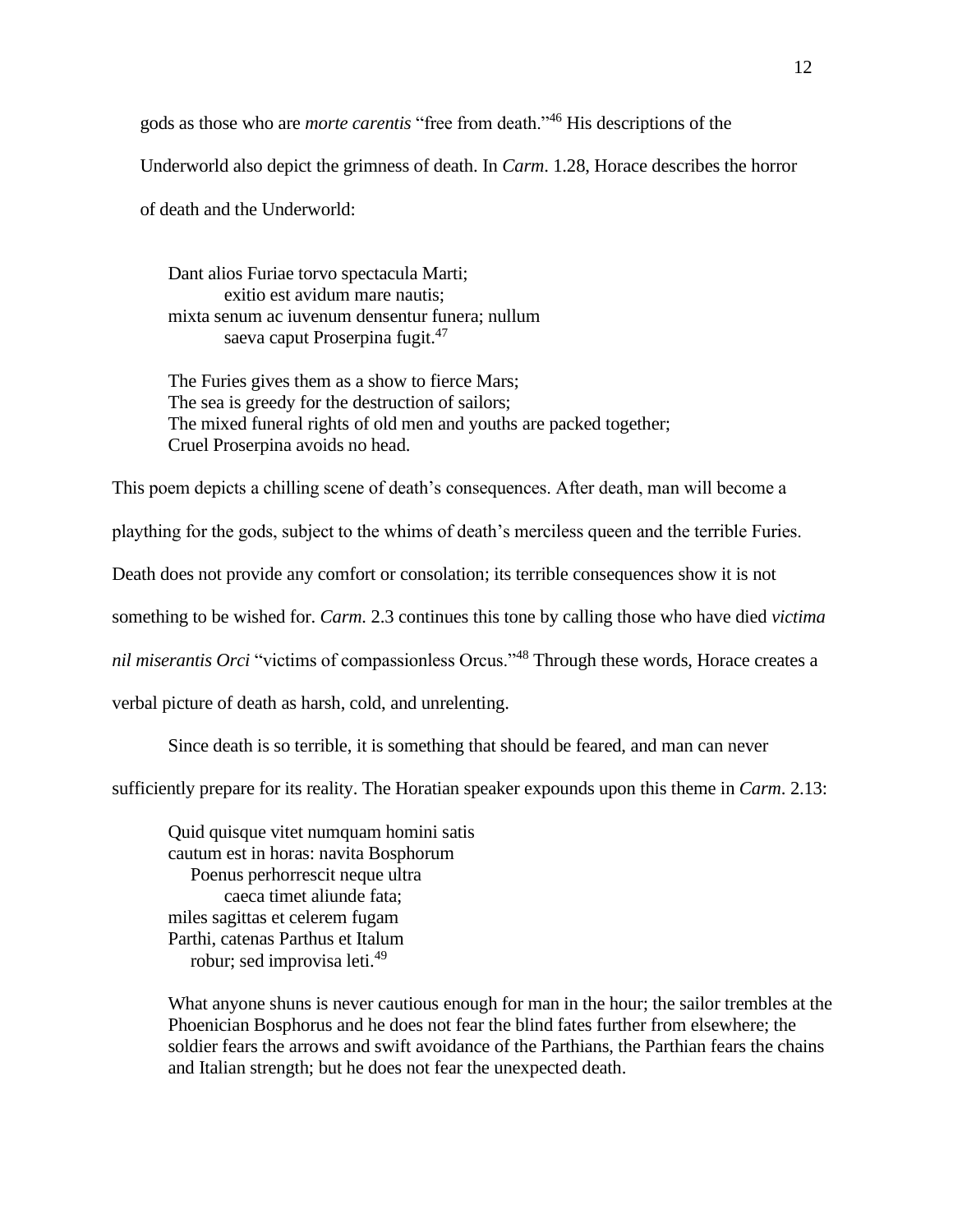gods as those who are *morte carentis* "free from death."[46] His descriptions of the Underworld also depict the grimness of death. In *Carm*. 1.28, Horace describes the horror of death and the Underworld:

> Dant alios Furiae torvo spectacula Marti;
> exitio est avidum mare nautis;
> mixta senum ac iuvenum densentur funera; nullum
> saeva caput Proserpina fugit.[47]
>
> The Furies gives them as a show to fierce Mars;
> The sea is greedy for the destruction of sailors;
> The mixed funeral rights of old men and youths are packed together;
> Cruel Proserpina avoids no head.

This poem depicts a chilling scene of death's consequences. After death, man will become a plaything for the gods, subject to the whims of death's merciless queen and the terrible Furies. Death does not provide any comfort or consolation; its terrible consequences show it is not something to be wished for. *Carm*. 2.3 continues this tone by calling those who have died *victima nil miserantis Orci* "victims of compassionless Orcus."[48] Through these words, Horace creates a verbal picture of death as harsh, cold, and unrelenting.

Since death is so terrible, it is something that should be feared, and man can never sufficiently prepare for its reality. The Horatian speaker expounds upon this theme in *Carm*. 2.13:

> Quid quisque vitet numquam homini satis
> cautum est in horas: navita Bosphorum
> Poenus perhorrescit neque ultra
> caeca timet aliunde fata;
> miles sagittas et celerem fugam
> Parthi, catenas Parthus et Italum
> robur; sed improvisa leti.[49]
>
> What anyone shuns is never cautious enough for man in the hour; the sailor trembles at the Phoenician Bosphorus and he does not fear the blind fates further from elsewhere; the soldier fears the arrows and swift avoidance of the Parthians, the Parthian fears the chains and Italian strength; but he does not fear the unexpected death.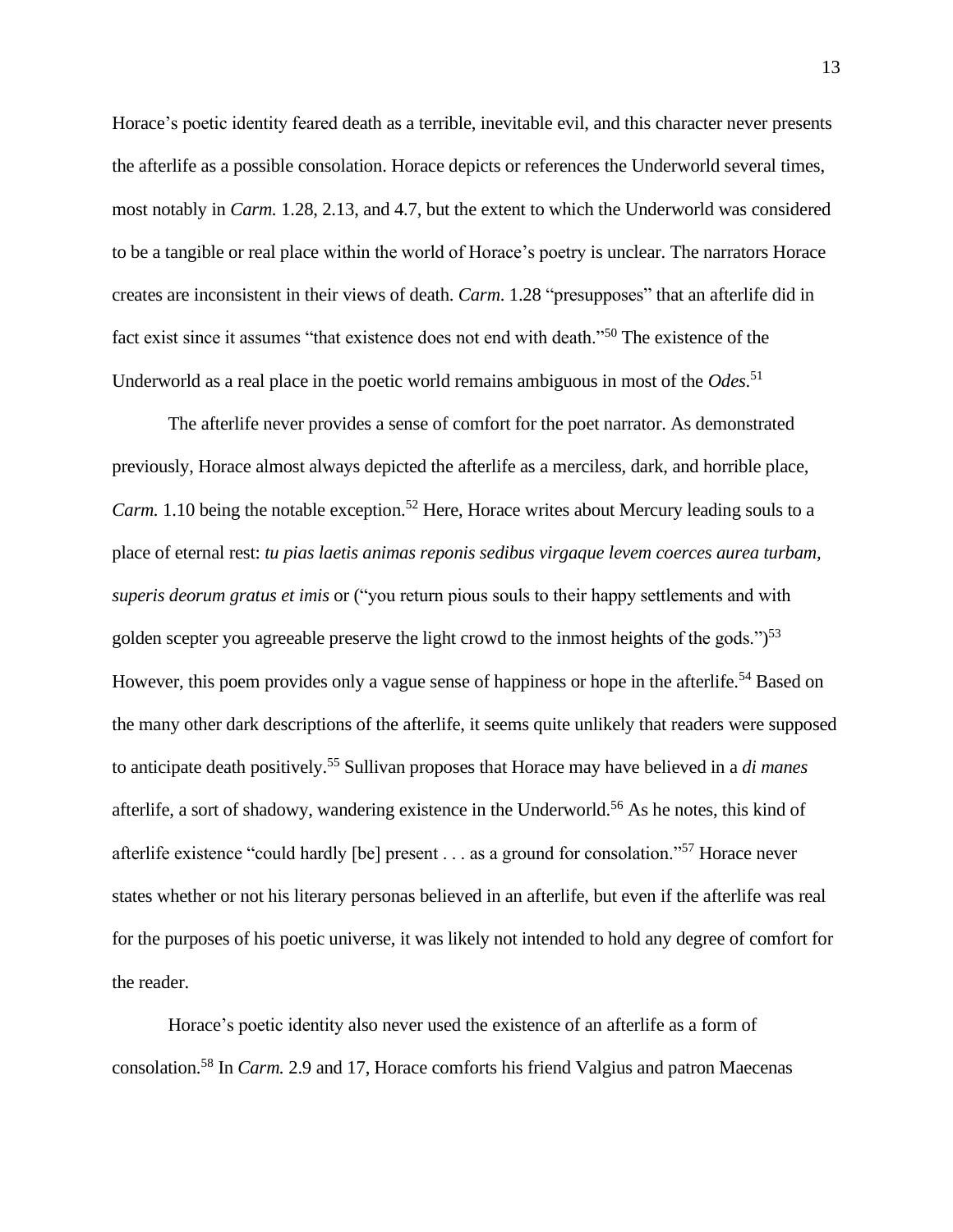Horace's poetic identity feared death as a terrible, inevitable evil, and this character never presents the afterlife as a possible consolation. Horace depicts or references the Underworld several times, most notably in *Carm.* 1.28, 2.13, and 4.7, but the extent to which the Underworld was considered to be a tangible or real place within the world of Horace's poetry is unclear. The narrators Horace creates are inconsistent in their views of death. *Carm*. 1.28 "presupposes" that an afterlife did in fact exist since it assumes "that existence does not end with death."[50] The existence of the Underworld as a real place in the poetic world remains ambiguous in most of the *Odes*.[51]

The afterlife never provides a sense of comfort for the poet narrator. As demonstrated previously, Horace almost always depicted the afterlife as a merciless, dark, and horrible place, *Carm.* 1.10 being the notable exception.[52] Here, Horace writes about Mercury leading souls to a place of eternal rest: *tu pias laetis animas reponis sedibus virgaque levem coerces aurea turbam, superis deorum gratus et imis* or ("you return pious souls to their happy settlements and with golden scepter you agreeable preserve the light crowd to the inmost heights of the gods.")[53] However, this poem provides only a vague sense of happiness or hope in the afterlife.[54] Based on the many other dark descriptions of the afterlife, it seems quite unlikely that readers were supposed to anticipate death positively.[55] Sullivan proposes that Horace may have believed in a *di manes* afterlife, a sort of shadowy, wandering existence in the Underworld.[56] As he notes, this kind of afterlife existence "could hardly [be] present . . . as a ground for consolation."[57] Horace never states whether or not his literary personas believed in an afterlife, but even if the afterlife was real for the purposes of his poetic universe, it was likely not intended to hold any degree of comfort for the reader.

Horace's poetic identity also never used the existence of an afterlife as a form of consolation.[58] In *Carm.* 2.9 and 17, Horace comforts his friend Valgius and patron Maecenas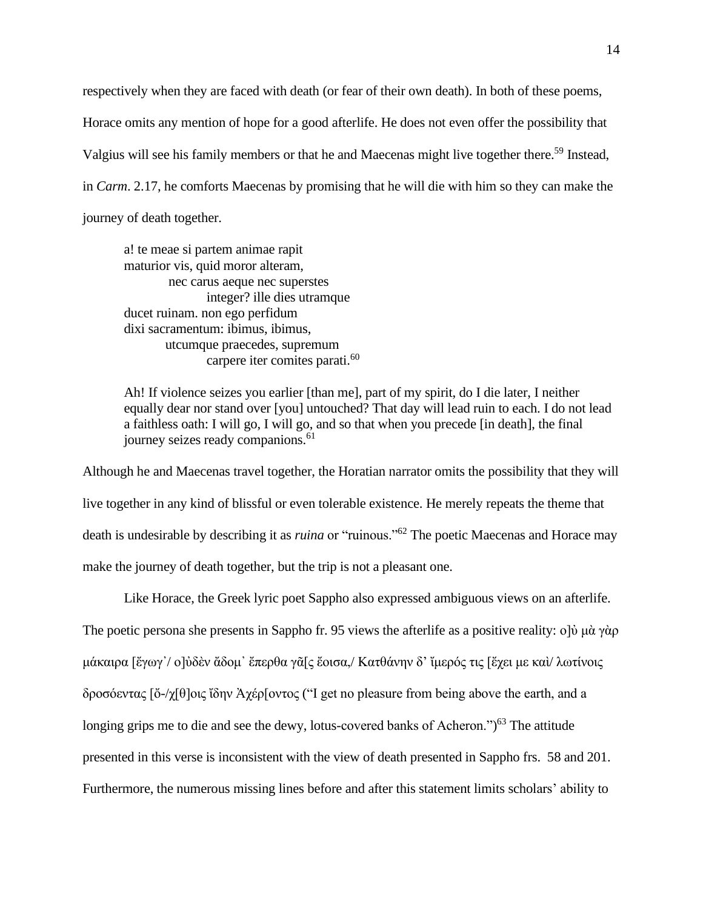respectively when they are faced with death (or fear of their own death). In both of these poems, Horace omits any mention of hope for a good afterlife. He does not even offer the possibility that Valgius will see his family members or that he and Maecenas might live together there.[59] Instead, in *Carm*. 2.17, he comforts Maecenas by promising that he will die with him so they can make the journey of death together.

> a! te meae si partem animae rapit  
> maturior vis, quid moror alteram,  
> nec carus aeque nec superstes  
> integer? ille dies utramque  
> ducet ruinam. non ego perfidum  
> dixi sacramentum: ibimus, ibimus,  
> utcumque praecedes, supremum  
> carpere iter comites parati.[60]
>
> Ah! If violence seizes you earlier [than me], part of my spirit, do I die later, I neither equally dear nor stand over [you] untouched? That day will lead ruin to each. I do not lead a faithless oath: I will go, I will go, and so that when you precede [in death], the final journey seizes ready companions.[61]

Although he and Maecenas travel together, the Horatian narrator omits the possibility that they will live together in any kind of blissful or even tolerable existence. He merely repeats the theme that death is undesirable by describing it as *ruina* or "ruinous."[62] The poetic Maecenas and Horace may make the journey of death together, but the trip is not a pleasant one.

Like Horace, the Greek lyric poet Sappho also expressed ambiguous views on an afterlife. The poetic persona she presents in Sappho fr. 95 views the afterlife as a positive reality: ο]ὐ μὰ γὰρ μάκαιρα [ἔγωγ᾽/ ο]ὐδὲν ἄδομ᾽ ἔπερθα γᾶ[ς ἔοισα,/ Κατθάνην δ' ἴμερός τις [ἔχει με καὶ/ λωτίνοις δροσόεντας [ὄ-/χ[θ]οις ἴδην Ἀχέρ[οντος ("I get no pleasure from being above the earth, and a longing grips me to die and see the dewy, lotus-covered banks of Acheron.")[63] The attitude presented in this verse is inconsistent with the view of death presented in Sappho frs. 58 and 201. Furthermore, the numerous missing lines before and after this statement limits scholars' ability to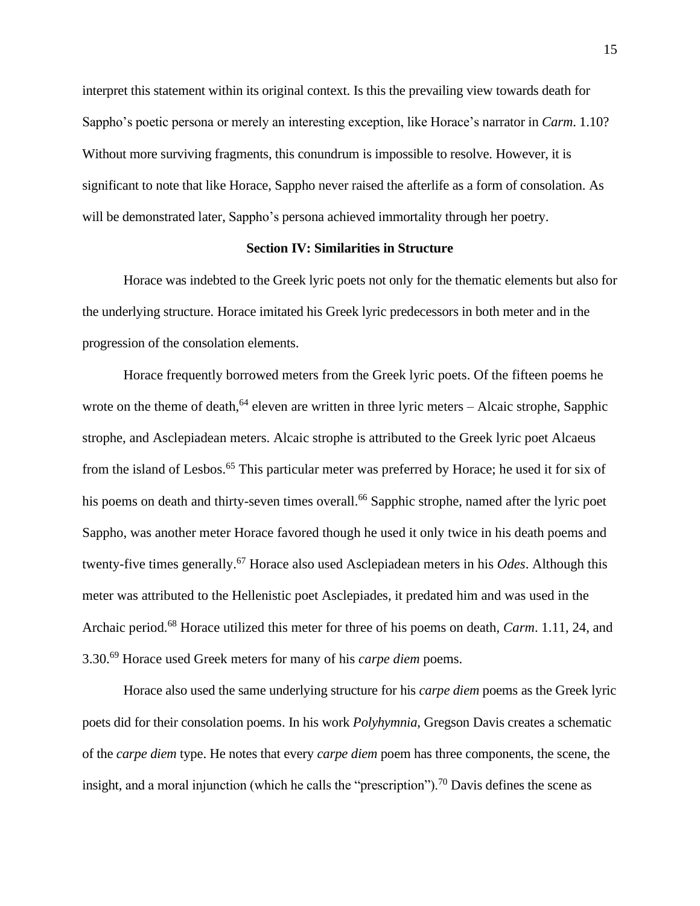interpret this statement within its original context. Is this the prevailing view towards death for Sappho's poetic persona or merely an interesting exception, like Horace's narrator in *Carm*. 1.10? Without more surviving fragments, this conundrum is impossible to resolve. However, it is significant to note that like Horace, Sappho never raised the afterlife as a form of consolation. As will be demonstrated later, Sappho's persona achieved immortality through her poetry.

## Section IV: Similarities in Structure

Horace was indebted to the Greek lyric poets not only for the thematic elements but also for the underlying structure. Horace imitated his Greek lyric predecessors in both meter and in the progression of the consolation elements.

Horace frequently borrowed meters from the Greek lyric poets. Of the fifteen poems he wrote on the theme of death,[64] eleven are written in three lyric meters – Alcaic strophe, Sapphic strophe, and Asclepiadean meters. Alcaic strophe is attributed to the Greek lyric poet Alcaeus from the island of Lesbos.[65] This particular meter was preferred by Horace; he used it for six of his poems on death and thirty-seven times overall.[66] Sapphic strophe, named after the lyric poet Sappho, was another meter Horace favored though he used it only twice in his death poems and twenty-five times generally.[67] Horace also used Asclepiadean meters in his *Odes*. Although this meter was attributed to the Hellenistic poet Asclepiades, it predated him and was used in the Archaic period.[68] Horace utilized this meter for three of his poems on death, *Carm*. 1.11, 24, and 3.30.[69] Horace used Greek meters for many of his *carpe diem* poems.

Horace also used the same underlying structure for his *carpe diem* poems as the Greek lyric poets did for their consolation poems. In his work *Polyhymnia*, Gregson Davis creates a schematic of the *carpe diem* type. He notes that every *carpe diem* poem has three components, the scene, the insight, and a moral injunction (which he calls the "prescription").[70] Davis defines the scene as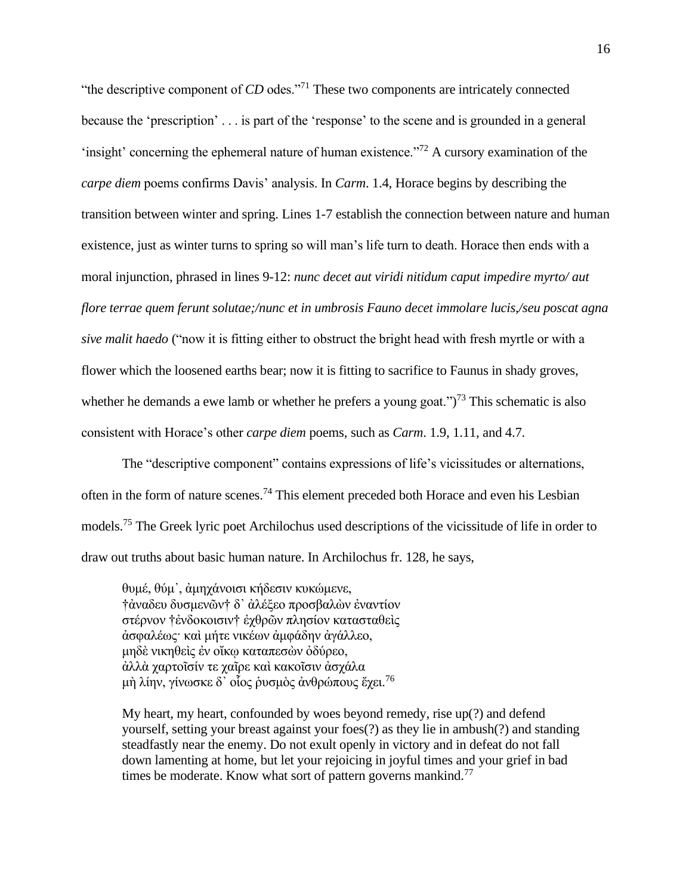"the descriptive component of *CD* odes."[71] These two components are intricately connected because the 'prescription' . . . is part of the 'response' to the scene and is grounded in a general 'insight' concerning the ephemeral nature of human existence."[72] A cursory examination of the *carpe diem* poems confirms Davis' analysis. In *Carm*. 1.4, Horace begins by describing the transition between winter and spring. Lines 1-7 establish the connection between nature and human existence, just as winter turns to spring so will man's life turn to death. Horace then ends with a moral injunction, phrased in lines 9-12: *nunc decet aut viridi nitidum caput impedire myrto/ aut flore terrae quem ferunt solutae;/nunc et in umbrosis Fauno decet immolare lucis,/seu poscat agna sive malit haedo* ("now it is fitting either to obstruct the bright head with fresh myrtle or with a flower which the loosened earths bear; now it is fitting to sacrifice to Faunus in shady groves, whether he demands a ewe lamb or whether he prefers a young goat.")[73] This schematic is also consistent with Horace's other *carpe diem* poems, such as *Carm*. 1.9, 1.11, and 4.7.

The "descriptive component" contains expressions of life's vicissitudes or alternations, often in the form of nature scenes.[74] This element preceded both Horace and even his Lesbian models.[75] The Greek lyric poet Archilochus used descriptions of the vicissitude of life in order to draw out truths about basic human nature. In Archilochus fr. 128, he says,

> θυμέ, θύμ᾽, ἀμηχάνοισι κήδεσιν κυκώμενε,
> †ἀναδευ δυσμενῶν† δ᾽ ἀλέξεο προσβαλὼν ἐναντίον
> στέρνον †ἐνδοκοισιν† ἐχθρῶν πλησίον κατασταθεὶς
> ἀσφαλέως· καὶ μήτε νικέων ἀμφάδην ἀγάλλεο,
> μηδὲ νικηθεὶς ἐν οἴκῳ καταπεσὼν ὀδύρεο,
> ἀλλὰ χαρτοῖσίν τε χαῖρε καὶ κακοῖσιν ἀσχάλα
> μὴ λίην, γίνωσκε δ᾽ οἷος ῥυσμὸς ἀνθρώπους ἔχει.[76]

> My heart, my heart, confounded by woes beyond remedy, rise up(?) and defend yourself, setting your breast against your foes(?) as they lie in ambush(?) and standing steadfastly near the enemy. Do not exult openly in victory and in defeat do not fall down lamenting at home, but let your rejoicing in joyful times and your grief in bad times be moderate. Know what sort of pattern governs mankind.[77]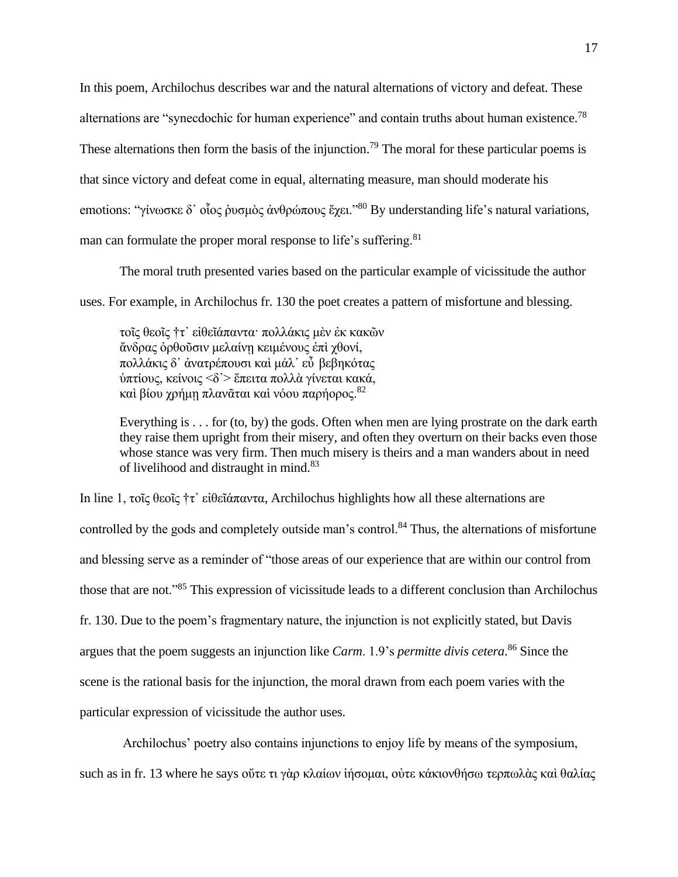In this poem, Archilochus describes war and the natural alternations of victory and defeat. These alternations are "synecdochic for human experience" and contain truths about human existence.[78] These alternations then form the basis of the injunction.[79] The moral for these particular poems is that since victory and defeat come in equal, alternating measure, man should moderate his emotions: "γίνωσκε δ᾽ οἷος ῥυσμὸς ἀνθρώπους ἔχει."[80] By understanding life's natural variations, man can formulate the proper moral response to life's suffering.[81]

The moral truth presented varies based on the particular example of vicissitude the author uses. For example, in Archilochus fr. 130 the poet creates a pattern of misfortune and blessing.

> τοῖς θεοῖς †τ᾽ εἰθεῖάπαντα· πολλάκις μὲν ἐκ κακῶν
> ἄνδρας ὀρθοῦσιν μελαίνῃ κειμένους ἐπὶ χθονί,
> πολλάκις δ᾽ ἀνατρέπουσι καὶ μάλ᾽ εὖ βεβηκότας
> ὑπτίους, κείνοις <δ᾽> ἔπειτα πολλὰ γίνεται κακά,
> καὶ βίου χρήμῃ πλανᾶται καὶ νόου παρήορος.[82]
>
> Everything is . . . for (to, by) the gods. Often when men are lying prostrate on the dark earth they raise them upright from their misery, and often they overturn on their backs even those whose stance was very firm. Then much misery is theirs and a man wanders about in need of livelihood and distraught in mind.[83]

In line 1, τοῖς θεοῖς †τ᾽ εἰθεῖάπαντα, Archilochus highlights how all these alternations are controlled by the gods and completely outside man's control.[84] Thus, the alternations of misfortune and blessing serve as a reminder of "those areas of our experience that are within our control from those that are not."[85] This expression of vicissitude leads to a different conclusion than Archilochus fr. 130. Due to the poem's fragmentary nature, the injunction is not explicitly stated, but Davis argues that the poem suggests an injunction like *Carm.* 1.9's *permitte divis cetera*.[86] Since the scene is the rational basis for the injunction, the moral drawn from each poem varies with the particular expression of vicissitude the author uses.

Archilochus' poetry also contains injunctions to enjoy life by means of the symposium, such as in fr. 13 where he says οὔτε τι γὰρ κλαίων ἰήσομαι, οὐτε κάκιονθήσω τερπωλὰς καὶ θαλίας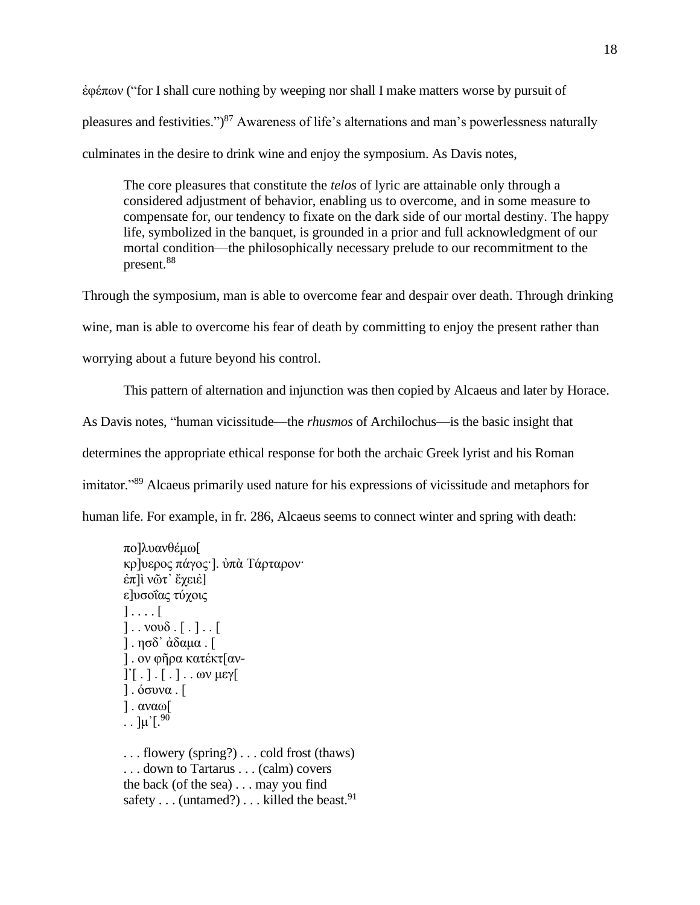ἐφέπων (“for I shall cure nothing by weeping nor shall I make matters worse by pursuit of pleasures and festivities.”)[87] Awareness of life’s alternations and man’s powerlessness naturally culminates in the desire to drink wine and enjoy the symposium. As Davis notes,

> The core pleasures that constitute the *telos* of lyric are attainable only through a considered adjustment of behavior, enabling us to overcome, and in some measure to compensate for, our tendency to fixate on the dark side of our mortal destiny. The happy life, symbolized in the banquet, is grounded in a prior and full acknowledgment of our mortal condition—the philosophically necessary prelude to our recommitment to the present.[88]

Through the symposium, man is able to overcome fear and despair over death. Through drinking wine, man is able to overcome his fear of death by committing to enjoy the present rather than worrying about a future beyond his control.

This pattern of alternation and injunction was then copied by Alcaeus and later by Horace. As Davis notes, “human vicissitude—the *rhusmos* of Archilochus—is the basic insight that determines the appropriate ethical response for both the archaic Greek lyrist and his Roman imitator.”[89] Alcaeus primarily used nature for his expressions of vicissitude and metaphors for human life. For example, in fr. 286, Alcaeus seems to connect winter and spring with death:

> πο]λυανθέμω[
> κρ]υερος πάγος·]. ὐπὰ Τάρταρον·
> ἐπ]ὶ νῶτ᾽ ἔχειὲ]
> ε]υσοΐας τύχοις
> ] . . . . [
> ] . . νουδ . [ . ] . . [
> ] . ησδ᾽ ἀδαμα . [
> ] . ον φῆρα κατέκτ[αν-
> ]᾽[ . ] . [ . ] . . ων μεγ[
> ] . όσυνα . [
> ] . αναω[
> . . ]μ᾽[.[90]
>
> . . . flowery (spring?) . . . cold frost (thaws)
> . . . down to Tartarus . . . (calm) covers
> the back (of the sea) . . . may you find
> safety . . . (untamed?) . . . killed the beast.[91]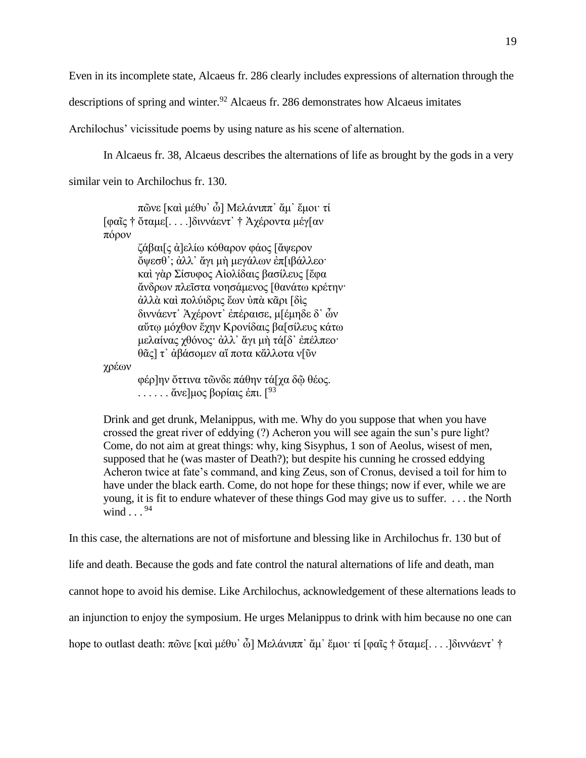Even in its incomplete state, Alcaeus fr. 286 clearly includes expressions of alternation through the descriptions of spring and winter.[92] Alcaeus fr. 286 demonstrates how Alcaeus imitates Archilochus' vicissitude poems by using nature as his scene of alternation.

In Alcaeus fr. 38, Alcaeus describes the alternations of life as brought by the gods in a very similar vein to Archilochus fr. 130.

> πῶνε [καὶ μέθυ᾽ ὦ] Μελάνιππ᾽ ἄμ᾽ ἔμοι· τί
> [φαῖς † ὄταμε[. . . .]διννάεντ᾽ † Ἀχέροντα μέγ[αν
> πόρον
> ζάβαι[ς ἀ]ελίω κόθαρον φάος [ἄψερον
> ὄψεσθ᾽; ἀλλ᾽ ἄγι μὴ μεγάλων ἐπ[ιβάλλεο·
> καὶ γὰρ Σίσυφος Αἰολίδαις βασίλευς [ἔφα
> ἄνδρων πλεῖστα νοησάμενος [θανάτω κρέτην·
> ἀλλὰ καὶ πολύιδρις ἔων ὑπὰ κᾶρι [δὶς
> διννάεντ᾽ Ἀχέροντ᾽ ἐπέραισε, μ[έμηδε δ᾽ ὦν
> αὔτῳ μόχθον ἔχην Κρονίδαις βα[σίλευς κάτω
> μελαίνας χθόνος· ἀλλ᾽ ἄγι μὴ τά[δ᾽ ἐπέλπεο·
> θᾶς] τ᾽ ἀβάσομεν αἴ ποτα κἄλλοτα ν[ῦν
> χρέων
> φέρ]ην ὄττινα τῶνδε πάθην τά[χα δῷ θέος.
> . . . . . . ἄνε]μος βορίαις ἐπι. [[93]
>
> Drink and get drunk, Melanippus, with me. Why do you suppose that when you have crossed the great river of eddying (?) Acheron you will see again the sun's pure light? Come, do not aim at great things: why, king Sisyphus, 1 son of Aeolus, wisest of men, supposed that he (was master of Death?); but despite his cunning he crossed eddying Acheron twice at fate's command, and king Zeus, son of Cronus, devised a toil for him to have under the black earth. Come, do not hope for these things; now if ever, while we are young, it is fit to endure whatever of these things God may give us to suffer. . . . the North wind . . .[94]

In this case, the alternations are not of misfortune and blessing like in Archilochus fr. 130 but of life and death. Because the gods and fate control the natural alternations of life and death, man cannot hope to avoid his demise. Like Archilochus, acknowledgement of these alternations leads to an injunction to enjoy the symposium. He urges Melanippus to drink with him because no one can hope to outlast death: πῶνε [καὶ μέθυ᾽ ὦ] Μελάνιππ᾽ ἄμ᾽ ἔμοι· τί [φαῖς † ὄταμε[. . . .]διννάεντ᾽ †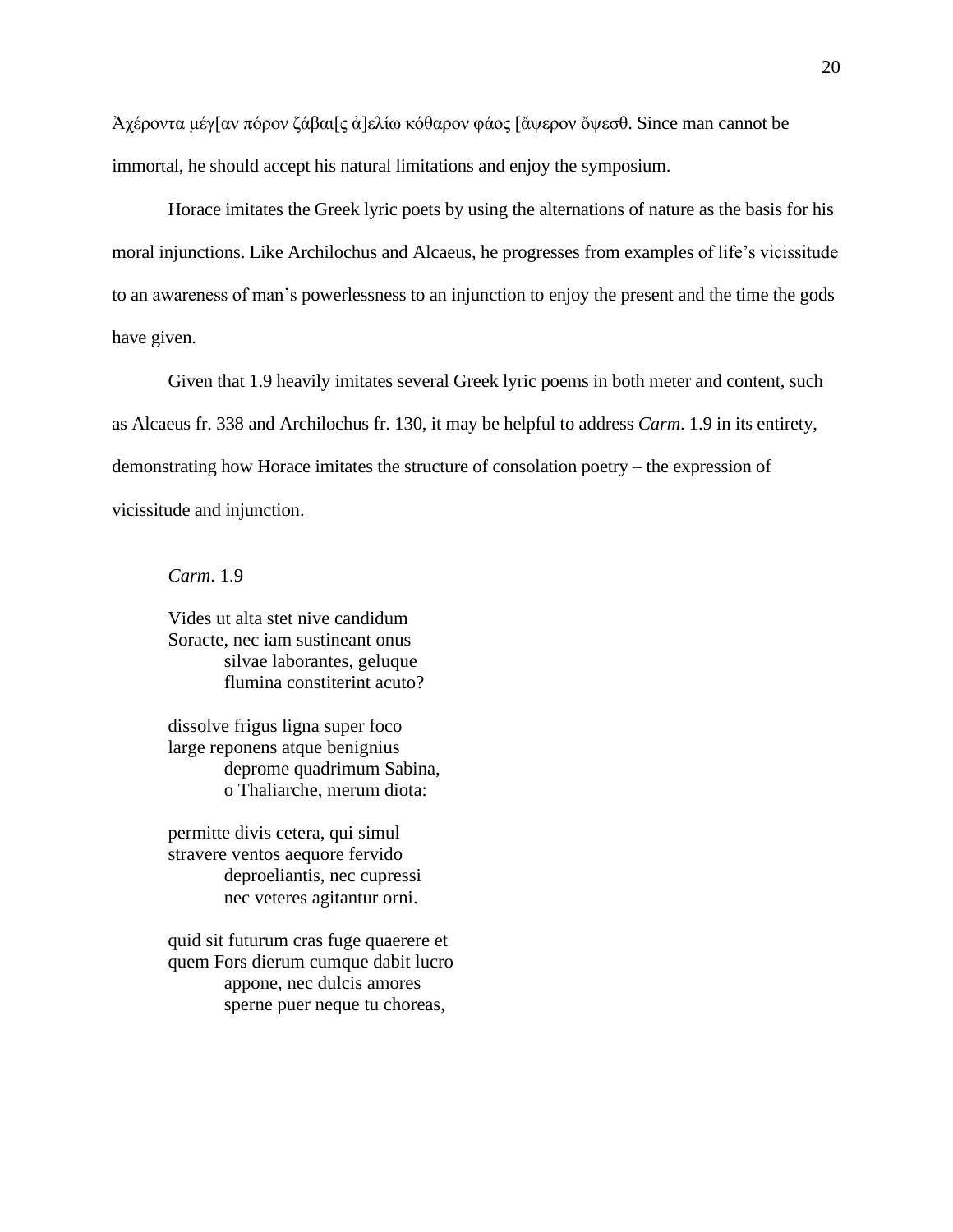Ἀχέροντα μέγ[αν πόρον ζάβαι[ς ἀ]ελίω κόθαρον φάος [ἄψερον ὄψεσθ. Since man cannot be immortal, he should accept his natural limitations and enjoy the symposium.

Horace imitates the Greek lyric poets by using the alternations of nature as the basis for his moral injunctions. Like Archilochus and Alcaeus, he progresses from examples of life's vicissitude to an awareness of man's powerlessness to an injunction to enjoy the present and the time the gods have given.

Given that 1.9 heavily imitates several Greek lyric poems in both meter and content, such as Alcaeus fr. 338 and Archilochus fr. 130, it may be helpful to address *Carm*. 1.9 in its entirety, demonstrating how Horace imitates the structure of consolation poetry – the expression of vicissitude and injunction.

*Carm*. 1.9

Vides ut alta stet nive candidum  
Soracte, nec iam sustineant onus  
    silvae laborantes, geluque  
    flumina constiterint acuto?

dissolve frigus ligna super foco  
large reponens atque benignius  
    deprome quadrimum Sabina,  
    o Thaliarche, merum diota:

permitte divis cetera, qui simul  
stravere ventos aequore fervido  
    deproeliantis, nec cupressi  
    nec veteres agitantur orni.

quid sit futurum cras fuge quaerere et  
quem Fors dierum cumque dabit lucro  
    appone, nec dulcis amores  
    sperne puer neque tu choreas,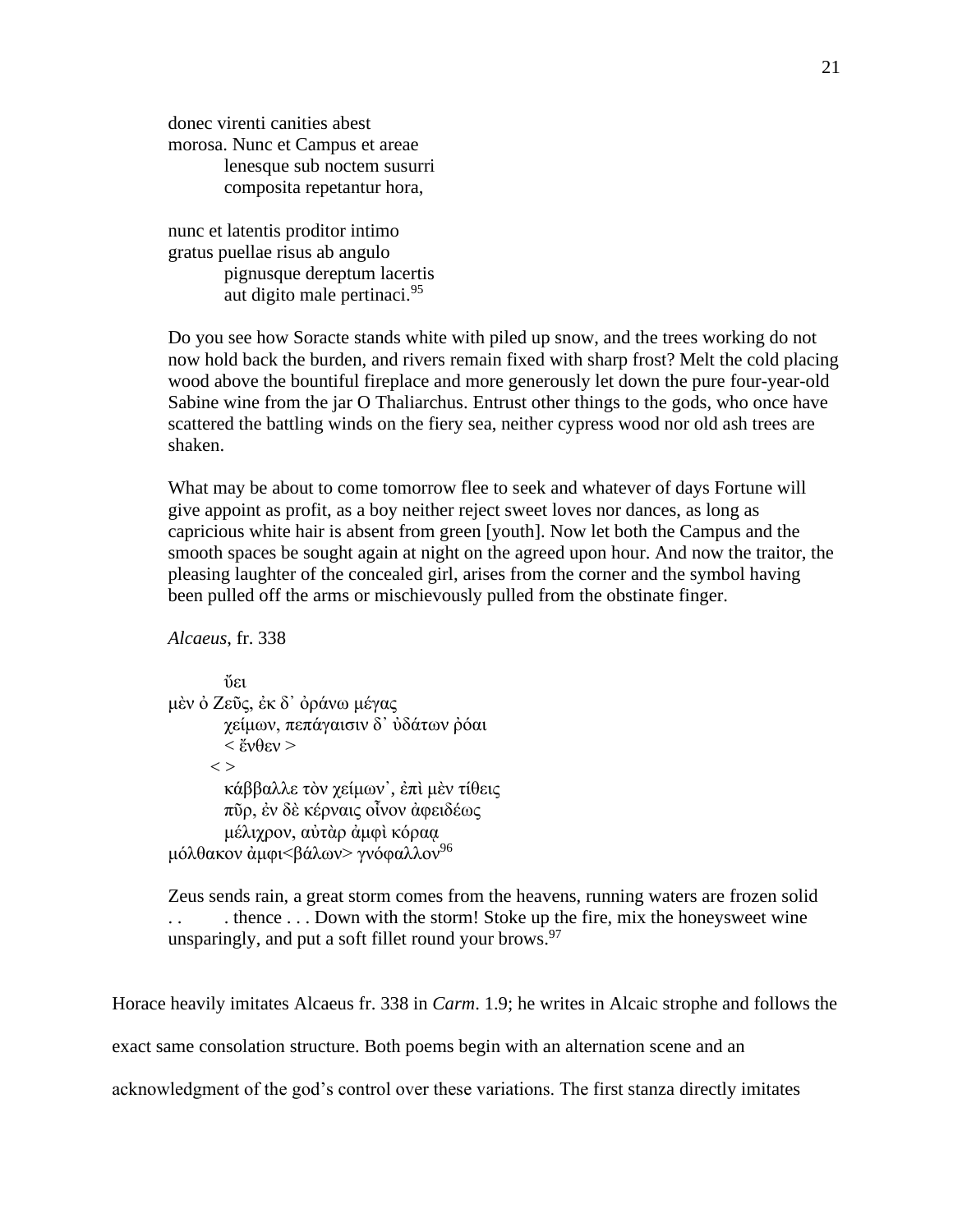donec virenti canities abest
morosa. Nunc et Campus et areae
    lenesque sub noctem susurri
    composita repetantur hora,

nunc et latentis proditor intimo
gratus puellae risus ab angulo
    pignusque dereptum lacertis
    aut digito male pertinaci.[95]

Do you see how Soracte stands white with piled up snow, and the trees working do not now hold back the burden, and rivers remain fixed with sharp frost? Melt the cold placing wood above the bountiful fireplace and more generously let down the pure four-year-old Sabine wine from the jar O Thaliarchus. Entrust other things to the gods, who once have scattered the battling winds on the fiery sea, neither cypress wood nor old ash trees are shaken.

What may be about to come tomorrow flee to seek and whatever of days Fortune will give appoint as profit, as a boy neither reject sweet loves nor dances, as long as capricious white hair is absent from green [youth]. Now let both the Campus and the smooth spaces be sought again at night on the agreed upon hour. And now the traitor, the pleasing laughter of the concealed girl, arises from the corner and the symbol having been pulled off the arms or mischievously pulled from the obstinate finger.

*Alcaeus*, fr. 338

    ὔει
μὲν ὁ Ζεῦς, ἐκ δ᾽ ὀράνω μέγας
    χείμων, πεπάγαισιν δ᾽ ὐδάτων ῥόαι
    < ἔνθεν >
  < >
    κάββαλλε τὸν χείμων᾽, ἐπὶ μὲν τίθεις
    πῦρ, ἐν δὲ κέρναις οἶνον ἀφειδέως
    μέλιχρον, αὐτὰρ ἀμφὶ κόρρᾳ
μόλθακον ἀμφι<βάλων> γνόφαλλον[96]

Zeus sends rain, a great storm comes from the heavens, running waters are frozen solid . . . thence . . . Down with the storm! Stoke up the fire, mix the honeysweet wine unsparingly, and put a soft fillet round your brows.[97]

Horace heavily imitates Alcaeus fr. 338 in *Carm*. 1.9; he writes in Alcaic strophe and follows the exact same consolation structure. Both poems begin with an alternation scene and an acknowledgment of the god's control over these variations. The first stanza directly imitates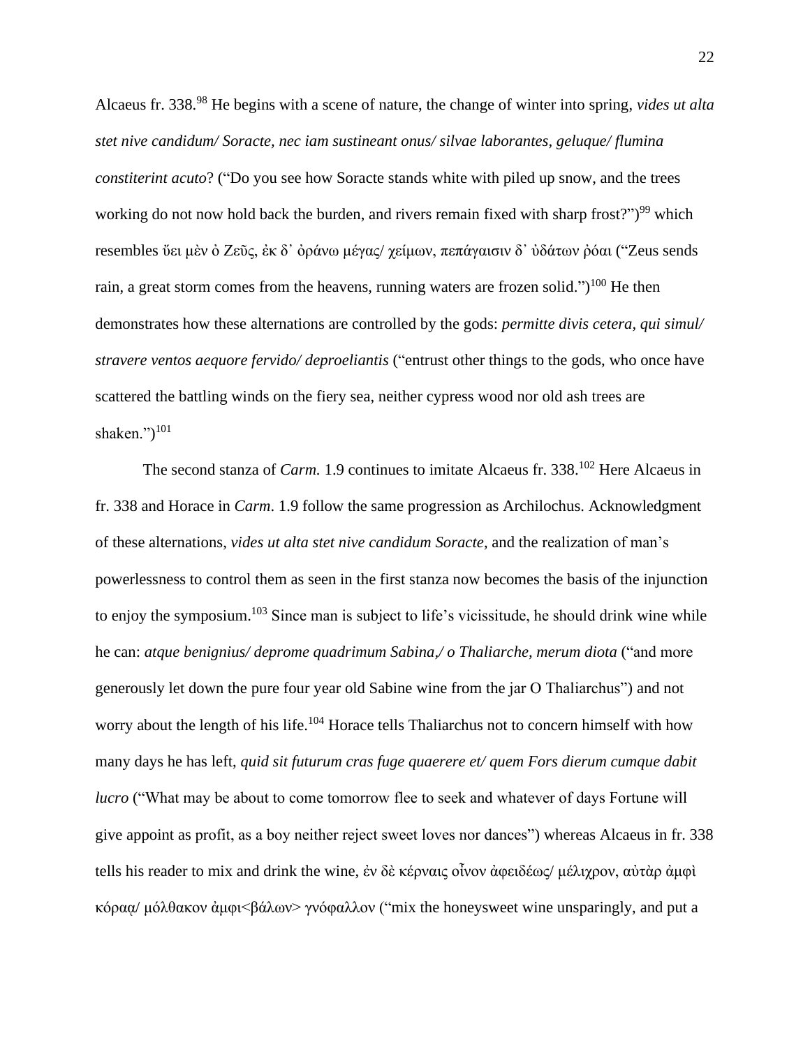Alcaeus fr. 338.[98] He begins with a scene of nature, the change of winter into spring, *vides ut alta stet nive candidum/ Soracte, nec iam sustineant onus/ silvae laborantes, geluque/ flumina constiterint acuto*? ("Do you see how Soracte stands white with piled up snow, and the trees working do not now hold back the burden, and rivers remain fixed with sharp frost?")[99] which resembles ὔει μὲν ὀ Ζεῦς, ἐκ δ᾽ ὀράνω μέγας/ χείμων, πεπάγαισιν δ᾽ ὐδάτων ῥόαι ("Zeus sends rain, a great storm comes from the heavens, running waters are frozen solid.")[100] He then demonstrates how these alternations are controlled by the gods: *permitte divis cetera, qui simul/ stravere ventos aequore fervido/ deproeliantis* ("entrust other things to the gods, who once have scattered the battling winds on the fiery sea, neither cypress wood nor old ash trees are shaken.")[101]

The second stanza of *Carm.* 1.9 continues to imitate Alcaeus fr. 338.[102] Here Alcaeus in fr. 338 and Horace in *Carm*. 1.9 follow the same progression as Archilochus. Acknowledgment of these alternations, *vides ut alta stet nive candidum Soracte*, and the realization of man's powerlessness to control them as seen in the first stanza now becomes the basis of the injunction to enjoy the symposium.[103] Since man is subject to life's vicissitude, he should drink wine while he can: *atque benignius/ deprome quadrimum Sabina,/ o Thaliarche, merum diota* ("and more generously let down the pure four year old Sabine wine from the jar O Thaliarchus") and not worry about the length of his life.[104] Horace tells Thaliarchus not to concern himself with how many days he has left, *quid sit futurum cras fuge quaerere et/ quem Fors dierum cumque dabit lucro* ("What may be about to come tomorrow flee to seek and whatever of days Fortune will give appoint as profit, as a boy neither reject sweet loves nor dances") whereas Alcaeus in fr. 338 tells his reader to mix and drink the wine, ἐν δὲ κέρναις οἶνον ἀφειδέως/ μέλιχρον, αὐτὰρ ἀμφὶ κόρσᾳ/ μόλθακον ἀμφι<βάλων> γνόφαλλον ("mix the honeysweet wine unsparingly, and put a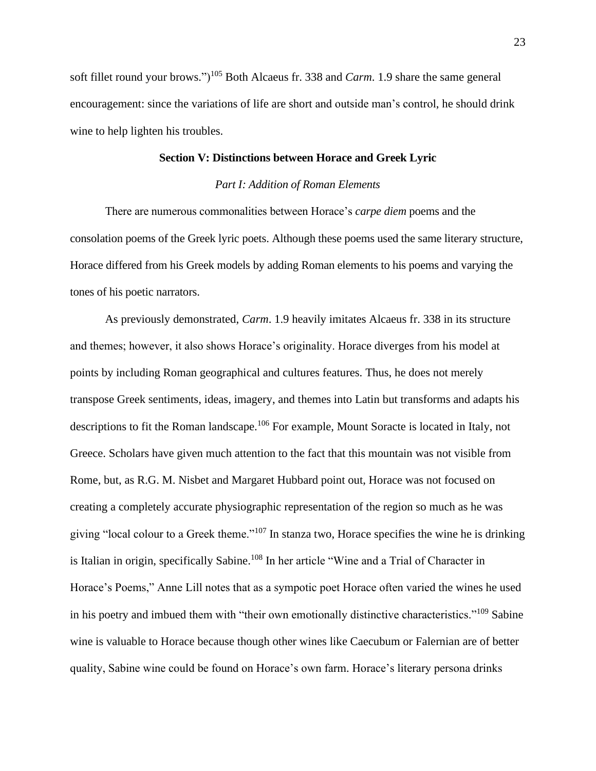soft fillet round your brows.")[105] Both Alcaeus fr. 338 and *Carm.* 1.9 share the same general encouragement: since the variations of life are short and outside man's control, he should drink wine to help lighten his troubles.

## Section V: Distinctions between Horace and Greek Lyric

### *Part I: Addition of Roman Elements*

There are numerous commonalities between Horace's *carpe diem* poems and the consolation poems of the Greek lyric poets. Although these poems used the same literary structure, Horace differed from his Greek models by adding Roman elements to his poems and varying the tones of his poetic narrators.

As previously demonstrated, *Carm*. 1.9 heavily imitates Alcaeus fr. 338 in its structure and themes; however, it also shows Horace's originality. Horace diverges from his model at points by including Roman geographical and cultures features. Thus, he does not merely transpose Greek sentiments, ideas, imagery, and themes into Latin but transforms and adapts his descriptions to fit the Roman landscape.[106] For example, Mount Soracte is located in Italy, not Greece. Scholars have given much attention to the fact that this mountain was not visible from Rome, but, as R.G. M. Nisbet and Margaret Hubbard point out, Horace was not focused on creating a completely accurate physiographic representation of the region so much as he was giving "local colour to a Greek theme."[107] In stanza two, Horace specifies the wine he is drinking is Italian in origin, specifically Sabine.[108] In her article "Wine and a Trial of Character in Horace's Poems," Anne Lill notes that as a sympotic poet Horace often varied the wines he used in his poetry and imbued them with "their own emotionally distinctive characteristics."[109] Sabine wine is valuable to Horace because though other wines like Caecubum or Falernian are of better quality, Sabine wine could be found on Horace's own farm. Horace's literary persona drinks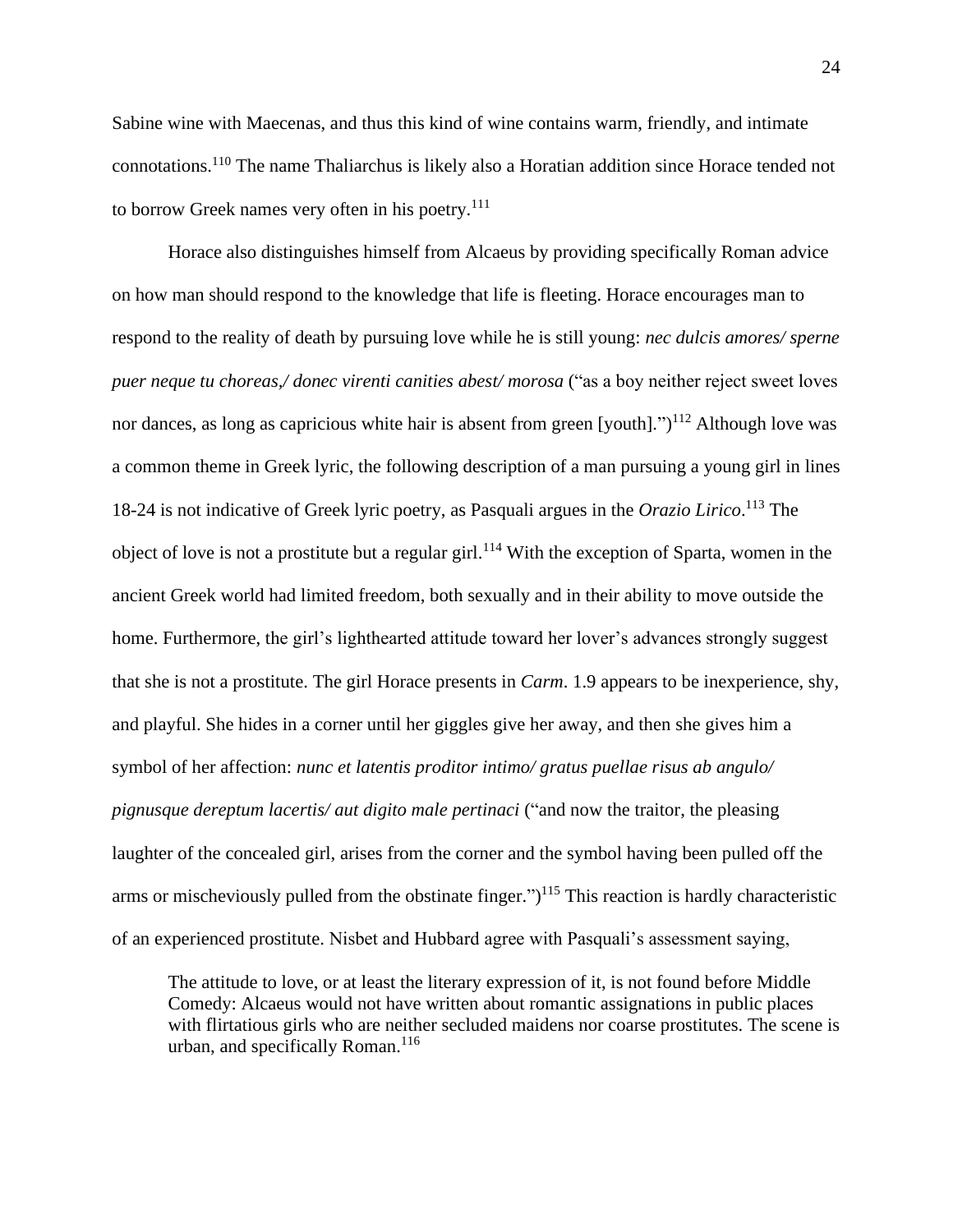Sabine wine with Maecenas, and thus this kind of wine contains warm, friendly, and intimate connotations.[110] The name Thaliarchus is likely also a Horatian addition since Horace tended not to borrow Greek names very often in his poetry.[111]

Horace also distinguishes himself from Alcaeus by providing specifically Roman advice on how man should respond to the knowledge that life is fleeting. Horace encourages man to respond to the reality of death by pursuing love while he is still young: *nec dulcis amores/ sperne puer neque tu choreas,/ donec virenti canities abest/ morosa* ("as a boy neither reject sweet loves nor dances, as long as capricious white hair is absent from green [youth].")[112] Although love was a common theme in Greek lyric, the following description of a man pursuing a young girl in lines 18-24 is not indicative of Greek lyric poetry, as Pasquali argues in the *Orazio Lirico*.[113] The object of love is not a prostitute but a regular girl.[114] With the exception of Sparta, women in the ancient Greek world had limited freedom, both sexually and in their ability to move outside the home. Furthermore, the girl's lighthearted attitude toward her lover's advances strongly suggest that she is not a prostitute. The girl Horace presents in *Carm*. 1.9 appears to be inexperience, shy, and playful. She hides in a corner until her giggles give her away, and then she gives him a symbol of her affection: *nunc et latentis proditor intimo/ gratus puellae risus ab angulo/ pignusque dereptum lacertis/ aut digito male pertinaci* ("and now the traitor, the pleasing laughter of the concealed girl, arises from the corner and the symbol having been pulled off the arms or mischeviously pulled from the obstinate finger.")[115] This reaction is hardly characteristic of an experienced prostitute. Nisbet and Hubbard agree with Pasquali's assessment saying,

> The attitude to love, or at least the literary expression of it, is not found before Middle Comedy: Alcaeus would not have written about romantic assignations in public places with flirtatious girls who are neither secluded maidens nor coarse prostitutes. The scene is urban, and specifically Roman.[116]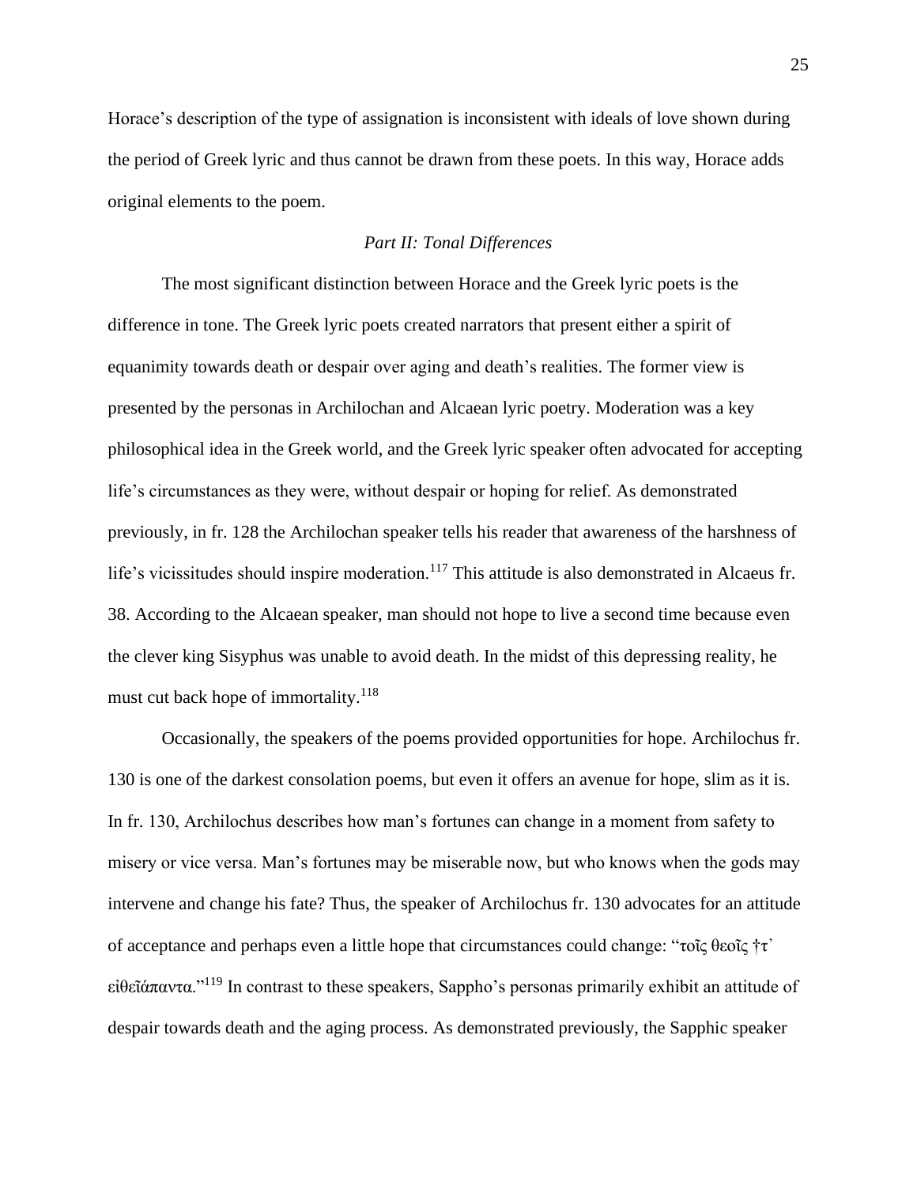Horace's description of the type of assignation is inconsistent with ideals of love shown during the period of Greek lyric and thus cannot be drawn from these poets. In this way, Horace adds original elements to the poem.

*Part II: Tonal Differences*

The most significant distinction between Horace and the Greek lyric poets is the difference in tone. The Greek lyric poets created narrators that present either a spirit of equanimity towards death or despair over aging and death's realities. The former view is presented by the personas in Archilochan and Alcaean lyric poetry. Moderation was a key philosophical idea in the Greek world, and the Greek lyric speaker often advocated for accepting life's circumstances as they were, without despair or hoping for relief. As demonstrated previously, in fr. 128 the Archilochan speaker tells his reader that awareness of the harshness of life's vicissitudes should inspire moderation.[117] This attitude is also demonstrated in Alcaeus fr. 38. According to the Alcaean speaker, man should not hope to live a second time because even the clever king Sisyphus was unable to avoid death. In the midst of this depressing reality, he must cut back hope of immortality.[118]

Occasionally, the speakers of the poems provided opportunities for hope. Archilochus fr. 130 is one of the darkest consolation poems, but even it offers an avenue for hope, slim as it is. In fr. 130, Archilochus describes how man's fortunes can change in a moment from safety to misery or vice versa. Man's fortunes may be miserable now, but who knows when the gods may intervene and change his fate? Thus, the speaker of Archilochus fr. 130 advocates for an attitude of acceptance and perhaps even a little hope that circumstances could change: "τοῖς θεοῖς †τ᾽ εἰθεῖάπαντα."[119] In contrast to these speakers, Sappho's personas primarily exhibit an attitude of despair towards death and the aging process. As demonstrated previously, the Sapphic speaker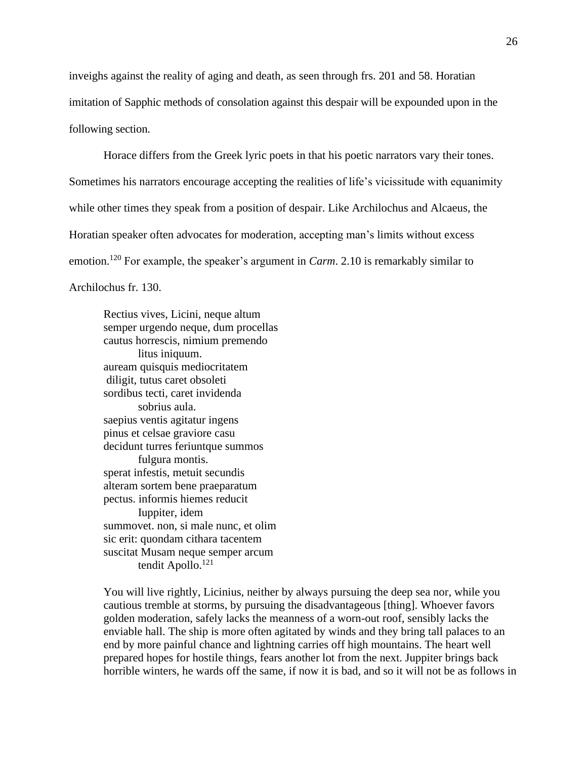inveighs against the reality of aging and death, as seen through frs. 201 and 58. Horatian imitation of Sapphic methods of consolation against this despair will be expounded upon in the following section.

Horace differs from the Greek lyric poets in that his poetic narrators vary their tones. Sometimes his narrators encourage accepting the realities of life's vicissitude with equanimity while other times they speak from a position of despair. Like Archilochus and Alcaeus, the Horatian speaker often advocates for moderation, accepting man's limits without excess emotion.[120] For example, the speaker's argument in *Carm*. 2.10 is remarkably similar to Archilochus fr. 130.

> Rectius vives, Licini, neque altum
> semper urgendo neque, dum procellas
> cautus horrescis, nimium premendo
>     litus iniquum.
> auream quisquis mediocritatem
> diligit, tutus caret obsoleti
> sordibus tecti, caret invidenda
>     sobrius aula.
> saepius ventis agitatur ingens
> pinus et celsae graviore casu
> decidunt turres feriuntque summos
>     fulgura montis.
> sperat infestis, metuit secundis
> alteram sortem bene praeparatum
> pectus. informis hiemes reducit
>     Iuppiter, idem
> summovet. non, si male nunc, et olim
> sic erit: quondam cithara tacentem
> suscitat Musam neque semper arcum
>     tendit Apollo.[121]

> You will live rightly, Licinius, neither by always pursuing the deep sea nor, while you cautious tremble at storms, by pursuing the disadvantageous [thing]. Whoever favors golden moderation, safely lacks the meanness of a worn-out roof, sensibly lacks the enviable hall. The ship is more often agitated by winds and they bring tall palaces to an end by more painful chance and lightning carries off high mountains. The heart well prepared hopes for hostile things, fears another lot from the next. Juppiter brings back horrible winters, he wards off the same, if now it is bad, and so it will not be as follows in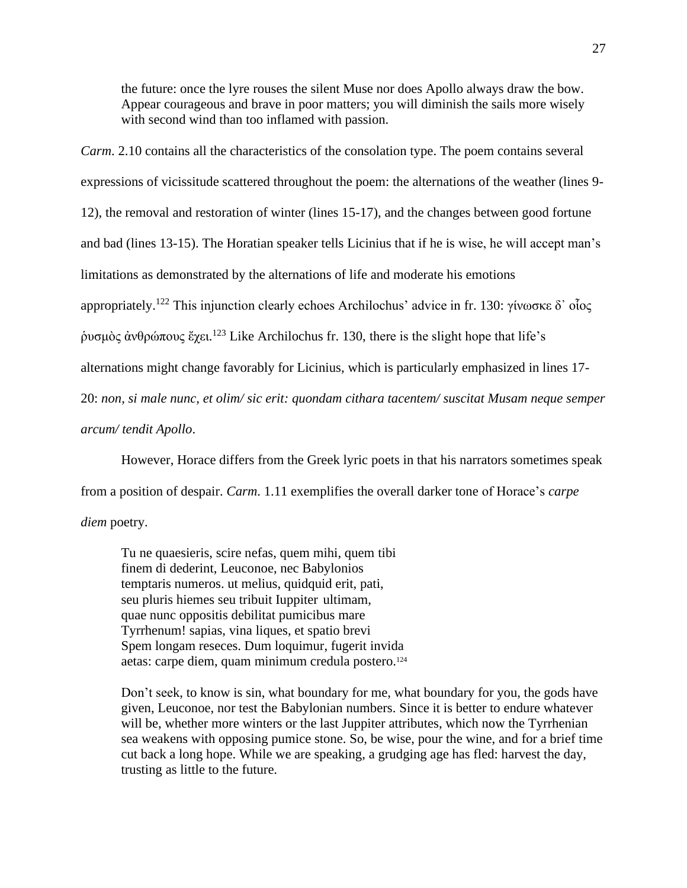> the future: once the lyre rouses the silent Muse nor does Apollo always draw the bow. Appear courageous and brave in poor matters; you will diminish the sails more wisely with second wind than too inflamed with passion.

*Carm*. 2.10 contains all the characteristics of the consolation type. The poem contains several expressions of vicissitude scattered throughout the poem: the alternations of the weather (lines 9-12), the removal and restoration of winter (lines 15-17), and the changes between good fortune and bad (lines 13-15). The Horatian speaker tells Licinius that if he is wise, he will accept man's limitations as demonstrated by the alternations of life and moderate his emotions appropriately.[122] This injunction clearly echoes Archilochus' advice in fr. 130: γίνωσκε δ᾽ οἷος ῥυσμὸς ἀνθρώπους ἔχει.[123] Like Archilochus fr. 130, there is the slight hope that life's alternations might change favorably for Licinius, which is particularly emphasized in lines 17-20: *non, si male nunc, et olim/ sic erit: quondam cithara tacentem/ suscitat Musam neque semper arcum/ tendit Apollo*.

However, Horace differs from the Greek lyric poets in that his narrators sometimes speak from a position of despair. *Carm*. 1.11 exemplifies the overall darker tone of Horace's *carpe diem* poetry.

> Tu ne quaesieris, scire nefas, quem mihi, quem tibi
> finem di dederint, Leuconoe, nec Babylonios
> temptaris numeros. ut melius, quidquid erit, pati,
> seu pluris hiemes seu tribuit Iuppiter ultimam,
> quae nunc oppositis debilitat pumicibus mare
> Tyrrhenum! sapias, vina liques, et spatio brevi
> Spem longam reseces. Dum loquimur, fugerit invida
> aetas: carpe diem, quam minimum credula postero.[124]

> Don't seek, to know is sin, what boundary for me, what boundary for you, the gods have given, Leuconoe, nor test the Babylonian numbers. Since it is better to endure whatever will be, whether more winters or the last Juppiter attributes, which now the Tyrrhenian sea weakens with opposing pumice stone. So, be wise, pour the wine, and for a brief time cut back a long hope. While we are speaking, a grudging age has fled: harvest the day, trusting as little to the future.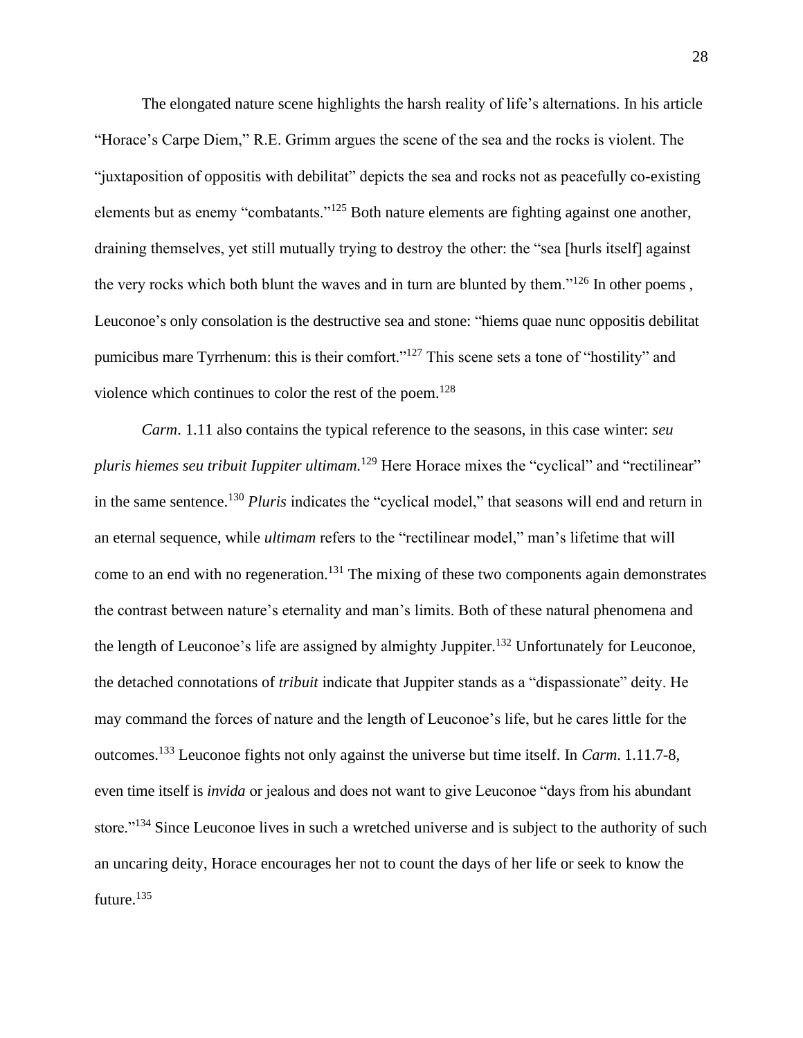The elongated nature scene highlights the harsh reality of life's alternations. In his article "Horace's Carpe Diem," R.E. Grimm argues the scene of the sea and the rocks is violent. The "juxtaposition of oppositis with debilitat" depicts the sea and rocks not as peacefully co-existing elements but as enemy "combatants."[125] Both nature elements are fighting against one another, draining themselves, yet still mutually trying to destroy the other: the "sea [hurls itself] against the very rocks which both blunt the waves and in turn are blunted by them."[126] In other poems , Leuconoe's only consolation is the destructive sea and stone: "hiems quae nunc oppositis debilitat pumicibus mare Tyrrhenum: this is their comfort."[127] This scene sets a tone of "hostility" and violence which continues to color the rest of the poem.[128]

*Carm*. 1.11 also contains the typical reference to the seasons, in this case winter: *seu pluris hiemes seu tribuit Iuppiter ultimam.*[129] Here Horace mixes the "cyclical" and "rectilinear" in the same sentence.[130] *Pluris* indicates the "cyclical model," that seasons will end and return in an eternal sequence, while *ultimam* refers to the "rectilinear model," man's lifetime that will come to an end with no regeneration.[131] The mixing of these two components again demonstrates the contrast between nature's eternality and man's limits. Both of these natural phenomena and the length of Leuconoe's life are assigned by almighty Juppiter.[132] Unfortunately for Leuconoe, the detached connotations of *tribuit* indicate that Juppiter stands as a "dispassionate" deity. He may command the forces of nature and the length of Leuconoe's life, but he cares little for the outcomes.[133] Leuconoe fights not only against the universe but time itself. In *Carm*. 1.11.7-8, even time itself is *invida* or jealous and does not want to give Leuconoe "days from his abundant store."[134] Since Leuconoe lives in such a wretched universe and is subject to the authority of such an uncaring deity, Horace encourages her not to count the days of her life or seek to know the future.[135]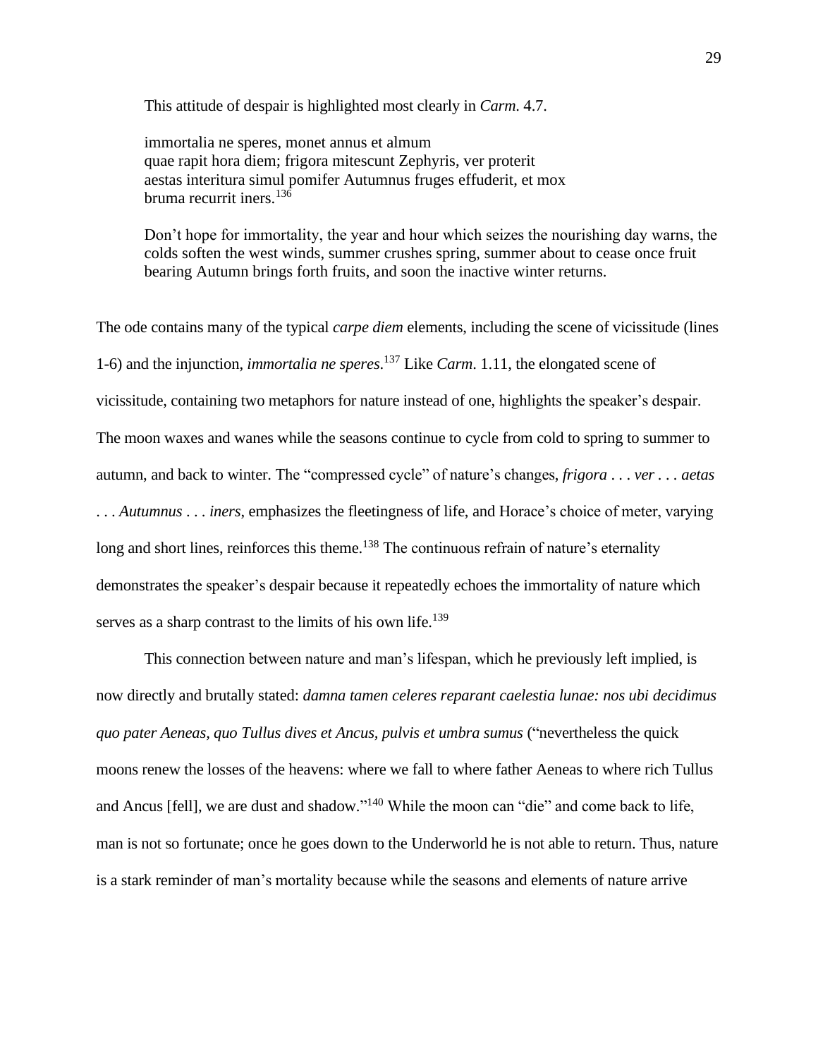This attitude of despair is highlighted most clearly in *Carm*. 4.7.

> immortalia ne speres, monet annus et almum
> quae rapit hora diem; frigora mitescunt Zephyris, ver proterit
> aestas interitura simul pomifer Autumnus fruges effuderit, et mox
> bruma recurrit iners.[136]
>
> Don't hope for immortality, the year and hour which seizes the nourishing day warns, the colds soften the west winds, summer crushes spring, summer about to cease once fruit bearing Autumn brings forth fruits, and soon the inactive winter returns.

The ode contains many of the typical *carpe diem* elements, including the scene of vicissitude (lines 1-6) and the injunction, *immortalia ne speres*.[137] Like *Carm*. 1.11, the elongated scene of vicissitude, containing two metaphors for nature instead of one, highlights the speaker's despair. The moon waxes and wanes while the seasons continue to cycle from cold to spring to summer to autumn, and back to winter. The "compressed cycle" of nature's changes, *frigora . . . ver . . . aetas . . . Autumnus . . . iners*, emphasizes the fleetingness of life, and Horace's choice of meter, varying long and short lines, reinforces this theme.[138] The continuous refrain of nature's eternality demonstrates the speaker's despair because it repeatedly echoes the immortality of nature which serves as a sharp contrast to the limits of his own life.[139]

This connection between nature and man's lifespan, which he previously left implied, is now directly and brutally stated: *damna tamen celeres reparant caelestia lunae: nos ubi decidimus quo pater Aeneas, quo Tullus dives et Ancus, pulvis et umbra sumus* ("nevertheless the quick moons renew the losses of the heavens: where we fall to where father Aeneas to where rich Tullus and Ancus [fell], we are dust and shadow."[140] While the moon can "die" and come back to life, man is not so fortunate; once he goes down to the Underworld he is not able to return. Thus, nature is a stark reminder of man's mortality because while the seasons and elements of nature arrive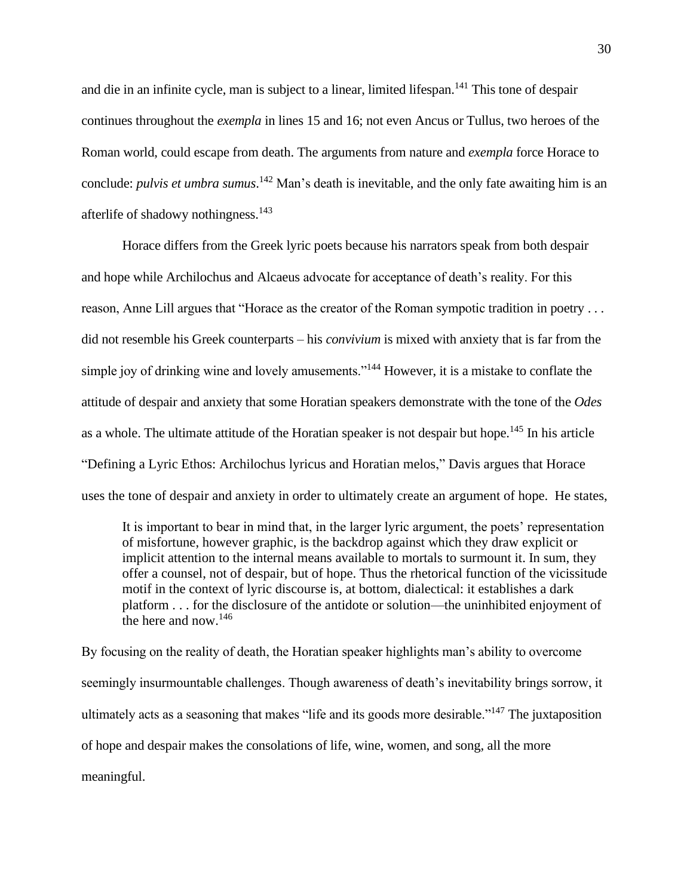and die in an infinite cycle, man is subject to a linear, limited lifespan.[141] This tone of despair continues throughout the *exempla* in lines 15 and 16; not even Ancus or Tullus, two heroes of the Roman world, could escape from death. The arguments from nature and *exempla* force Horace to conclude: *pulvis et umbra sumus*.[142] Man's death is inevitable, and the only fate awaiting him is an afterlife of shadowy nothingness.[143]

Horace differs from the Greek lyric poets because his narrators speak from both despair and hope while Archilochus and Alcaeus advocate for acceptance of death's reality. For this reason, Anne Lill argues that "Horace as the creator of the Roman sympotic tradition in poetry . . . did not resemble his Greek counterparts – his *convivium* is mixed with anxiety that is far from the simple joy of drinking wine and lovely amusements."[144] However, it is a mistake to conflate the attitude of despair and anxiety that some Horatian speakers demonstrate with the tone of the *Odes* as a whole. The ultimate attitude of the Horatian speaker is not despair but hope.[145] In his article "Defining a Lyric Ethos: Archilochus lyricus and Horatian melos," Davis argues that Horace uses the tone of despair and anxiety in order to ultimately create an argument of hope. He states,

> It is important to bear in mind that, in the larger lyric argument, the poets' representation of misfortune, however graphic, is the backdrop against which they draw explicit or implicit attention to the internal means available to mortals to surmount it. In sum, they offer a counsel, not of despair, but of hope. Thus the rhetorical function of the vicissitude motif in the context of lyric discourse is, at bottom, dialectical: it establishes a dark platform . . . for the disclosure of the antidote or solution—the uninhibited enjoyment of the here and now.[146]

By focusing on the reality of death, the Horatian speaker highlights man's ability to overcome seemingly insurmountable challenges. Though awareness of death's inevitability brings sorrow, it ultimately acts as a seasoning that makes "life and its goods more desirable."[147] The juxtaposition of hope and despair makes the consolations of life, wine, women, and song, all the more meaningful.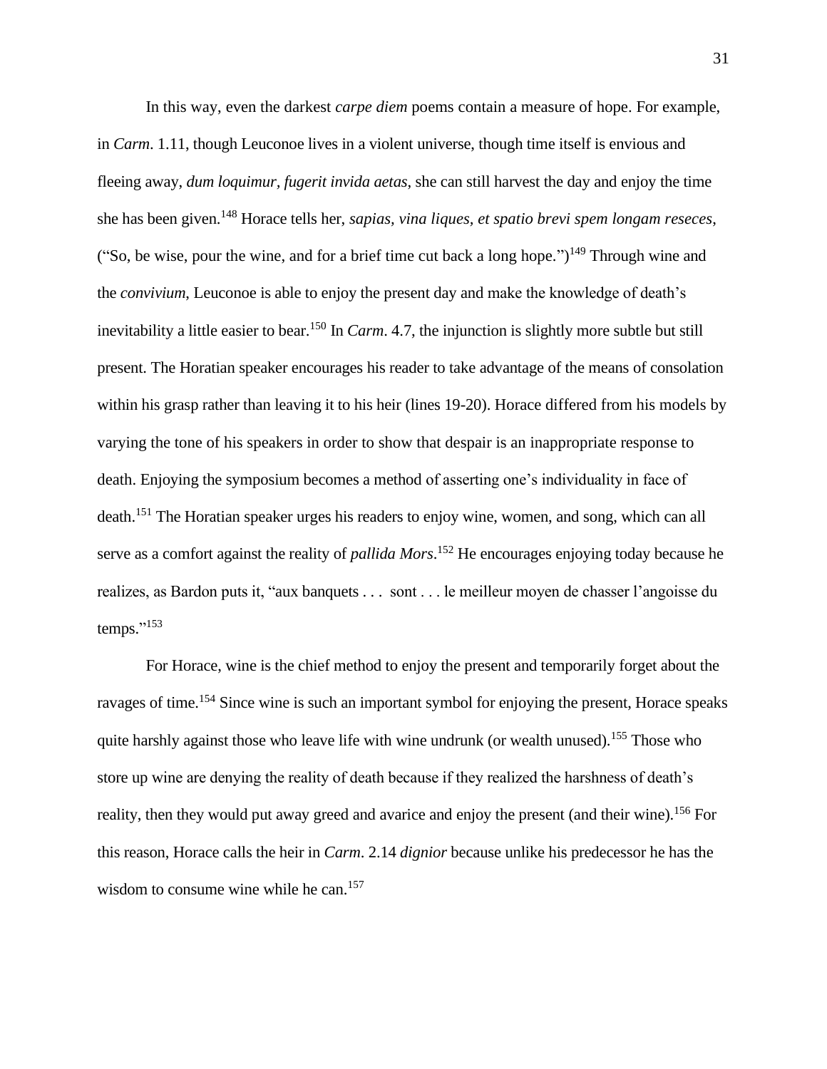In this way, even the darkest *carpe diem* poems contain a measure of hope. For example, in *Carm*. 1.11, though Leuconoe lives in a violent universe, though time itself is envious and fleeing away, *dum loquimur, fugerit invida aetas*, she can still harvest the day and enjoy the time she has been given.[148] Horace tells her, *sapias, vina liques, et spatio brevi spem longam reseces*, ("So, be wise, pour the wine, and for a brief time cut back a long hope.")[149] Through wine and the *convivium*, Leuconoe is able to enjoy the present day and make the knowledge of death's inevitability a little easier to bear.[150] In *Carm*. 4.7, the injunction is slightly more subtle but still present. The Horatian speaker encourages his reader to take advantage of the means of consolation within his grasp rather than leaving it to his heir (lines 19-20). Horace differed from his models by varying the tone of his speakers in order to show that despair is an inappropriate response to death. Enjoying the symposium becomes a method of asserting one's individuality in face of death.[151] The Horatian speaker urges his readers to enjoy wine, women, and song, which can all serve as a comfort against the reality of *pallida Mors*.[152] He encourages enjoying today because he realizes, as Bardon puts it, "aux banquets . . . sont . . . le meilleur moyen de chasser l'angoisse du temps."[153]

For Horace, wine is the chief method to enjoy the present and temporarily forget about the ravages of time.[154] Since wine is such an important symbol for enjoying the present, Horace speaks quite harshly against those who leave life with wine undrunk (or wealth unused).[155] Those who store up wine are denying the reality of death because if they realized the harshness of death's reality, then they would put away greed and avarice and enjoy the present (and their wine).[156] For this reason, Horace calls the heir in *Carm*. 2.14 *dignior* because unlike his predecessor he has the wisdom to consume wine while he can.[157]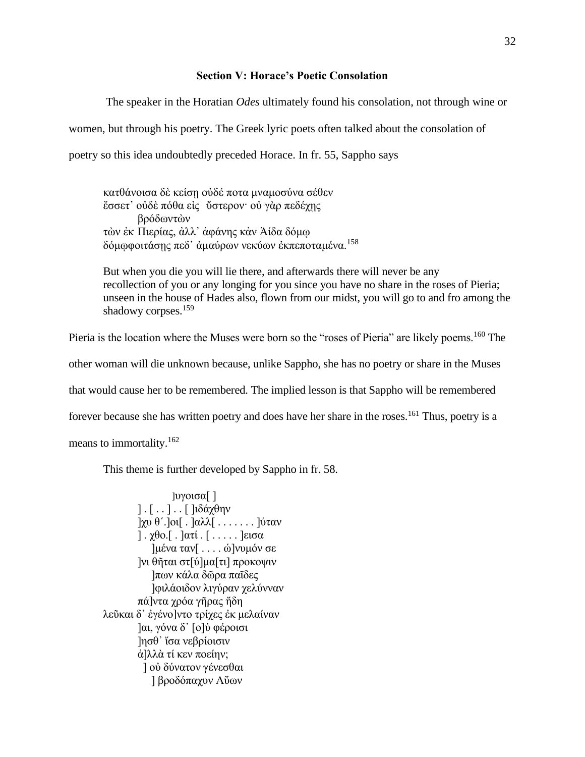## Section V: Horace's Poetic Consolation

The speaker in the Horatian *Odes* ultimately found his consolation, not through wine or women, but through his poetry. The Greek lyric poets often talked about the consolation of poetry so this idea undoubtedly preceded Horace. In fr. 55, Sappho says

> κατθάνοισα δὲ κείσῃ οὐδέ ποτα μναμοσύνα σέθεν
> ἔσσετ᾽ οὐδὲ πόθα εἰς ὔστερον· οὐ γὰρ πεδέχῃς
> βρόδωντὼν
> τὼν ἐκ Πιερίας, ἀλλ᾽ ἀφάνης κἀν Ἀίδα δόμῳ
> δόμῳφοιτάσῃς πεδ᾽ ἀμαύρων νεκύων ἐκπεποταμένα.[158]
>
> But when you die you will lie there, and afterwards there will never be any recollection of you or any longing for you since you have no share in the roses of Pieria; unseen in the house of Hades also, flown from our midst, you will go to and fro among the shadowy corpses.[159]

Pieria is the location where the Muses were born so the "roses of Pieria" are likely poems.[160] The other woman will die unknown because, unlike Sappho, she has no poetry or share in the Muses that would cause her to be remembered. The implied lesson is that Sappho will be remembered forever because she has written poetry and does have her share in the roses.[161] Thus, poetry is a means to immortality.[162]

This theme is further developed by Sappho in fr. 58.

> ]υγοισα[ ]
> ] . [ . . ] . . [ ]ιδάχθην
> ]χυ θ΄.]οι[ . ]αλλ[ . . . . . . . ]ύταν
> ] . χθο.[ . ]ατί . [ . . . . . ]εισα
> ]μένα ταν[ . . . . ώ]νυμόν σε
> ]νι θῆται στ[ύ]μα[τι] προκοψιν
> ]πων κάλα δῶρα παῖδες
> ]φιλάοιδον λιγύραν χελύνναν
> πά]ντα χρόα γῆρας ἤδη
> λεῦκαι δ᾽ ἐγένο]ντο τρίχες ἐκ μελαίναν
> ]αι, γόνα δ᾽ [ο]ὐ φέροισι
> ]ησθ᾽ ἴσα νεβρίοισιν
> ἀ]λλὰ τί κεν ποείην;
> ] οὐ δύνατον γένεσθαι
> ] βροδόπαχυν Αὔων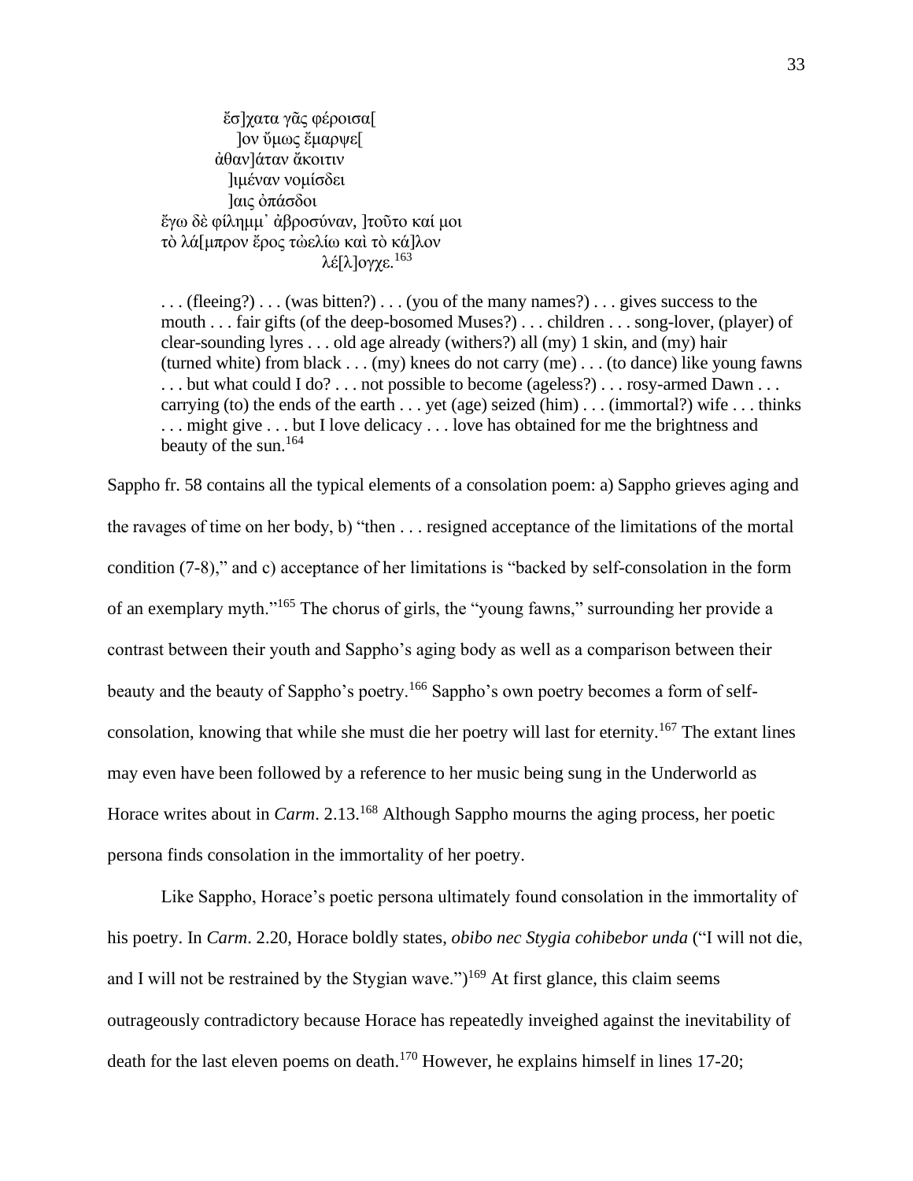ἔσ]χατα γᾶς φέροισα[
]ον ὔμως ἔμαρψε[
ἀθαν]άταν ἄκοιτιν
]ιμέναν νομίσδει
]αις ὀπάσδοι
ἔγω δὲ φίλημμ᾽ ἀβροσύναν, ]τοῦτο καί μοι
τὸ λά[μπρον ἔρος τὠελίω καὶ τὸ κά]λον
λέ[λ]ογχε.[163]

> . . . (fleeing?) . . . (was bitten?) . . . (you of the many names?) . . . gives success to the mouth . . . fair gifts (of the deep-bosomed Muses?) . . . children . . . song-lover, (player) of clear-sounding lyres . . . old age already (withers?) all (my) 1 skin, and (my) hair (turned white) from black . . . (my) knees do not carry (me) . . . (to dance) like young fawns . . . but what could I do? . . . not possible to become (ageless?) . . . rosy-armed Dawn . . . carrying (to) the ends of the earth . . . yet (age) seized (him) . . . (immortal?) wife . . . thinks . . . might give . . . but I love delicacy . . . love has obtained for me the brightness and beauty of the sun.[164]

Sappho fr. 58 contains all the typical elements of a consolation poem: a) Sappho grieves aging and the ravages of time on her body, b) "then . . . resigned acceptance of the limitations of the mortal condition (7-8)," and c) acceptance of her limitations is "backed by self-consolation in the form of an exemplary myth."[165] The chorus of girls, the "young fawns," surrounding her provide a contrast between their youth and Sappho's aging body as well as a comparison between their beauty and the beauty of Sappho's poetry.[166] Sappho's own poetry becomes a form of self-consolation, knowing that while she must die her poetry will last for eternity.[167] The extant lines may even have been followed by a reference to her music being sung in the Underworld as Horace writes about in *Carm*. 2.13.[168] Although Sappho mourns the aging process, her poetic persona finds consolation in the immortality of her poetry.

Like Sappho, Horace's poetic persona ultimately found consolation in the immortality of his poetry. In *Carm*. 2.20, Horace boldly states, *obibo nec Stygia cohibebor unda* ("I will not die, and I will not be restrained by the Stygian wave.")[169] At first glance, this claim seems outrageously contradictory because Horace has repeatedly inveighed against the inevitability of death for the last eleven poems on death.[170] However, he explains himself in lines 17-20;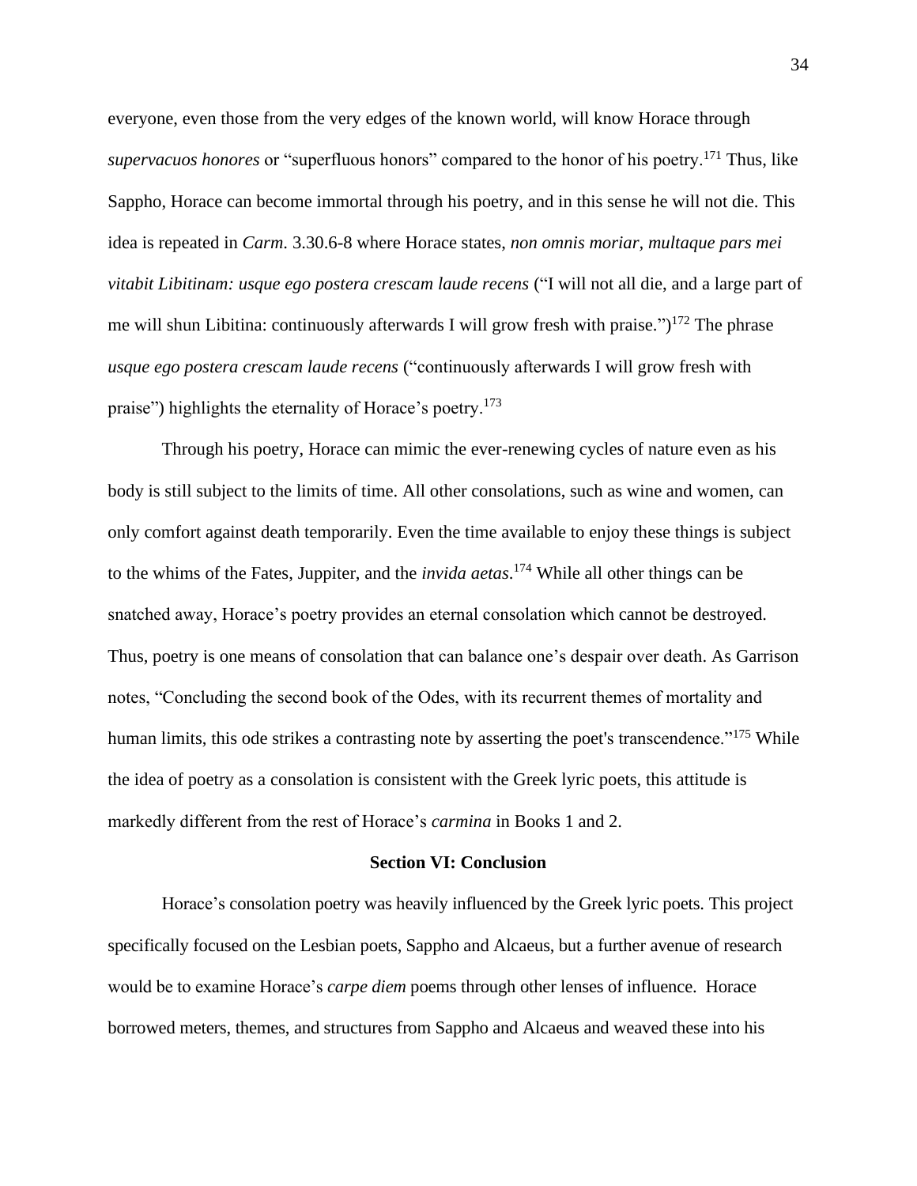everyone, even those from the very edges of the known world, will know Horace through *supervacuos honores* or "superfluous honors" compared to the honor of his poetry.[171] Thus, like Sappho, Horace can become immortal through his poetry, and in this sense he will not die. This idea is repeated in *Carm*. 3.30.6-8 where Horace states, *non omnis moriar, multaque pars mei vitabit Libitinam: usque ego postera crescam laude recens* ("I will not all die, and a large part of me will shun Libitina: continuously afterwards I will grow fresh with praise.")[172] The phrase *usque ego postera crescam laude recens* ("continuously afterwards I will grow fresh with praise") highlights the eternality of Horace's poetry.[173]

Through his poetry, Horace can mimic the ever-renewing cycles of nature even as his body is still subject to the limits of time. All other consolations, such as wine and women, can only comfort against death temporarily. Even the time available to enjoy these things is subject to the whims of the Fates, Juppiter, and the *invida aetas*.[174] While all other things can be snatched away, Horace's poetry provides an eternal consolation which cannot be destroyed. Thus, poetry is one means of consolation that can balance one's despair over death. As Garrison notes, "Concluding the second book of the Odes, with its recurrent themes of mortality and human limits, this ode strikes a contrasting note by asserting the poet's transcendence."[175] While the idea of poetry as a consolation is consistent with the Greek lyric poets, this attitude is markedly different from the rest of Horace's *carmina* in Books 1 and 2.

## Section VI: Conclusion

Horace's consolation poetry was heavily influenced by the Greek lyric poets. This project specifically focused on the Lesbian poets, Sappho and Alcaeus, but a further avenue of research would be to examine Horace's *carpe diem* poems through other lenses of influence. Horace borrowed meters, themes, and structures from Sappho and Alcaeus and weaved these into his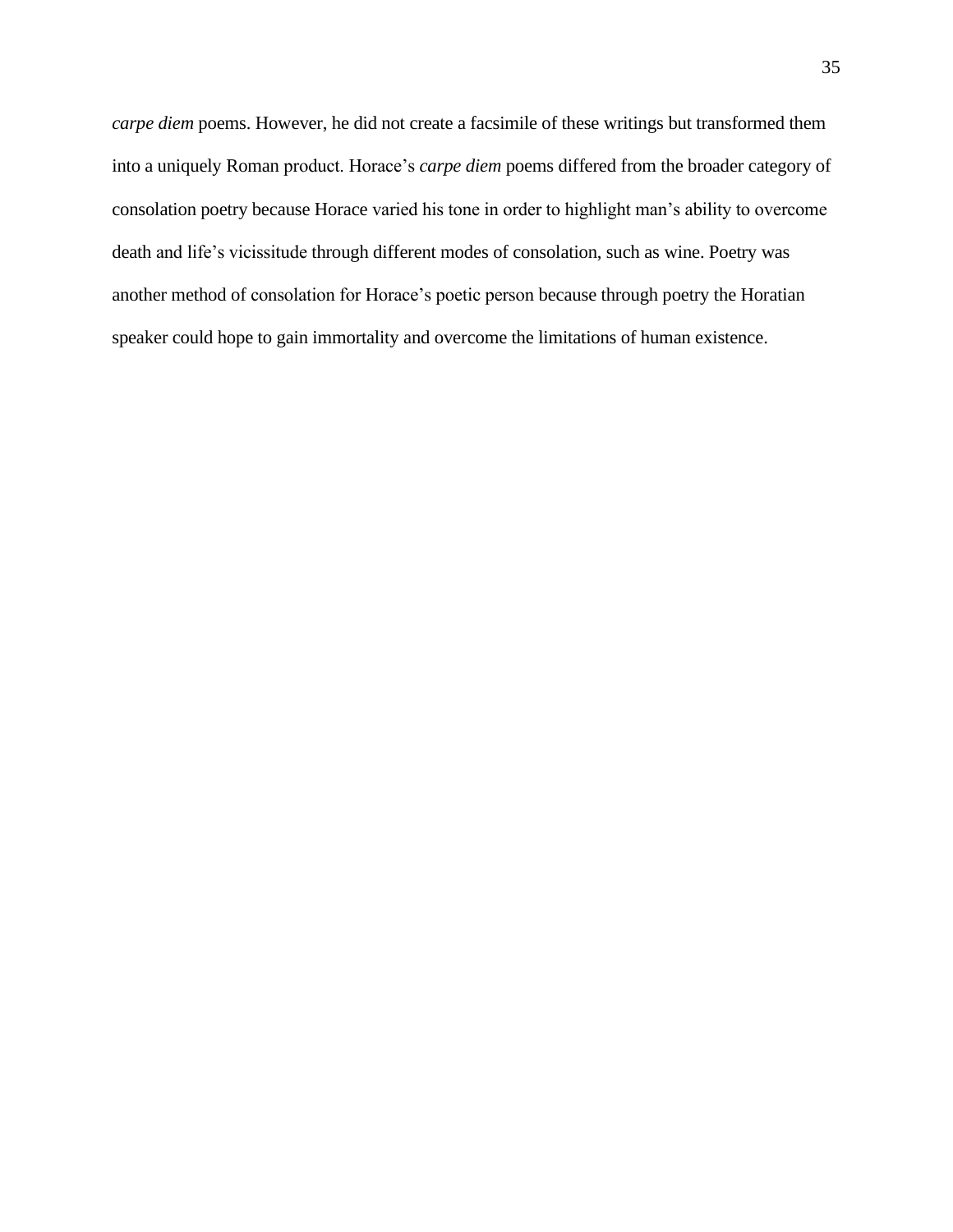*carpe diem* poems. However, he did not create a facsimile of these writings but transformed them into a uniquely Roman product. Horace's *carpe diem* poems differed from the broader category of consolation poetry because Horace varied his tone in order to highlight man's ability to overcome death and life's vicissitude through different modes of consolation, such as wine. Poetry was another method of consolation for Horace's poetic person because through poetry the Horatian speaker could hope to gain immortality and overcome the limitations of human existence.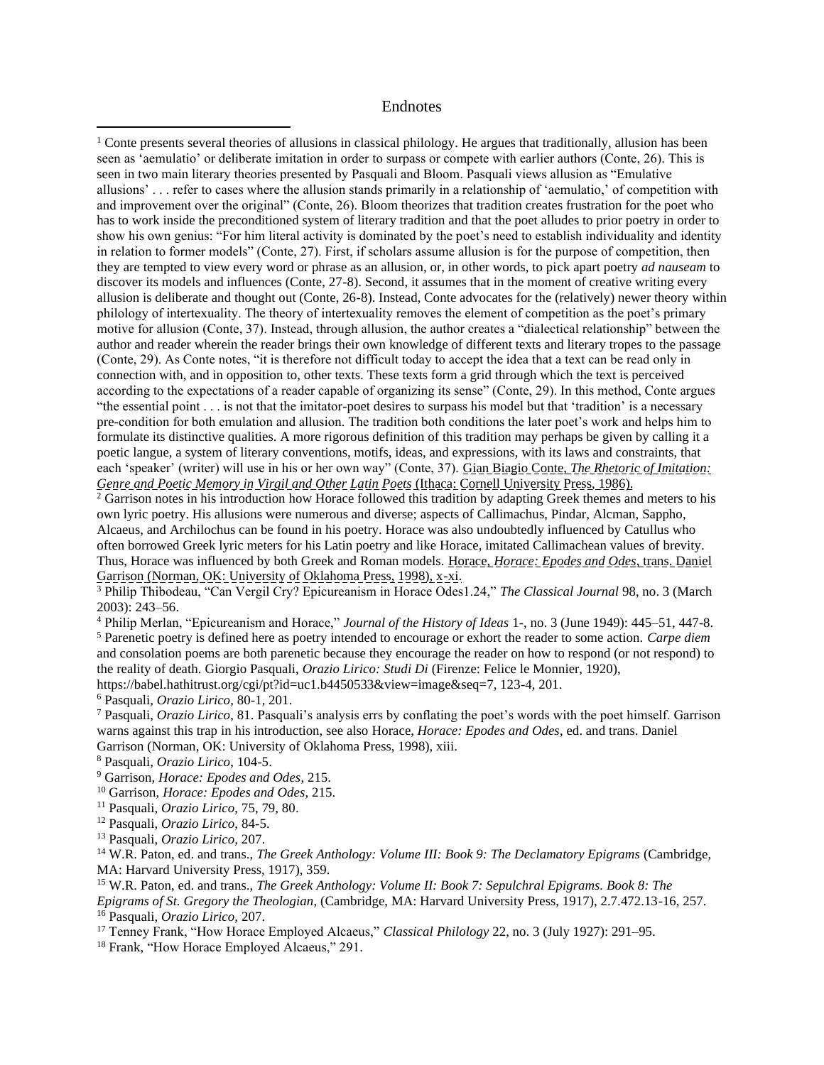# Endnotes

[1] Conte presents several theories of allusions in classical philology. He argues that traditionally, allusion has been seen as 'aemulatio' or deliberate imitation in order to surpass or compete with earlier authors (Conte, 26). This is seen in two main literary theories presented by Pasquali and Bloom. Pasquali views allusion as "Emulative allusions' . . . refer to cases where the allusion stands primarily in a relationship of 'aemulatio,' of competition with and improvement over the original" (Conte, 26). Bloom theorizes that tradition creates frustration for the poet who has to work inside the preconditioned system of literary tradition and that the poet alludes to prior poetry in order to show his own genius: "For him literal activity is dominated by the poet's need to establish individuality and identity in relation to former models" (Conte, 27). First, if scholars assume allusion is for the purpose of competition, then they are tempted to view every word or phrase as an allusion, or, in other words, to pick apart poetry *ad nauseam* to discover its models and influences (Conte, 27-8). Second, it assumes that in the moment of creative writing every allusion is deliberate and thought out (Conte, 26-8). Instead, Conte advocates for the (relatively) newer theory within philology of intertexuality. The theory of intertexuality removes the element of competition as the poet's primary motive for allusion (Conte, 37). Instead, through allusion, the author creates a "dialectical relationship" between the author and reader wherein the reader brings their own knowledge of different texts and literary tropes to the passage (Conte, 29). As Conte notes, "it is therefore not difficult today to accept the idea that a text can be read only in connection with, and in opposition to, other texts. These texts form a grid through which the text is perceived according to the expectations of a reader capable of organizing its sense" (Conte, 29). In this method, Conte argues "the essential point . . . is not that the imitator-poet desires to surpass his model but that 'tradition' is a necessary pre-condition for both emulation and allusion. The tradition both conditions the later poet's work and helps him to formulate its distinctive qualities. A more rigorous definition of this tradition may perhaps be given by calling it a poetic langue, a system of literary conventions, motifs, ideas, and expressions, with its laws and constraints, that each 'speaker' (writer) will use in his or her own way" (Conte, 37). Gian Biagio Conte, *The Rhetoric of Imitation: Genre and Poetic Memory in Virgil and Other Latin Poets* (Ithaca: Cornell University Press, 1986).

[2] Garrison notes in his introduction how Horace followed this tradition by adapting Greek themes and meters to his own lyric poetry. His allusions were numerous and diverse; aspects of Callimachus, Pindar, Alcman, Sappho, Alcaeus, and Archilochus can be found in his poetry. Horace was also undoubtedly influenced by Catullus who often borrowed Greek lyric meters for his Latin poetry and like Horace, imitated Callimachean values of brevity. Thus, Horace was influenced by both Greek and Roman models. Horace, *Horace: Epodes and Odes*, trans. Daniel Garrison (Norman, OK: University of Oklahoma Press, 1998), x-xi.

[3] Philip Thibodeau, "Can Vergil Cry? Epicureanism in Horace Odes1.24," *The Classical Journal* 98, no. 3 (March 2003): 243–56.

[4] Philip Merlan, "Epicureanism and Horace," *Journal of the History of Ideas* 1-, no. 3 (June 1949): 445–51, 447-8.

[5] Parenetic poetry is defined here as poetry intended to encourage or exhort the reader to some action. *Carpe diem* and consolation poems are both parenetic because they encourage the reader on how to respond (or not respond) to the reality of death. Giorgio Pasquali, *Orazio Lirico: Studi Di* (Firenze: Felice le Monnier, 1920), https://babel.hathitrust.org/cgi/pt?id=uc1.b4450533&view=image&seq=7, 123-4, 201.

[6] Pasquali, *Orazio Lirico*, 80-1, 201.

[7] Pasquali, *Orazio Lirico*, 81. Pasquali's analysis errs by conflating the poet's words with the poet himself. Garrison warns against this trap in his introduction, see also Horace, *Horace: Epodes and Odes*, ed. and trans. Daniel Garrison (Norman, OK: University of Oklahoma Press, 1998), xiii.

[8] Pasquali, *Orazio Lirico*, 104-5.

[9] Garrison, *Horace: Epodes and Odes*, 215.

[10] Garrison, *Horace: Epodes and Odes*, 215.

[11] Pasquali, *Orazio Lirico*, 75, 79, 80.

[12] Pasquali, *Orazio Lirico*, 84-5.

[13] Pasquali, *Orazio Lirico*, 207.

[14] W.R. Paton, ed. and trans., *The Greek Anthology: Volume III: Book 9: The Declamatory Epigrams* (Cambridge, MA: Harvard University Press, 1917), 359.

[15] W.R. Paton, ed. and trans., *The Greek Anthology: Volume II: Book 7: Sepulchral Epigrams. Book 8: The Epigrams of St. Gregory the Theologian*, (Cambridge, MA: Harvard University Press, 1917), 2.7.472.13-16, 257.

[16] Pasquali, *Orazio Lirico*, 207.

[17] Tenney Frank, "How Horace Employed Alcaeus," *Classical Philology* 22, no. 3 (July 1927): 291–95.

[18] Frank, "How Horace Employed Alcaeus," 291.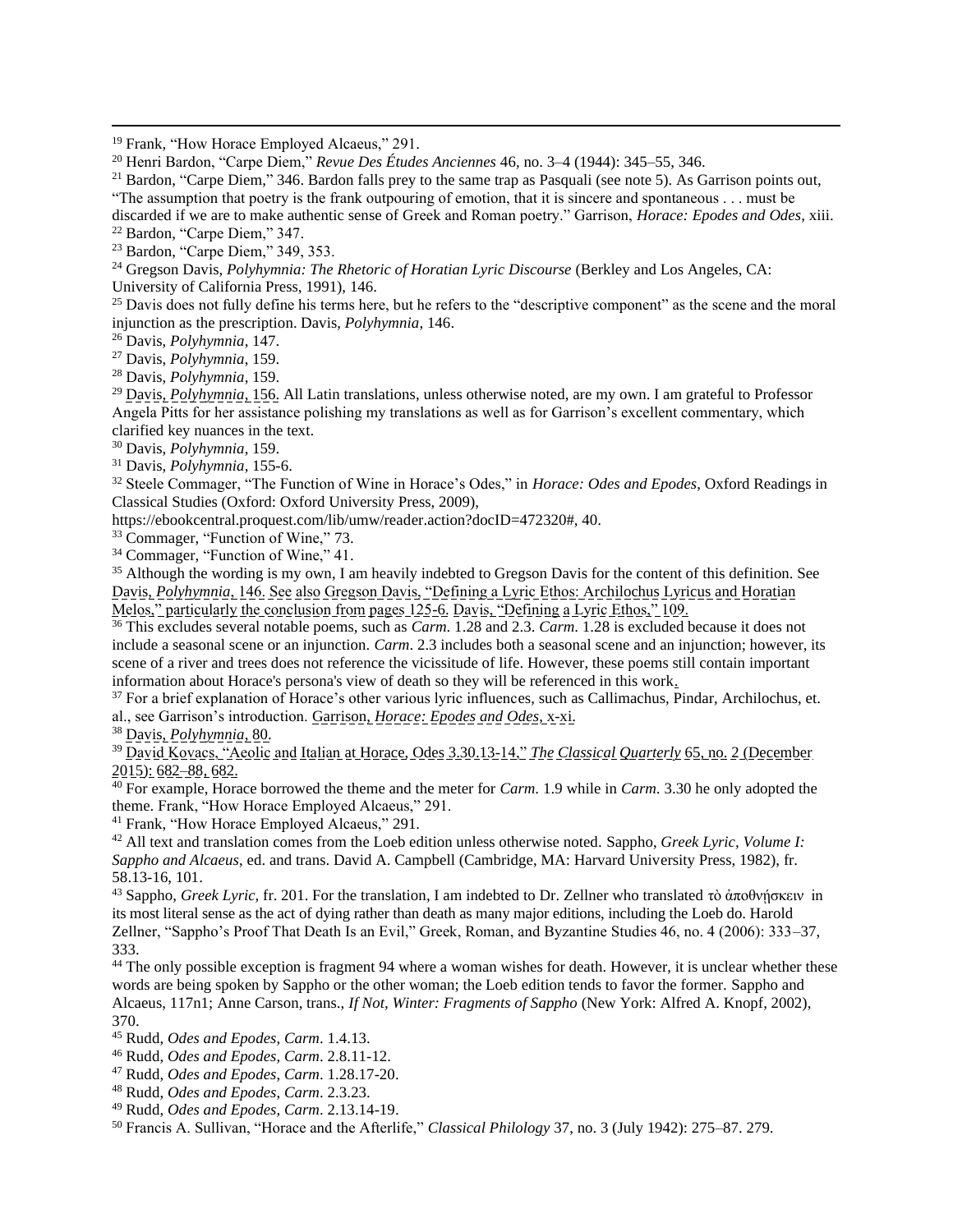[19] Frank, "How Horace Employed Alcaeus," 291.

[20] Henri Bardon, "Carpe Diem," *Revue Des Études Anciennes* 46, no. 3–4 (1944): 345–55, 346.

[21] Bardon, "Carpe Diem," 346. Bardon falls prey to the same trap as Pasquali (see note 5). As Garrison points out, "The assumption that poetry is the frank outpouring of emotion, that it is sincere and spontaneous . . . must be discarded if we are to make authentic sense of Greek and Roman poetry." Garrison, *Horace: Epodes and Odes*, xiii.

[22] Bardon, "Carpe Diem," 347.

[23] Bardon, "Carpe Diem," 349, 353.

[24] Gregson Davis, *Polyhymnia: The Rhetoric of Horatian Lyric Discourse* (Berkley and Los Angeles, CA: University of California Press, 1991), 146.

[25] Davis does not fully define his terms here, but he refers to the "descriptive component" as the scene and the moral injunction as the prescription. Davis, *Polyhymnia*, 146.

[26] Davis, *Polyhymnia*, 147.

[27] Davis, *Polyhymnia*, 159.

[28] Davis, *Polyhymnia*, 159.

[29] Davis, *Polyhymnia*, 156. All Latin translations, unless otherwise noted, are my own. I am grateful to Professor Angela Pitts for her assistance polishing my translations as well as for Garrison's excellent commentary, which clarified key nuances in the text.

[30] Davis, *Polyhymnia*, 159.

[31] Davis, *Polyhymnia*, 155-6.

[32] Steele Commager, "The Function of Wine in Horace's Odes," in *Horace: Odes and Epodes*, Oxford Readings in Classical Studies (Oxford: Oxford University Press, 2009), https://ebookcentral.proquest.com/lib/umw/reader.action?docID=472320#, 40.

[33] Commager, "Function of Wine," 73.

[34] Commager, "Function of Wine," 41.

[35] Although the wording is my own, I am heavily indebted to Gregson Davis for the content of this definition. See Davis, *Polyhymnia*, 146. See also Gregson Davis, "Defining a Lyric Ethos: Archilochus Lyricus and Horatian Melos," particularly the conclusion from pages 125-6. Davis, "Defining a Lyric Ethos," 109.

[36] This excludes several notable poems, such as *Carm.* 1.28 and 2.3. *Carm.* 1.28 is excluded because it does not include a seasonal scene or an injunction. *Carm.* 2.3 includes both a seasonal scene and an injunction; however, its scene of a river and trees does not reference the vicissitude of life. However, these poems still contain important information about Horace's persona's view of death so they will be referenced in this work.

[37] For a brief explanation of Horace's other various lyric influences, such as Callimachus, Pindar, Archilochus, et. al., see Garrison's introduction. Garrison, *Horace: Epodes and Odes*, x-xi.

[38] Davis, *Polyhymnia*, 80.

[39] David Kovacs, "Aeolic and Italian at Horace, Odes 3.30.13-14," *The Classical Quarterly* 65, no. 2 (December 2015): 682–88, 682.

[40] For example, Horace borrowed the theme and the meter for *Carm.* 1.9 while in *Carm.* 3.30 he only adopted the theme. Frank, "How Horace Employed Alcaeus," 291.

[41] Frank, "How Horace Employed Alcaeus," 291.

[42] All text and translation comes from the Loeb edition unless otherwise noted. Sappho, *Greek Lyric, Volume I: Sappho and Alcaeus*, ed. and trans. David A. Campbell (Cambridge, MA: Harvard University Press, 1982), fr. 58.13-16, 101.

[43] Sappho, *Greek Lyric*, fr. 201. For the translation, I am indebted to Dr. Zellner who translated τὸ ἀποθνήσκειν in its most literal sense as the act of dying rather than death as many major editions, including the Loeb do. Harold Zellner, "Sappho's Proof That Death Is an Evil," Greek, Roman, and Byzantine Studies 46, no. 4 (2006): 333–37, 333.

[44] The only possible exception is fragment 94 where a woman wishes for death. However, it is unclear whether these words are being spoken by Sappho or the other woman; the Loeb edition tends to favor the former. Sappho and Alcaeus, 117n1; Anne Carson, trans., *If Not, Winter: Fragments of Sappho* (New York: Alfred A. Knopf, 2002), 370.

[45] Rudd, *Odes and Epodes*, *Carm*. 1.4.13.

[46] Rudd, *Odes and Epodes*, *Carm*. 2.8.11-12.

[47] Rudd, *Odes and Epodes*, *Carm*. 1.28.17-20.

[48] Rudd, *Odes and Epodes*, *Carm*. 2.3.23.

[49] Rudd, *Odes and Epodes*, *Carm*. 2.13.14-19.

[50] Francis A. Sullivan, "Horace and the Afterlife," *Classical Philology* 37, no. 3 (July 1942): 275–87. 279.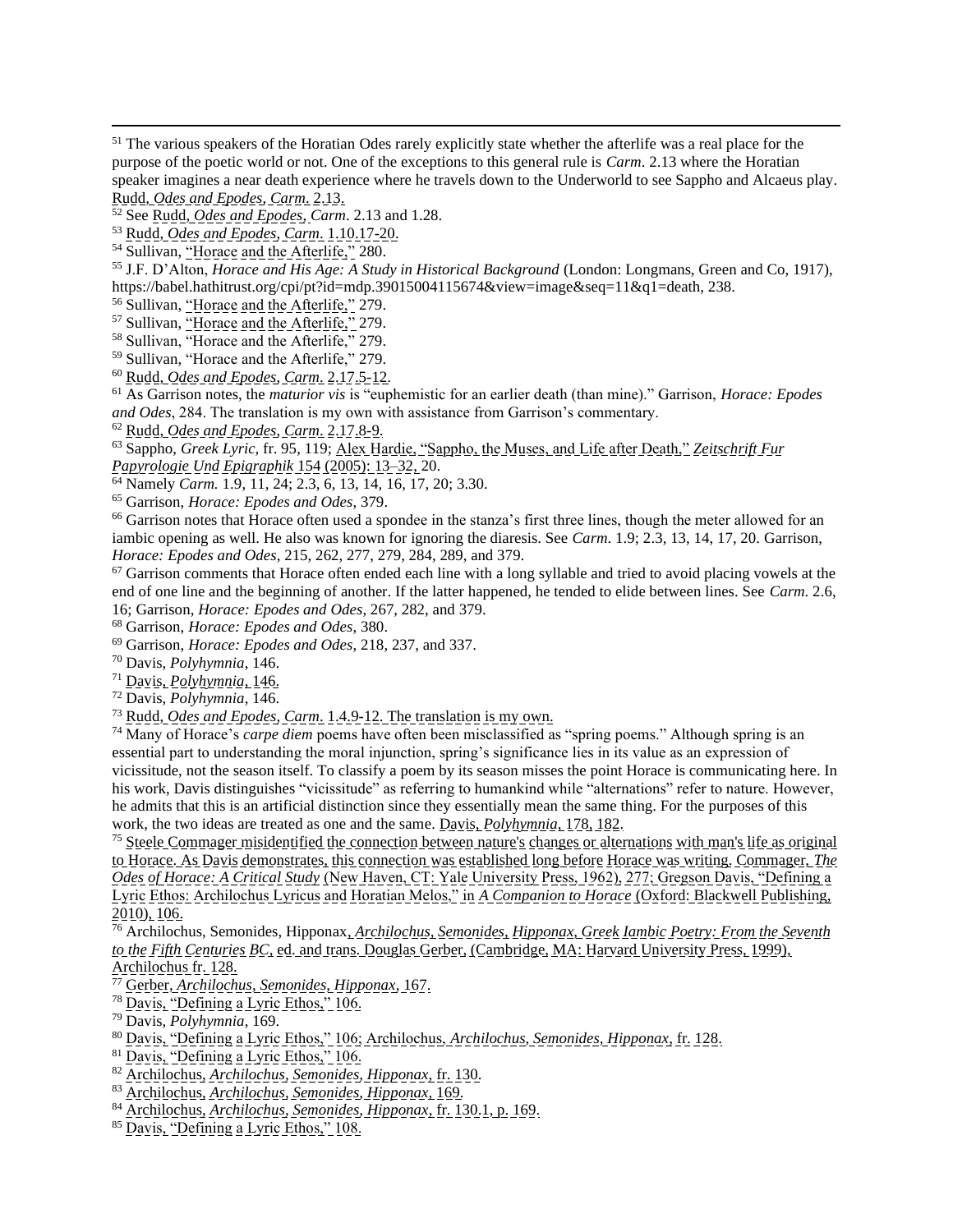[51] The various speakers of the Horatian Odes rarely explicitly state whether the afterlife was a real place for the purpose of the poetic world or not. One of the exceptions to this general rule is *Carm*. 2.13 where the Horatian speaker imagines a near death experience where he travels down to the Underworld to see Sappho and Alcaeus play. Rudd, *Odes and Epodes*, *Carm*. 2.13.

[52] See Rudd, *Odes and Epodes*, *Carm*. 2.13 and 1.28.

[53] Rudd, *Odes and Epodes*, *Carm*. 1.10.17-20.

[54] Sullivan, "Horace and the Afterlife," 280.

[55] J.F. D'Alton, *Horace and His Age: A Study in Historical Background* (London: Longmans, Green and Co, 1917), https://babel.hathitrust.org/cpi/pt?id=mdp.39015004115674&view=image&seq=11&q1=death, 238.

[56] Sullivan, "Horace and the Afterlife," 279.

[57] Sullivan, "Horace and the Afterlife," 279.

[58] Sullivan, "Horace and the Afterlife," 279.

[59] Sullivan, "Horace and the Afterlife," 279.

[60] Rudd, *Odes and Epodes*, *Carm*. 2.17.5-12.

[61] As Garrison notes, the *maturior vis* is "euphemistic for an earlier death (than mine)." Garrison, *Horace: Epodes and Odes*, 284. The translation is my own with assistance from Garrison's commentary.

[62] Rudd, *Odes and Epodes*, *Carm*. 2.17.8-9.

[63] Sappho, *Greek Lyric,* fr. 95, 119; Alex Hardie, "Sappho, the Muses, and Life after Death," *Zeitschrift Fur Papyrologie Und Epigraphik* 154 (2005): 13–32, 20.

[64] Namely *Carm.* 1.9, 11, 24; 2.3, 6, 13, 14, 16, 17, 20; 3.30.

[65] Garrison, *Horace: Epodes and Odes*, 379.

[66] Garrison notes that Horace often used a spondee in the stanza's first three lines, though the meter allowed for an iambic opening as well. He also was known for ignoring the diaresis. See *Carm*. 1.9; 2.3, 13, 14, 17, 20. Garrison, *Horace: Epodes and Odes*, 215, 262, 277, 279, 284, 289, and 379.

[67] Garrison comments that Horace often ended each line with a long syllable and tried to avoid placing vowels at the end of one line and the beginning of another. If the latter happened, he tended to elide between lines. See *Carm*. 2.6, 16; Garrison, *Horace: Epodes and Odes*, 267, 282, and 379.

[68] Garrison, *Horace: Epodes and Odes*, 380.

[69] Garrison, *Horace: Epodes and Odes*, 218, 237, and 337.

[70] Davis, *Polyhymnia*, 146.

[71] Davis, *Polyhymnia*, 146.

[72] Davis, *Polyhymnia*, 146.

[73] Rudd, *Odes and Epodes, Carm*. 1.4.9-12. The translation is my own.

[74] Many of Horace's *carpe diem* poems have often been misclassified as "spring poems." Although spring is an essential part to understanding the moral injunction, spring's significance lies in its value as an expression of vicissitude, not the season itself. To classify a poem by its season misses the point Horace is communicating here. In his work, Davis distinguishes "vicissitude" as referring to humankind while "alternations" refer to nature. However, he admits that this is an artificial distinction since they essentially mean the same thing. For the purposes of this work, the two ideas are treated as one and the same. Davis, *Polyhymnia*, 178, 182.

[75] Steele Commager misidentified the connection between nature's changes or alternations with man's life as original to Horace. As Davis demonstrates, this connection was established long before Horace was writing. Commager, *The Odes of Horace: A Critical Study* (New Haven, CT: Yale University Press, 1962), 277; Gregson Davis, "Defining a Lyric Ethos: Archilochus Lyricus and Horatian Melos," in *A Companion to Horace* (Oxford: Blackwell Publishing, 2010), 106.

[76] Archilochus, Semonides, Hipponax, *Archilochus, Semonides, Hipponax, Greek Iambic Poetry: From the Seventh to the Fifth Centuries BC*, ed. and trans. Douglas Gerber, (Cambridge, MA: Harvard University Press, 1999), Archilochus fr. 128.

[77] Gerber, *Archilochus, Semonides, Hipponax*, 167.

[78] Davis, "Defining a Lyric Ethos," 106.

[79] Davis, *Polyhymnia*, 169.

[80] Davis, "Defining a Lyric Ethos," 106; Archilochus, *Archilochus, Semonides, Hipponax*, fr. 128.

[81] Davis, "Defining a Lyric Ethos," 106.

[82] Archilochus, *Archilochus, Semonides, Hipponax*, fr. 130.

[83] Archilochus, *Archilochus, Semonides, Hipponax*, 169.

[84] Archilochus, *Archilochus, Semonides, Hipponax*, fr. 130.1, p. 169.

[85] Davis, "Defining a Lyric Ethos," 108.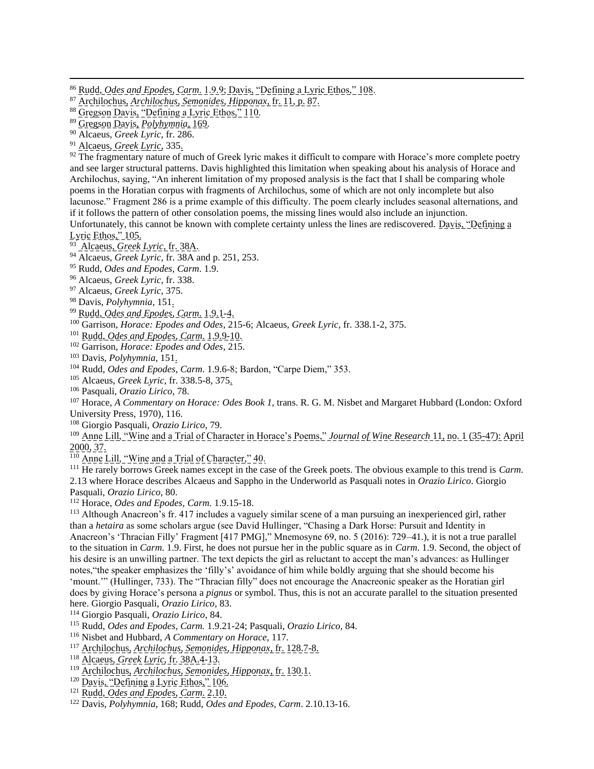[86] Rudd, *Odes and Epodes*, *Carm*. 1.9.9; Davis, "Defining a Lyric Ethos," 108.

[87] Archilochus, *Archilochus, Semonides, Hipponax*, fr. 11, p. 87.

[88] Gregson Davis, "Defining a Lyric Ethos," 110.

[89] Gregson Davis, *Polyhymnia*, 169.

[90] Alcaeus, *Greek Lyric*, fr. 286.

[91] Alcaeus, *Greek Lyric*, 335.

[92] The fragmentary nature of much of Greek lyric makes it difficult to compare with Horace's more complete poetry and see larger structural patterns. Davis highlighted this limitation when speaking about his analysis of Horace and Archilochus, saying, "An inherent limitation of my proposed analysis is the fact that I shall be comparing whole poems in the Horatian corpus with fragments of Archilochus, some of which are not only incomplete but also lacunose." Fragment 286 is a prime example of this difficulty. The poem clearly includes seasonal alternations, and if it follows the pattern of other consolation poems, the missing lines would also include an injunction. Unfortunately, this cannot be known with complete certainty unless the lines are rediscovered. Davis, "Defining a Lyric Ethos," 105.

[93] Alcaeus, *Greek Lyric*, fr. 38A.

[94] Alcaeus, *Greek Lyric*, fr. 38A and p. 251, 253.

[95] Rudd, *Odes and Epodes*, *Carm*. 1.9.

[96] Alcaeus, *Greek Lyric*, fr. 338.

[97] Alcaeus, *Greek Lyric*, 375.

[98] Davis, *Polyhymnia*, 151.

[99] Rudd, *Odes and Epodes*, *Carm*. 1.9.1-4.

[100] Garrison, *Horace: Epodes and Odes*, 215-6; Alcaeus, *Greek Lyric*, fr. 338.1-2, 375.

[101] Rudd, *Odes and Epodes*, *Carm*. 1.9.9-10.

[102] Garrison, *Horace: Epodes and Odes*, 215.

[103] Davis, *Polyhymnia*, 151.

[104] Rudd, *Odes and Epodes*, *Carm*. 1.9.6-8; Bardon, "Carpe Diem," 353.

[105] Alcaeus, *Greek Lyric*, fr. 338.5-8, 375.

[106] Pasquali, *Orazio Lirico*, 78.

[107] Horace, *A Commentary on Horace: Odes Book 1*, trans. R. G. M. Nisbet and Margaret Hubbard (London: Oxford University Press, 1970), 116.

[108] Giorgio Pasquali, *Orazio Lirico*, 79.

[109] Anne Lill, "Wine and a Trial of Character in Horace's Poems," *Journal of Wine Research* 11, no. 1 (35-47): April 2000, 37.

[110] Anne Lill, "Wine and a Trial of Character," 40.

[111] He rarely borrows Greek names except in the case of the Greek poets. The obvious example to this trend is *Carm*. 2.13 where Horace describes Alcaeus and Sappho in the Underworld as Pasquali notes in *Orazio Lirico*. Giorgio Pasquali, *Orazio Lirico*, 80.

[112] Horace, *Odes and Epodes*, *Carm.* 1.9.15-18.

[113] Although Anacreon's fr. 417 includes a vaguely similar scene of a man pursuing an inexperienced girl, rather than a *hetaira* as some scholars argue (see David Hullinger, "Chasing a Dark Horse: Pursuit and Identity in Anacreon's 'Thracian Filly' Fragment [417 PMG]," Mnemosyne 69, no. 5 (2016): 729–41.), it is not a true parallel to the situation in *Carm*. 1.9. First, he does not pursue her in the public square as in *Carm*. 1.9. Second, the object of his desire is an unwilling partner. The text depicts the girl as reluctant to accept the man's advances: as Hullinger notes,"the speaker emphasizes the 'filly's' avoidance of him while boldly arguing that she should become his 'mount.'" (Hullinger, 733). The "Thracian filly" does not encourage the Anacreonic speaker as the Horatian girl does by giving Horace's persona a *pignus* or symbol. Thus, this is not an accurate parallel to the situation presented here. Giorgio Pasquali, *Orazio Lirico*, 83.

[114] Giorgio Pasquali, *Orazio Lirico*, 84.

[115] Rudd, *Odes and Epodes*, *Carm.* 1.9.21-24; Pasquali, *Orazio Lirico*, 84.

[116] Nisbet and Hubbard, *A Commentary on Horace*, 117.

[117] Archilochus, *Archilochus, Semonides, Hipponax*, fr. 128.7-8.

[118] Alcaeus, *Greek Lyric*, fr. 38A.4-13.

[119] Archilochus, *Archilochus, Semonides, Hipponax*, fr. 130.1.

[120] Davis, "Defining a Lyric Ethos," 106.

[121] Rudd, *Odes and Epodes*, *Carm*. 2.10.

[122] Davis, *Polyhymnia*, 168; Rudd, *Odes and Epodes*, *Carm*. 2.10.13-16.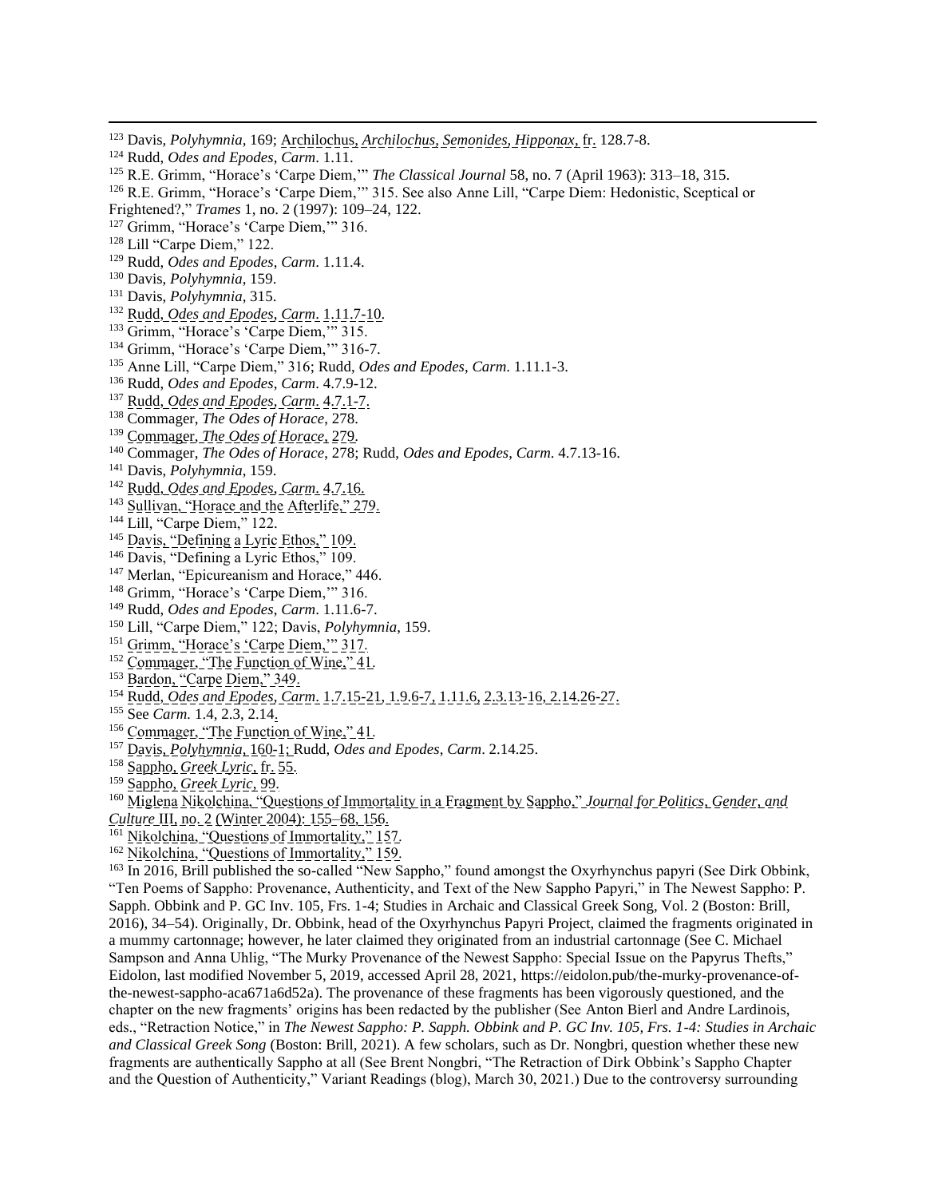[123] Davis, *Polyhymnia*, 169; Archilochus, *Archilochus, Semonides, Hipponax*, fr. 128.7-8.
[124] Rudd, *Odes and Epodes*, *Carm*. 1.11.
[125] R.E. Grimm, "Horace's 'Carpe Diem,'" *The Classical Journal* 58, no. 7 (April 1963): 313–18, 315.
[126] R.E. Grimm, "Horace's 'Carpe Diem,'" 315. See also Anne Lill, "Carpe Diem: Hedonistic, Sceptical or Frightened?," *Trames* 1, no. 2 (1997): 109–24, 122.
[127] Grimm, "Horace's 'Carpe Diem,'" 316.
[128] Lill "Carpe Diem," 122.
[129] Rudd, *Odes and Epodes*, *Carm*. 1.11.4.
[130] Davis, *Polyhymnia*, 159.
[131] Davis, *Polyhymnia*, 315.
[132] Rudd, *Odes and Epodes, Carm*. 1.11.7-10.
[133] Grimm, "Horace's 'Carpe Diem,'" 315.
[134] Grimm, "Horace's 'Carpe Diem,'" 316-7.
[135] Anne Lill, "Carpe Diem," 316; Rudd, *Odes and Epodes*, *Carm*. 1.11.1-3.
[136] Rudd, *Odes and Epodes*, *Carm*. 4.7.9-12.
[137] Rudd, *Odes and Epodes, Carm*. 4.7.1-7.
[138] Commager, *The Odes of Horace*, 278.
[139] Commager, *The Odes of Horace*, 279.
[140] Commager, *The Odes of Horace*, 278; Rudd, *Odes and Epodes*, *Carm*. 4.7.13-16.
[141] Davis, *Polyhymnia*, 159.
[142] Rudd, *Odes and Epodes, Carm*. 4.7.16.
[143] Sullivan, "Horace and the Afterlife," 279.
[144] Lill, "Carpe Diem," 122.
[145] Davis, "Defining a Lyric Ethos," 109.
[146] Davis, "Defining a Lyric Ethos," 109.
[147] Merlan, "Epicureanism and Horace," 446.
[148] Grimm, "Horace's 'Carpe Diem,'" 316.
[149] Rudd, *Odes and Epodes*, *Carm*. 1.11.6-7.
[150] Lill, "Carpe Diem," 122; Davis, *Polyhymnia*, 159.
[151] Grimm, "Horace's 'Carpe Diem,'" 317.
[152] Commager, "The Function of Wine," 41.
[153] Bardon, "Carpe Diem," 349.
[154] Rudd, *Odes and Epodes, Carm*. 1.7.15-21, 1.9.6-7, 1.11.6, 2.3.13-16, 2.14.26-27.
[155] See *Carm*. 1.4, 2.3, 2.14.
[156] Commager, "The Function of Wine," 41.
[157] Davis, *Polyhymnia*, 160-1; Rudd, *Odes and Epodes, Carm*. 2.14.25.
[158] Sappho, *Greek Lyric*, fr. 55.
[159] Sappho, *Greek Lyric*, 99.
[160] Miglena Nikolchina, "Questions of Immortality in a Fragment by Sappho," *Journal for Politics, Gender, and Culture* III, no. 2 (Winter 2004): 155–68, 156.
[161] Nikolchina, "Questions of Immortality," 157.
[162] Nikolchina, "Questions of Immortality," 159.
[163] In 2016, Brill published the so-called "New Sappho," found amongst the Oxyrhynchus papyri (See Dirk Obbink, "Ten Poems of Sappho: Provenance, Authenticity, and Text of the New Sappho Papyri," in The Newest Sappho: P. Sapph. Obbink and P. GC Inv. 105, Frs. 1-4; Studies in Archaic and Classical Greek Song, Vol. 2 (Boston: Brill, 2016), 34–54). Originally, Dr. Obbink, head of the Oxyrhynchus Papyri Project, claimed the fragments originated in a mummy cartonnage; however, he later claimed they originated from an industrial cartonnage (See C. Michael Sampson and Anna Uhlig, "The Murky Provenance of the Newest Sappho: Special Issue on the Papyrus Thefts," Eidolon, last modified November 5, 2019, accessed April 28, 2021, https://eidolon.pub/the-murky-provenance-of-the-newest-sappho-aca671a6d52a). The provenance of these fragments has been vigorously questioned, and the chapter on the new fragments' origins has been redacted by the publisher (See Anton Bierl and Andre Lardinois, eds., "Retraction Notice," in *The Newest Sappho: P. Sapph. Obbink and P. GC Inv. 105, Frs. 1-4: Studies in Archaic and Classical Greek Song* (Boston: Brill, 2021). A few scholars, such as Dr. Nongbri, question whether these new fragments are authentically Sappho at all (See Brent Nongbri, "The Retraction of Dirk Obbink's Sappho Chapter and the Question of Authenticity," Variant Readings (blog), March 30, 2021.) Due to the controversy surrounding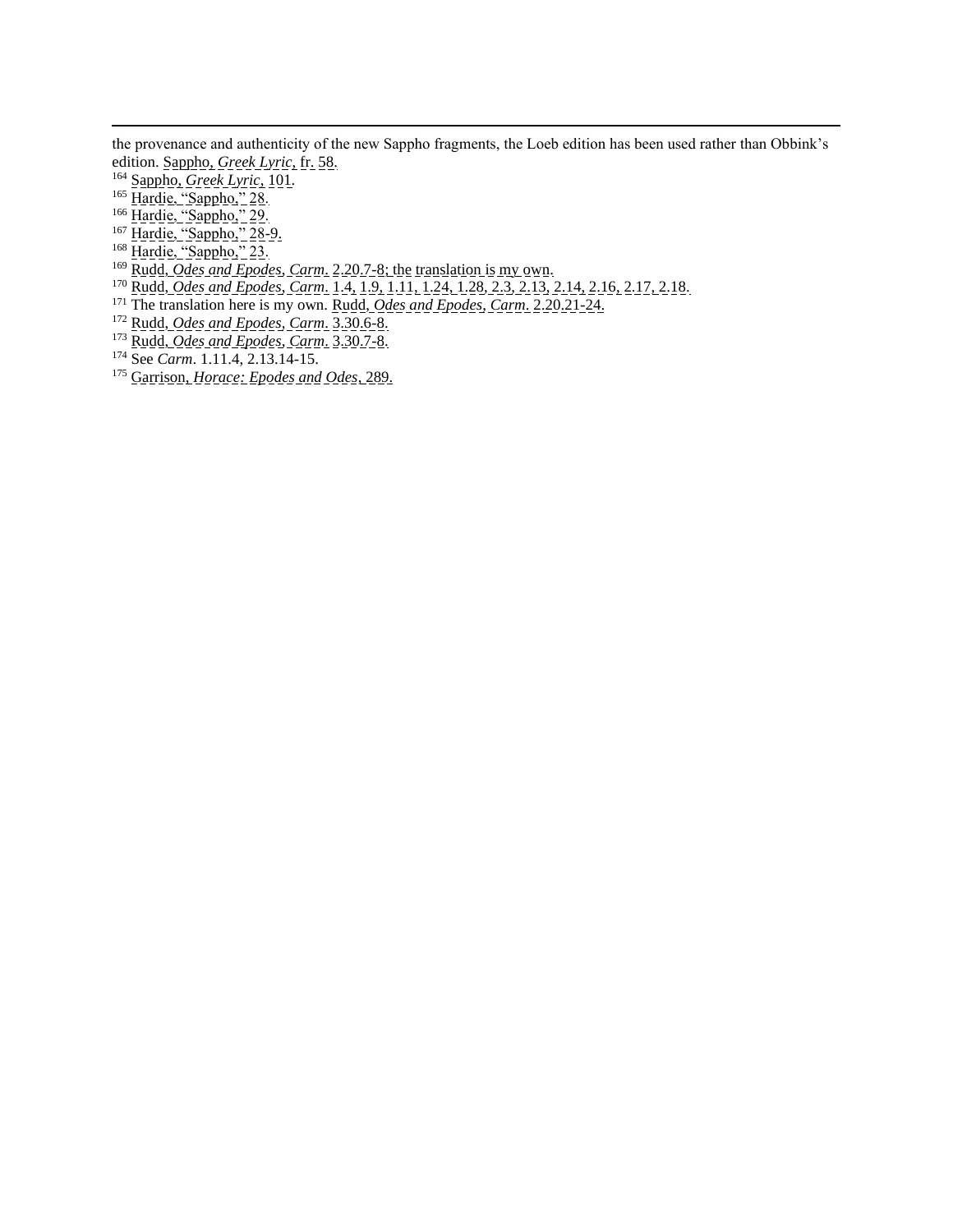the provenance and authenticity of the new Sappho fragments, the Loeb edition has been used rather than Obbink's edition. Sappho, *Greek Lyric*, fr. 58.

[164] Sappho, *Greek Lyric*, 101.

[165] Hardie, "Sappho," 28.

[166] Hardie, "Sappho," 29.

[167] Hardie, "Sappho," 28-9.

[168] Hardie, "Sappho," 23.

[169] Rudd, *Odes and Epodes*, *Carm*. 2.20.7-8; the translation is my own.

[170] Rudd, *Odes and Epodes*, *Carm*. 1.4, 1.9, 1.11, 1.24, 1.28, 2.3, 2.13, 2.14, 2.16, 2.17, 2.18.

[171] The translation here is my own. Rudd, *Odes and Epodes*, *Carm*. 2.20.21-24.

[172] Rudd, *Odes and Epodes*, *Carm*. 3.30.6-8.

[173] Rudd, *Odes and Epodes*, *Carm*. 3.30.7-8.

[174] See *Carm*. 1.11.4, 2.13.14-15.

[175] Garrison, *Horace: Epodes and Odes*, 289.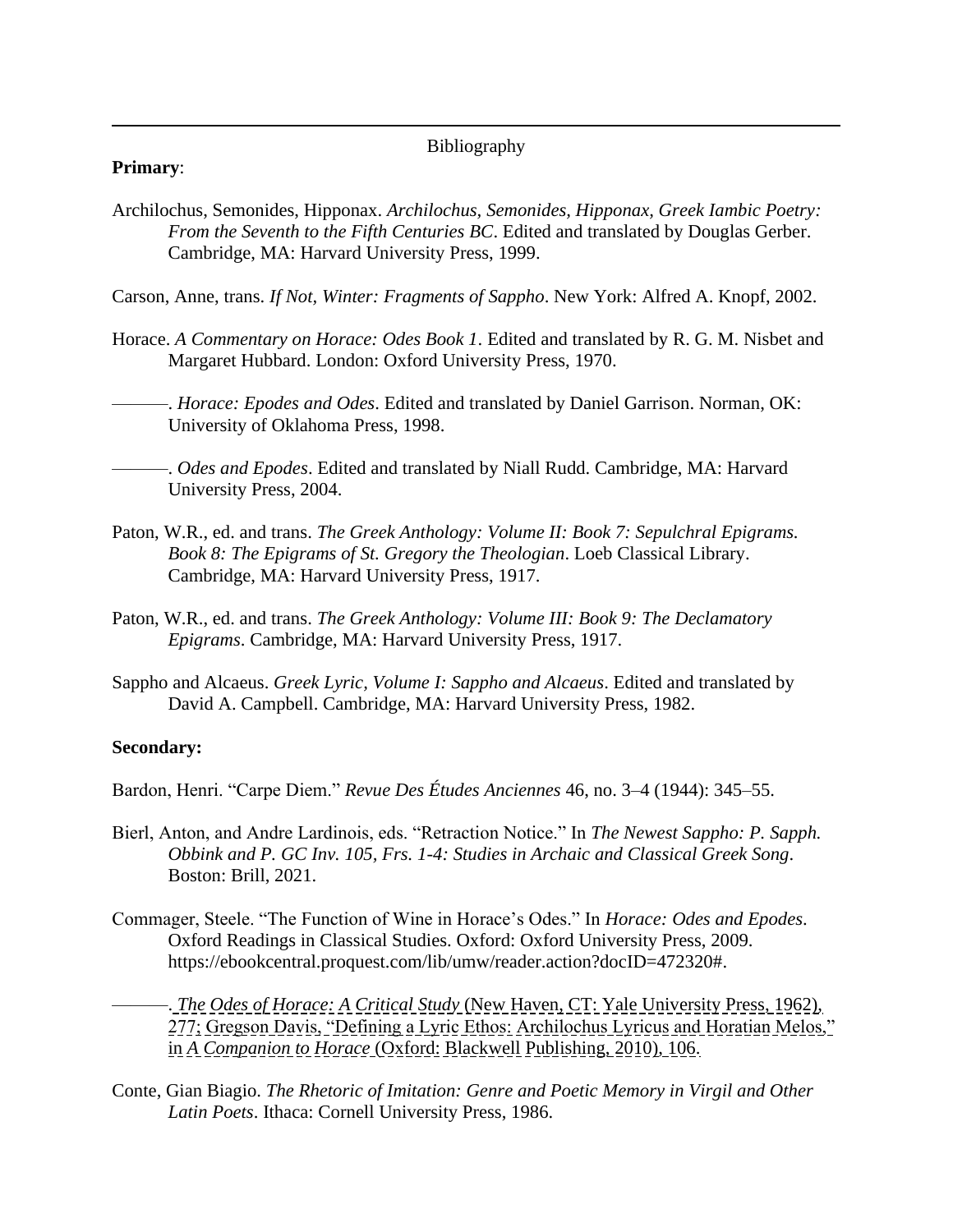Bibliography

**Primary**:

Archilochus, Semonides, Hipponax. *Archilochus, Semonides, Hipponax, Greek Iambic Poetry: From the Seventh to the Fifth Centuries BC*. Edited and translated by Douglas Gerber. Cambridge, MA: Harvard University Press, 1999.

Carson, Anne, trans. *If Not, Winter: Fragments of Sappho*. New York: Alfred A. Knopf, 2002.

Horace. *A Commentary on Horace: Odes Book 1*. Edited and translated by R. G. M. Nisbet and Margaret Hubbard. London: Oxford University Press, 1970.

———. *Horace: Epodes and Odes*. Edited and translated by Daniel Garrison. Norman, OK: University of Oklahoma Press, 1998.

———. *Odes and Epodes*. Edited and translated by Niall Rudd. Cambridge, MA: Harvard University Press, 2004.

Paton, W.R., ed. and trans. *The Greek Anthology: Volume II: Book 7: Sepulchral Epigrams. Book 8: The Epigrams of St. Gregory the Theologian*. Loeb Classical Library. Cambridge, MA: Harvard University Press, 1917.

Paton, W.R., ed. and trans. *The Greek Anthology: Volume III: Book 9: The Declamatory Epigrams*. Cambridge, MA: Harvard University Press, 1917.

Sappho and Alcaeus. *Greek Lyric, Volume I: Sappho and Alcaeus*. Edited and translated by David A. Campbell. Cambridge, MA: Harvard University Press, 1982.

**Secondary:**

Bardon, Henri. "Carpe Diem." *Revue Des Études Anciennes* 46, no. 3–4 (1944): 345–55.

Bierl, Anton, and Andre Lardinois, eds. "Retraction Notice." In *The Newest Sappho: P. Sapph. Obbink and P. GC Inv. 105, Frs. 1-4: Studies in Archaic and Classical Greek Song*. Boston: Brill, 2021.

Commager, Steele. "The Function of Wine in Horace's Odes." In *Horace: Odes and Epodes*. Oxford Readings in Classical Studies. Oxford: Oxford University Press, 2009. https://ebookcentral.proquest.com/lib/umw/reader.action?docID=472320#.

———. *The Odes of Horace: A Critical Study* (New Haven, CT: Yale University Press, 1962), 277; Gregson Davis, "Defining a Lyric Ethos: Archilochus Lyricus and Horatian Melos," in *A Companion to Horace* (Oxford: Blackwell Publishing, 2010), 106.

Conte, Gian Biagio. *The Rhetoric of Imitation: Genre and Poetic Memory in Virgil and Other Latin Poets*. Ithaca: Cornell University Press, 1986.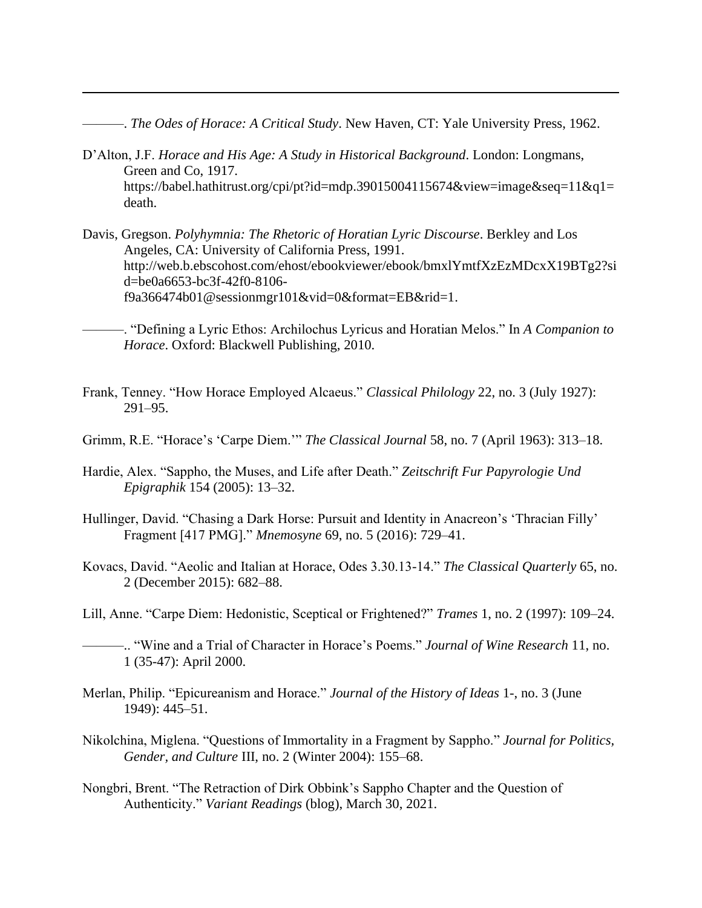———. *The Odes of Horace: A Critical Study*. New Haven, CT: Yale University Press, 1962.

D'Alton, J.F. *Horace and His Age: A Study in Historical Background*. London: Longmans, Green and Co, 1917. https://babel.hathitrust.org/cpi/pt?id=mdp.39015004115674&view=image&seq=11&q1=death.

Davis, Gregson. *Polyhymnia: The Rhetoric of Horatian Lyric Discourse*. Berkley and Los Angeles, CA: University of California Press, 1991. http://web.b.ebscohost.com/ehost/ebookviewer/ebook/bmxlYmtfXzEzMDcxX19BTg2?sid=be0a6653-bc3f-42f0-8106-f9a366474b01@sessionmgr101&vid=0&format=EB&rid=1.

———. "Defining a Lyric Ethos: Archilochus Lyricus and Horatian Melos." In *A Companion to Horace*. Oxford: Blackwell Publishing, 2010.

Frank, Tenney. "How Horace Employed Alcaeus." *Classical Philology* 22, no. 3 (July 1927): 291–95.

Grimm, R.E. "Horace's 'Carpe Diem.'" *The Classical Journal* 58, no. 7 (April 1963): 313–18.

Hardie, Alex. "Sappho, the Muses, and Life after Death." *Zeitschrift Fur Papyrologie Und Epigraphik* 154 (2005): 13–32.

Hullinger, David. "Chasing a Dark Horse: Pursuit and Identity in Anacreon's 'Thracian Filly' Fragment [417 PMG]." *Mnemosyne* 69, no. 5 (2016): 729–41.

Kovacs, David. "Aeolic and Italian at Horace, Odes 3.30.13-14." *The Classical Quarterly* 65, no. 2 (December 2015): 682–88.

Lill, Anne. "Carpe Diem: Hedonistic, Sceptical or Frightened?" *Trames* 1, no. 2 (1997): 109–24.

———.. "Wine and a Trial of Character in Horace's Poems." *Journal of Wine Research* 11, no. 1 (35-47): April 2000.

Merlan, Philip. "Epicureanism and Horace." *Journal of the History of Ideas* 1-, no. 3 (June 1949): 445–51.

Nikolchina, Miglena. "Questions of Immortality in a Fragment by Sappho." *Journal for Politics, Gender, and Culture* III, no. 2 (Winter 2004): 155–68.

Nongbri, Brent. "The Retraction of Dirk Obbink's Sappho Chapter and the Question of Authenticity." *Variant Readings* (blog), March 30, 2021.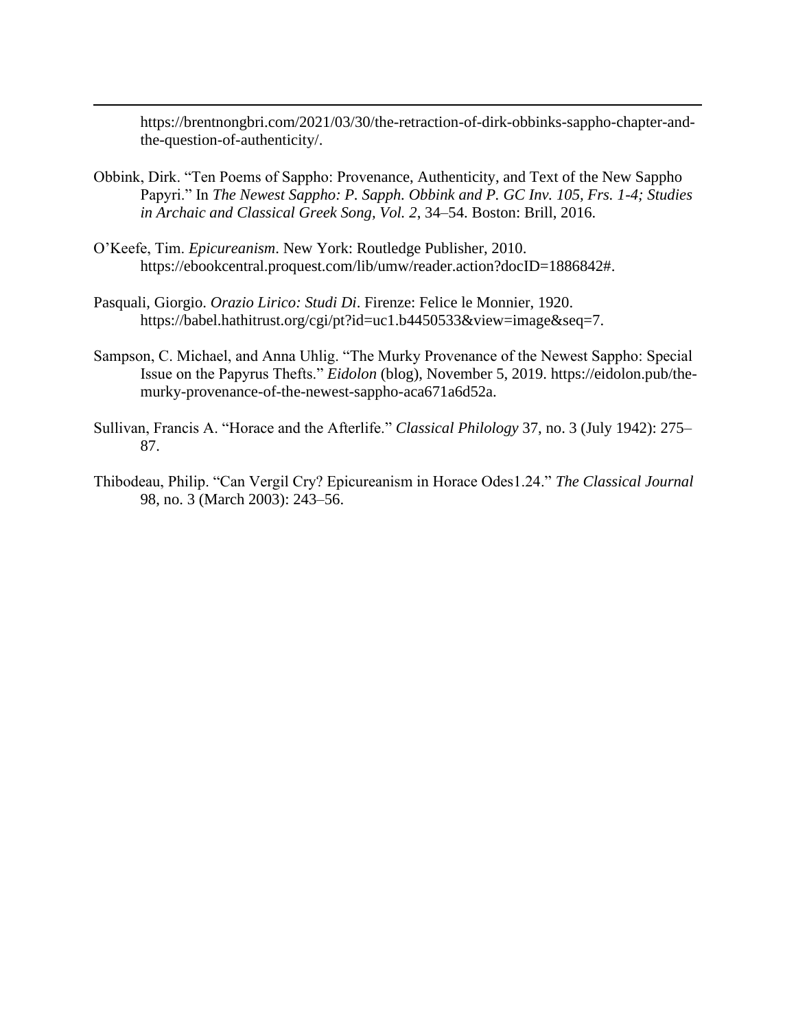https://brentnongbri.com/2021/03/30/the-retraction-of-dirk-obbinks-sappho-chapter-and-the-question-of-authenticity/.

Obbink, Dirk. "Ten Poems of Sappho: Provenance, Authenticity, and Text of the New Sappho Papyri." In *The Newest Sappho: P. Sapph. Obbink and P. GC Inv. 105, Frs. 1-4; Studies in Archaic and Classical Greek Song, Vol. 2*, 34–54. Boston: Brill, 2016.

O'Keefe, Tim. *Epicureanism*. New York: Routledge Publisher, 2010. https://ebookcentral.proquest.com/lib/umw/reader.action?docID=1886842#.

Pasquali, Giorgio. *Orazio Lirico: Studi Di*. Firenze: Felice le Monnier, 1920. https://babel.hathitrust.org/cgi/pt?id=uc1.b4450533&view=image&seq=7.

Sampson, C. Michael, and Anna Uhlig. "The Murky Provenance of the Newest Sappho: Special Issue on the Papyrus Thefts." *Eidolon* (blog), November 5, 2019. https://eidolon.pub/the-murky-provenance-of-the-newest-sappho-aca671a6d52a.

Sullivan, Francis A. "Horace and the Afterlife." *Classical Philology* 37, no. 3 (July 1942): 275–87.

Thibodeau, Philip. "Can Vergil Cry? Epicureanism in Horace Odes1.24." *The Classical Journal* 98, no. 3 (March 2003): 243–56.